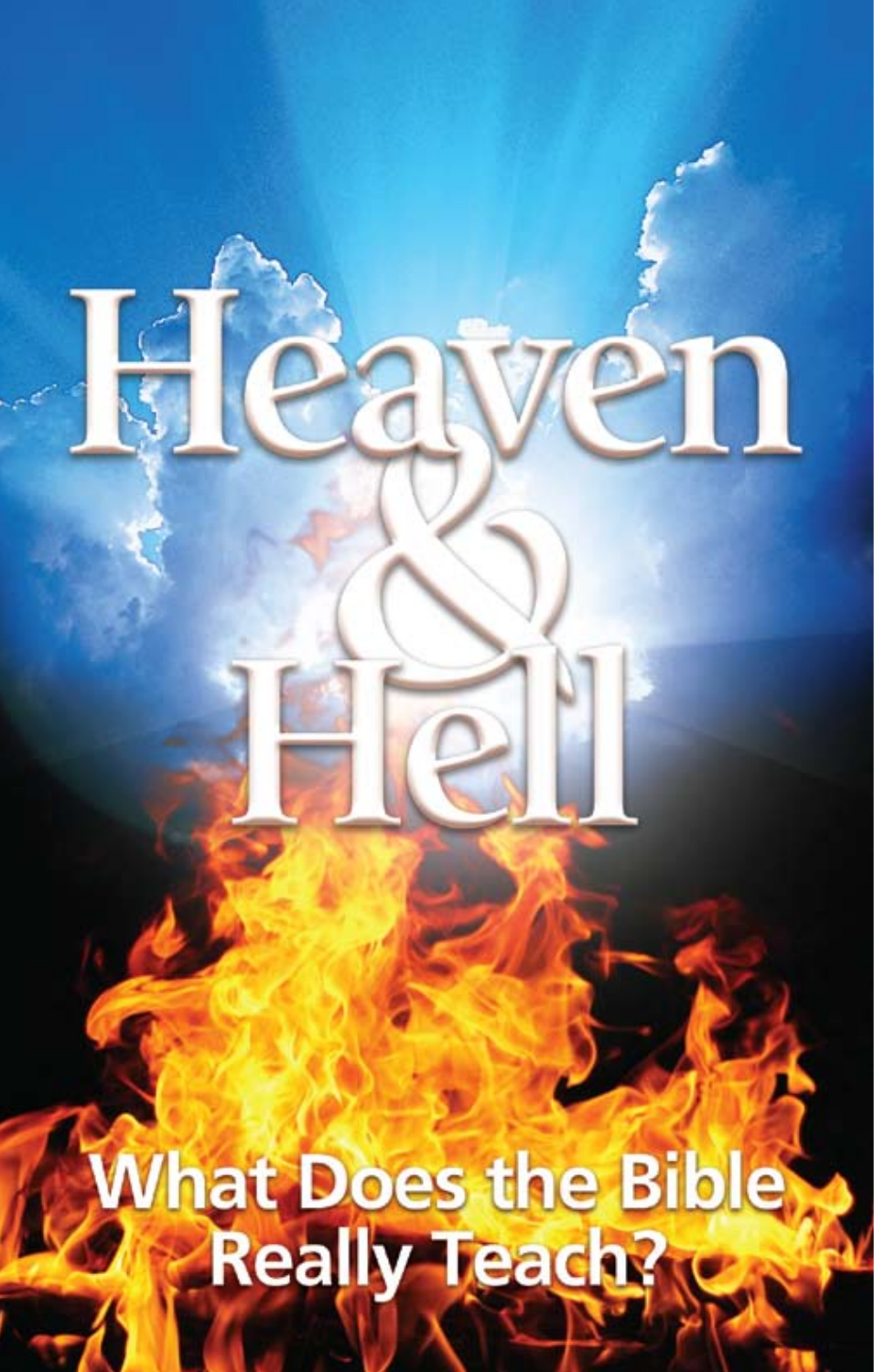# Heaven & Hell

## What Does the Bible Really Teach?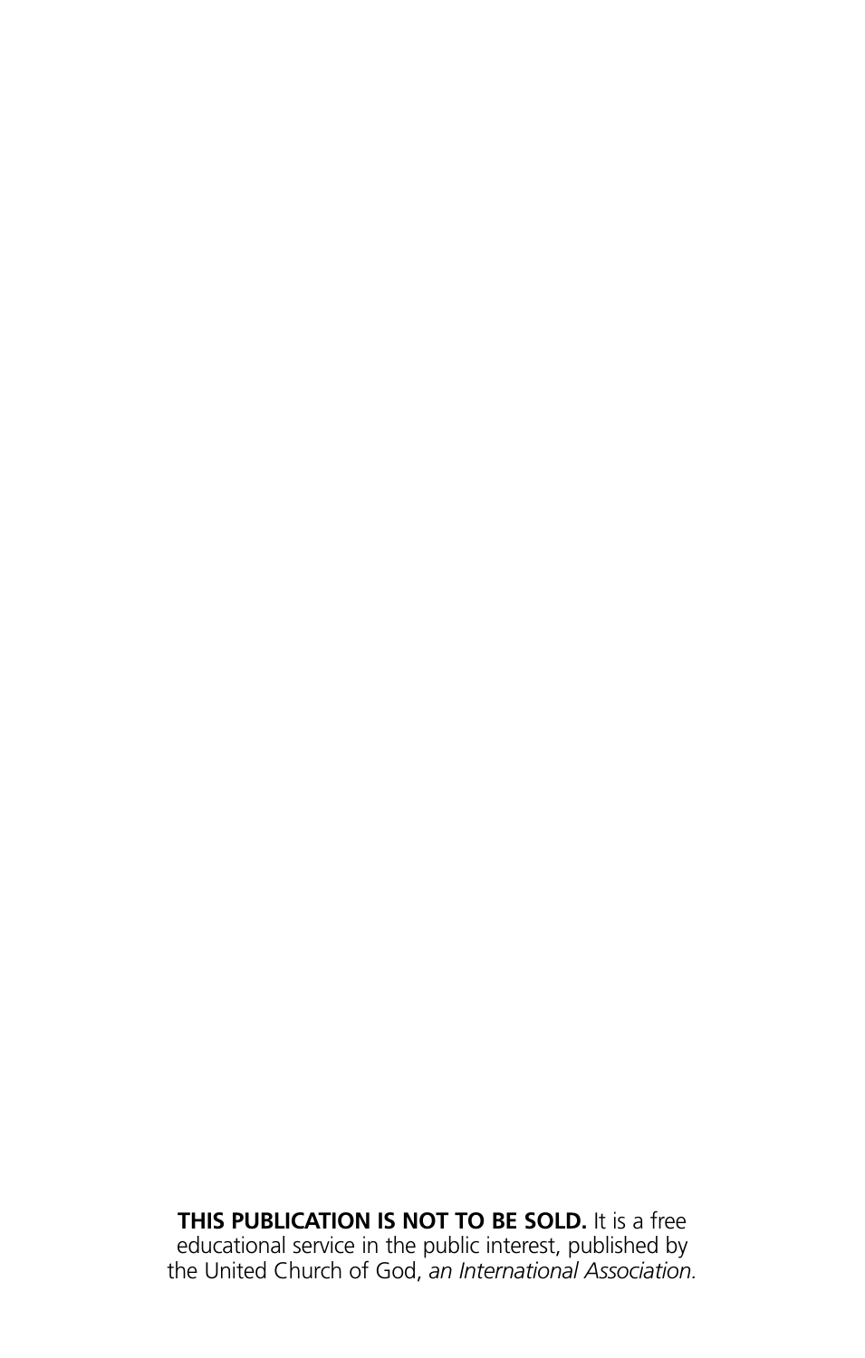**THIS PUBLICATION IS NOT TO BE SOLD.** It is a free educational service in the public interest, published by the United Church of God, *an International Association.*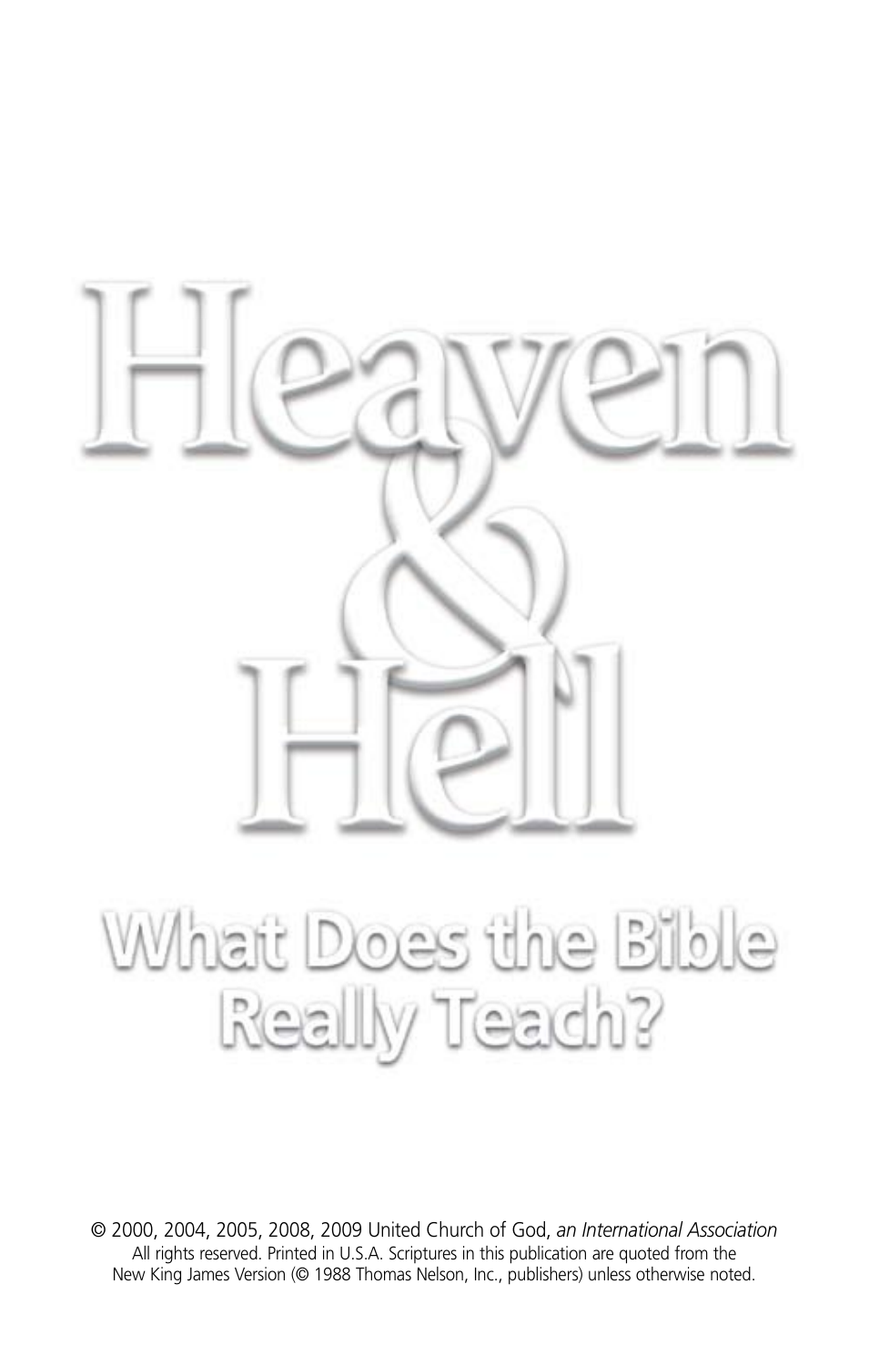# Heaven & Hell

## What Does the Bible Really Teach?

© 2000, 2004, 2005, 2008, 2009 United Church of God, *an International Association*
All rights reserved. Printed in U.S.A. Scriptures in this publication are quoted from the New King James Version (© 1988 Thomas Nelson, Inc., publishers) unless otherwise noted.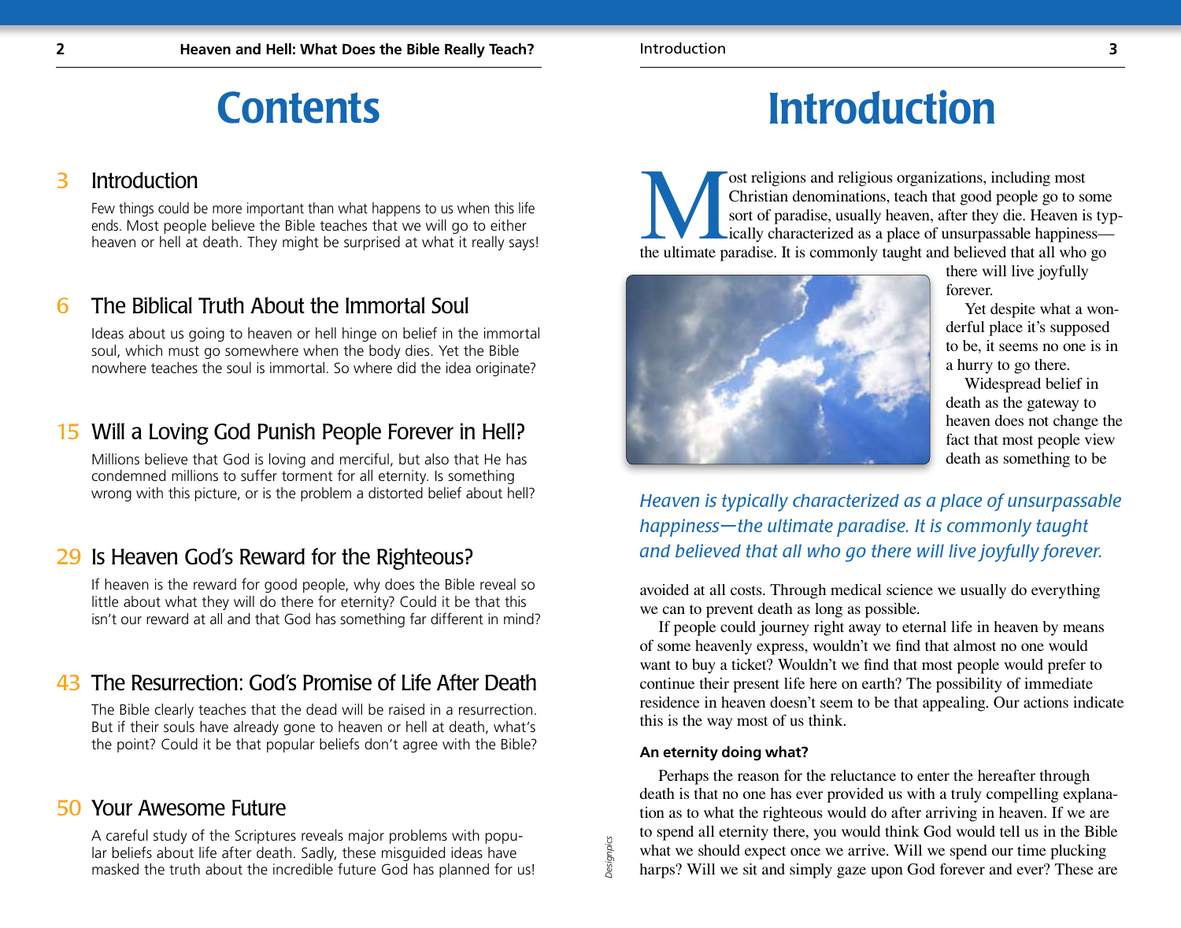# Contents

**3 Introduction**

Few things could be more important than what happens to us when this life ends. Most people believe the Bible teaches that we will go to either heaven or hell at death. They might be surprised at what it really says!

**6 The Biblical Truth About the Immortal Soul**

Ideas about us going to heaven or hell hinge on belief in the immortal soul, which must go somewhere when the body dies. Yet the Bible nowhere teaches the soul is immortal. So where did the idea originate?

**15 Will a Loving God Punish People Forever in Hell?**

Millions believe that God is loving and merciful, but also that He has condemned millions to suffer torment for all eternity. Is something wrong with this picture, or is the problem a distorted belief about hell?

**29 Is Heaven God's Reward for the Righteous?**

If heaven is the reward for good people, why does the Bible reveal so little about what they will do there for eternity? Could it be that this isn't our reward at all and that God has something far different in mind?

**43 The Resurrection: God's Promise of Life After Death**

The Bible clearly teaches that the dead will be raised in a resurrection. But if their souls have already gone to heaven or hell at death, what's the point? Could it be that popular beliefs don't agree with the Bible?

**50 Your Awesome Future**

A careful study of the Scriptures reveals major problems with popular beliefs about life after death. Sadly, these misguided ideas have masked the truth about the incredible future God has planned for us!

# Introduction

Most religions and religious organizations, including most Christian denominations, teach that good people go to some sort of paradise, usually heaven, after they die. Heaven is typically characterized as a place of unsurpassable happiness—the ultimate paradise. It is commonly taught and believed that all who go there will live joyfully forever.

Yet despite what a wonderful place it's supposed to be, it seems no one is in a hurry to go there.

Widespread belief in death as the gateway to heaven does not change the fact that most people view death as something to be avoided at all costs. Through medical science we usually do everything we can to prevent death as long as possible.

*Heaven is typically characterized as a place of unsurpassable happiness—the ultimate paradise. It is commonly taught and believed that all who go there will live joyfully forever.*

If people could journey right away to eternal life in heaven by means of some heavenly express, wouldn't we find that almost no one would want to buy a ticket? Wouldn't we find that most people would prefer to continue their present life here on earth? The possibility of immediate residence in heaven doesn't seem to be that appealing. Our actions indicate this is the way most of us think.

### An eternity doing what?

Perhaps the reason for the reluctance to enter the hereafter through death is that no one has ever provided us with a truly compelling explanation as to what the righteous would do after arriving in heaven. If we are to spend all eternity there, you would think God would tell us in the Bible what we should expect once we arrive. Will we spend our time plucking harps? Will we sit and simply gaze upon God forever and ever? These are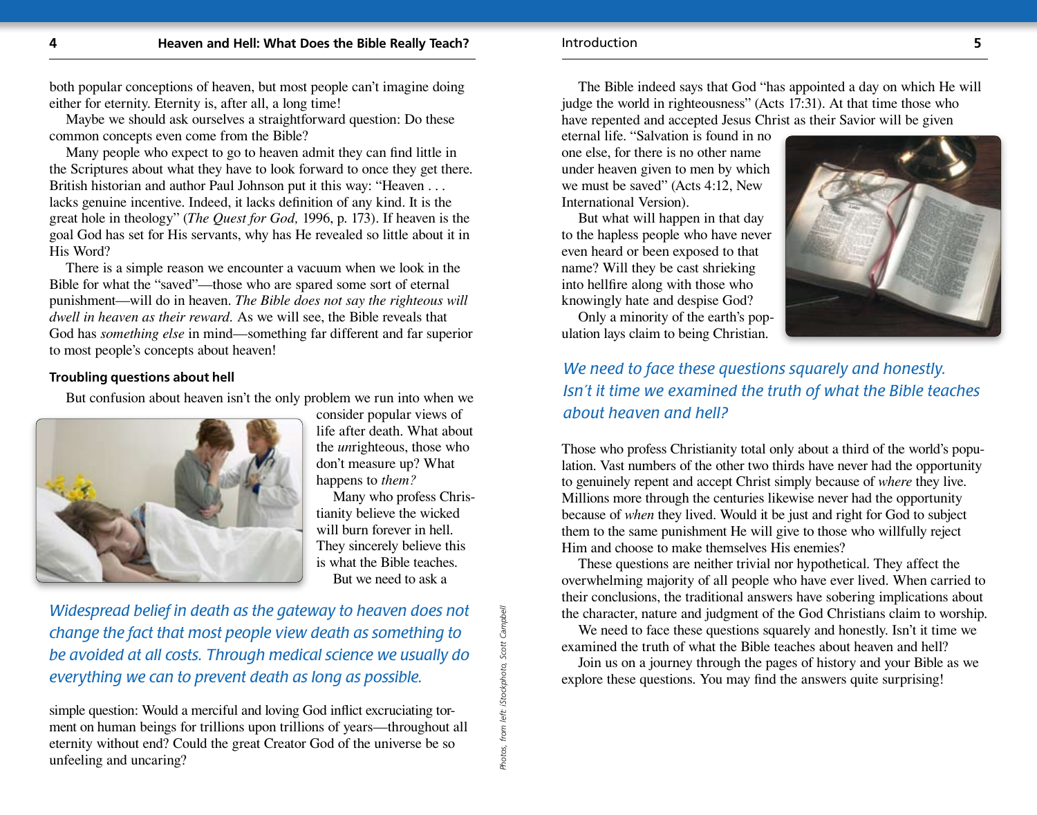both popular conceptions of heaven, but most people can't imagine doing either for eternity. Eternity is, after all, a long time!

Maybe we should ask ourselves a straightforward question: Do these common concepts even come from the Bible?

Many people who expect to go to heaven admit they can find little in the Scriptures about what they have to look forward to once they get there. British historian and author Paul Johnson put it this way: "Heaven . . . lacks genuine incentive. Indeed, it lacks definition of any kind. It is the great hole in theology" (*The Quest for God,* 1996, p. 173). If heaven is the goal God has set for His servants, why has He revealed so little about it in His Word?

There is a simple reason we encounter a vacuum when we look in the Bible for what the "saved"—those who are spared some sort of eternal punishment—will do in heaven. *The Bible does not say the righteous will dwell in heaven as their reward.* As we will see, the Bible reveals that God has *something else* in mind—something far different and far superior to most people's concepts about heaven!

### Troubling questions about hell

But confusion about heaven isn't the only problem we run into when we consider popular views of life after death. What about the *un*righteous, those who don't measure up? What happens to *them?*

Many who profess Christianity believe the wicked will burn forever in hell. They sincerely believe this is what the Bible teaches.

But we need to ask a simple question: Would a merciful and loving God inflict excruciating torment on human beings for trillions upon trillions of years—throughout all eternity without end? Could the great Creator God of the universe be so unfeeling and uncaring?

*Widespread belief in death as the gateway to heaven does not change the fact that most people view death as something to be avoided at all costs. Through medical science we usually do everything we can to prevent death as long as possible.*

The Bible indeed says that God "has appointed a day on which He will judge the world in righteousness" (Acts 17:31). At that time those who have repented and accepted Jesus Christ as their Savior will be given eternal life. "Salvation is found in no one else, for there is no other name under heaven given to men by which we must be saved" (Acts 4:12, New International Version).

But what will happen in that day to the hapless people who have never even heard or been exposed to that name? Will they be cast shrieking into hellfire along with those who knowingly hate and despise God?

Only a minority of the earth's population lays claim to being Christian. Those who profess Christianity total only about a third of the world's population. Vast numbers of the other two thirds have never had the opportunity to genuinely repent and accept Christ simply because of *where* they live. Millions more through the centuries likewise never had the opportunity because of *when* they lived. Would it be just and right for God to subject them to the same punishment He will give to those who willfully reject Him and choose to make themselves His enemies?

These questions are neither trivial nor hypothetical. They affect the overwhelming majority of all people who have ever lived. When carried to their conclusions, the traditional answers have sobering implications about the character, nature and judgment of the God Christians claim to worship.

We need to face these questions squarely and honestly. Isn't it time we examined the truth of what the Bible teaches about heaven and hell?

Join us on a journey through the pages of history and your Bible as we explore these questions. You may find the answers quite surprising!

*We need to face these questions squarely and honestly. Isn't it time we examined the truth of what the Bible teaches about heaven and hell?*

Photos, from left: iStockphoto, Scott Campbell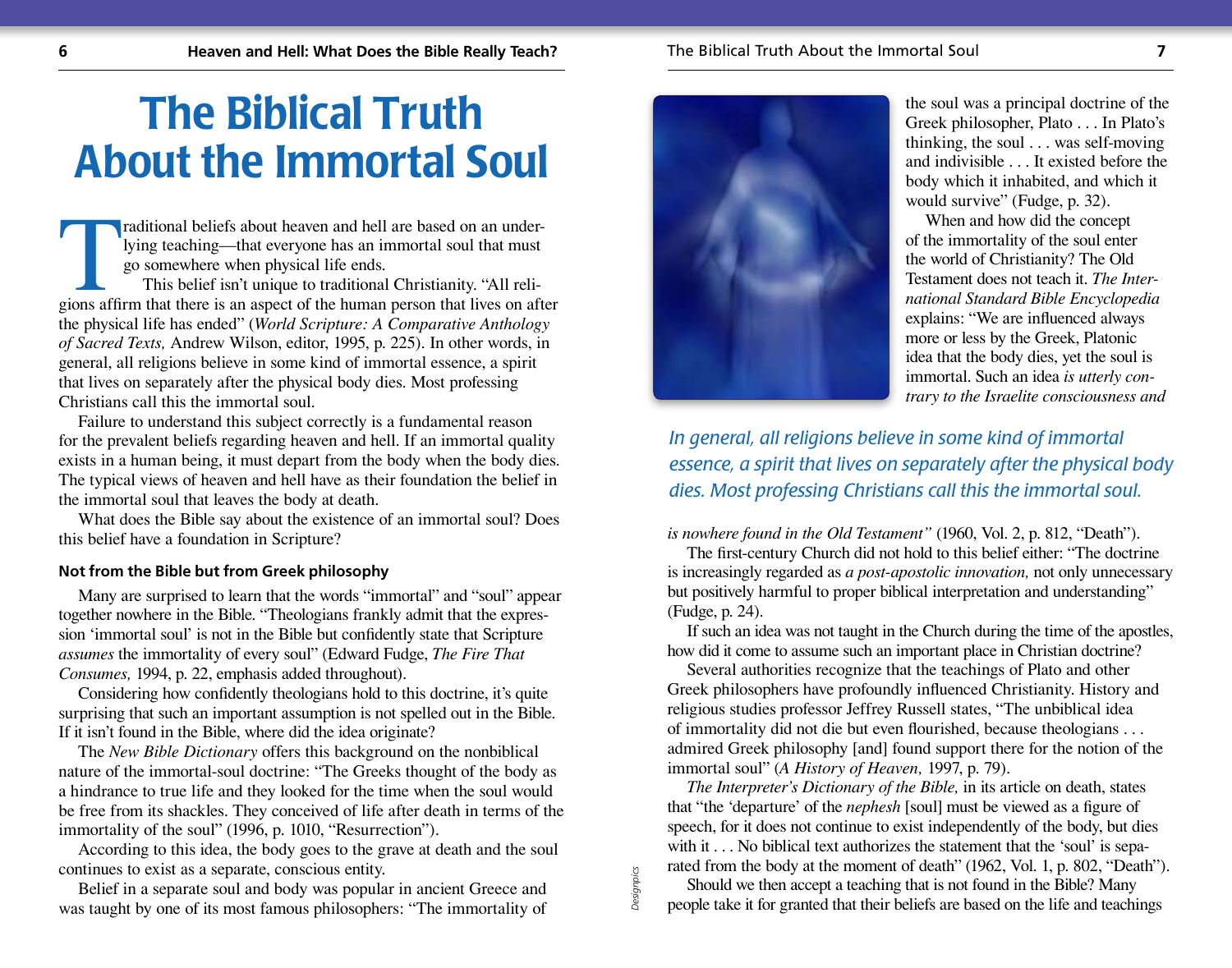# The Biblical Truth About the Immortal Soul

Traditional beliefs about heaven and hell are based on an underlying teaching—that everyone has an immortal soul that must go somewhere when physical life ends.

This belief isn't unique to traditional Christianity. "All religions affirm that there is an aspect of the human person that lives on after the physical life has ended" (*World Scripture: A Comparative Anthology of Sacred Texts,* Andrew Wilson, editor, 1995, p. 225). In other words, in general, all religions believe in some kind of immortal essence, a spirit that lives on separately after the physical body dies. Most professing Christians call this the immortal soul.

Failure to understand this subject correctly is a fundamental reason for the prevalent beliefs regarding heaven and hell. If an immortal quality exists in a human being, it must depart from the body when the body dies. The typical views of heaven and hell have as their foundation the belief in the immortal soul that leaves the body at death.

What does the Bible say about the existence of an immortal soul? Does this belief have a foundation in Scripture?

### Not from the Bible but from Greek philosophy

Many are surprised to learn that the words "immortal" and "soul" appear together nowhere in the Bible. "Theologians frankly admit that the expression 'immortal soul' is not in the Bible but confidently state that Scripture *assumes* the immortality of every soul" (Edward Fudge, *The Fire That Consumes,* 1994, p. 22, emphasis added throughout).

Considering how confidently theologians hold to this doctrine, it's quite surprising that such an important assumption is not spelled out in the Bible. If it isn't found in the Bible, where did the idea originate?

The *New Bible Dictionary* offers this background on the nonbiblical nature of the immortal-soul doctrine: "The Greeks thought of the body as a hindrance to true life and they looked for the time when the soul would be free from its shackles. They conceived of life after death in terms of the immortality of the soul" (1996, p. 1010, "Resurrection").

According to this idea, the body goes to the grave at death and the soul continues to exist as a separate, conscious entity.

Belief in a separate soul and body was popular in ancient Greece and was taught by one of its most famous philosophers: "The immortality of the soul was a principal doctrine of the Greek philosopher, Plato . . . In Plato's thinking, the soul . . . was self-moving and indivisible . . . It existed before the body which it inhabited, and which it would survive" (Fudge, p. 32).

When and how did the concept of the immortality of the soul enter the world of Christianity? The Old Testament does not teach it. *The International Standard Bible Encyclopedia* explains: "We are influenced always more or less by the Greek, Platonic idea that the body dies, yet the soul is immortal. Such an idea *is utterly contrary to the Israelite consciousness and is nowhere found in the Old Testament"* (1960, Vol. 2, p. 812, "Death").

*In general, all religions believe in some kind of immortal essence, a spirit that lives on separately after the physical body dies. Most professing Christians call this the immortal soul.*

The first-century Church did not hold to this belief either: "The doctrine is increasingly regarded as *a post-apostolic innovation,* not only unnecessary but positively harmful to proper biblical interpretation and understanding" (Fudge, p. 24).

If such an idea was not taught in the Church during the time of the apostles, how did it come to assume such an important place in Christian doctrine?

Several authorities recognize that the teachings of Plato and other Greek philosophers have profoundly influenced Christianity. History and religious studies professor Jeffrey Russell states, "The unbiblical idea of immortality did not die but even flourished, because theologians . . . admired Greek philosophy [and] found support there for the notion of the immortal soul" (*A History of Heaven,* 1997, p. 79).

*The Interpreter's Dictionary of the Bible,* in its article on death, states that "the 'departure' of the *nephesh* [soul] must be viewed as a figure of speech, for it does not continue to exist independently of the body, but dies with it . . . No biblical text authorizes the statement that the 'soul' is separated from the body at the moment of death" (1962, Vol. 1, p. 802, "Death").

Should we then accept a teaching that is not found in the Bible? Many people take it for granted that their beliefs are based on the life and teachings

Designpics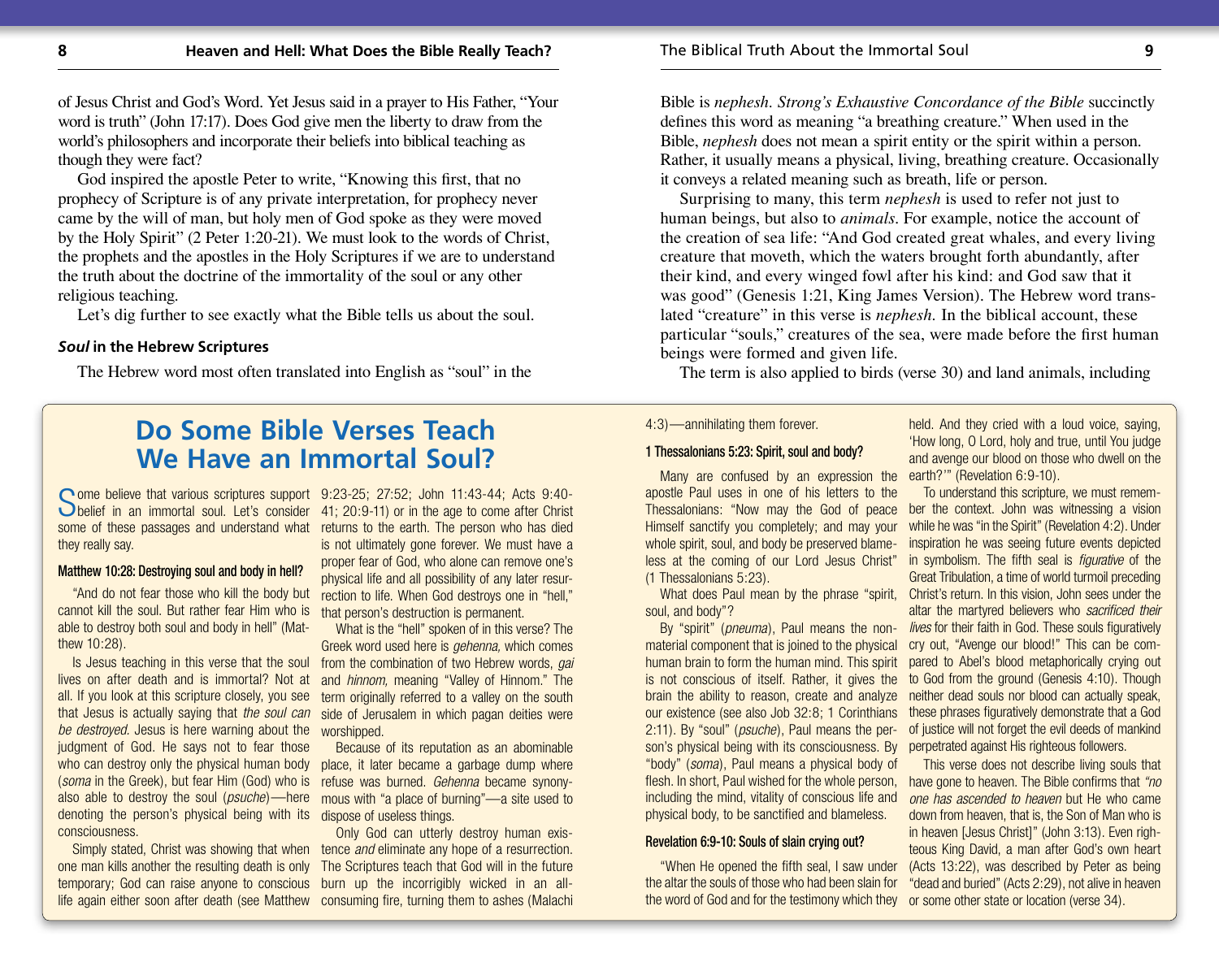of Jesus Christ and God's Word. Yet Jesus said in a prayer to His Father, "Your word is truth" (John 17:17). Does God give men the liberty to draw from the world's philosophers and incorporate their beliefs into biblical teaching as though they were fact?

God inspired the apostle Peter to write, "Knowing this first, that no prophecy of Scripture is of any private interpretation, for prophecy never came by the will of man, but holy men of God spoke as they were moved by the Holy Spirit" (2 Peter 1:20-21). We must look to the words of Christ, the prophets and the apostles in the Holy Scriptures if we are to understand the truth about the doctrine of the immortality of the soul or any other religious teaching.

Let's dig further to see exactly what the Bible tells us about the soul.

### *Soul* in the Hebrew Scriptures

The Hebrew word most often translated into English as "soul" in the Bible is *nephesh*. *Strong's Exhaustive Concordance of the Bible* succinctly defines this word as meaning "a breathing creature." When used in the Bible, *nephesh* does not mean a spirit entity or the spirit within a person. Rather, it usually means a physical, living, breathing creature. Occasionally it conveys a related meaning such as breath, life or person.

Surprising to many, this term *nephesh* is used to refer not just to human beings, but also to *animals*. For example, notice the account of the creation of sea life: "And God created great whales, and every living creature that moveth, which the waters brought forth abundantly, after their kind, and every winged fowl after his kind: and God saw that it was good" (Genesis 1:21, King James Version). The Hebrew word translated "creature" in this verse is *nephesh*. In the biblical account, these particular "souls," creatures of the sea, were made before the first human beings were formed and given life.

The term is also applied to birds (verse 30) and land animals, including

## Do Some Bible Verses Teach We Have an Immortal Soul?

Some believe that various scriptures support belief in an immortal soul. Let's consider some of these passages and understand what they really say.

#### Matthew 10:28: Destroying soul and body in hell?

"And do not fear those who kill the body but cannot kill the soul. But rather fear Him who is able to destroy both soul and body in hell" (Matthew 10:28).

Is Jesus teaching in this verse that the soul lives on after death and is immortal? Not at all. If you look at this scripture closely, you see that Jesus is actually saying that *the soul can be destroyed.* Jesus is here warning about the judgment of God. He says not to fear those who can destroy only the physical human body (*soma* in the Greek), but fear Him (God) who is also able to destroy the soul (*psuche*)—here denoting the person's physical being with its consciousness.

Simply stated, Christ was showing that when one man kills another the resulting death is only temporary; God can raise anyone to conscious life again either soon after death (see Matthew 9:23-25; 27:52; John 11:43-44; Acts 9:40-41; 20:9-11) or in the age to come after Christ returns to the earth. The person who has died is not ultimately gone forever. We must have a proper fear of God, who alone can remove one's physical life and all possibility of any later resurrection to life. When God destroys one in "hell," that person's destruction is permanent.

What is the "hell" spoken of in this verse? The Greek word used here is *gehenna,* which comes from the combination of two Hebrew words, *gai* and *hinnom,* meaning "Valley of Hinnom." The term originally referred to a valley on the south side of Jerusalem in which pagan deities were worshipped.

Because of its reputation as an abominable place, it later became a garbage dump where refuse was burned. *Gehenna* became synonymous with "a place of burning"—a site used to dispose of useless things.

Only God can utterly destroy human existence *and* eliminate any hope of a resurrection. The Scriptures teach that God will in the future burn up the incorrigibly wicked in an all-consuming fire, turning them to ashes (Malachi 4:3)—annihilating them forever.

#### 1 Thessalonians 5:23: Spirit, soul and body?

Many are confused by an expression the apostle Paul uses in one of his letters to the Thessalonians: "Now may the God of peace Himself sanctify you completely; and may your whole spirit, soul, and body be preserved blameless at the coming of our Lord Jesus Christ" (1 Thessalonians 5:23).

What does Paul mean by the phrase "spirit, soul, and body"?

By "spirit" (*pneuma*), Paul means the nonmaterial component that is joined to the physical human brain to form the human mind. This spirit is not conscious of itself. Rather, it gives the brain the ability to reason, create and analyze our existence (see also Job 32:8; 1 Corinthians 2:11). By "soul" (*psuche*), Paul means the person's physical being with its consciousness. By "body" (*soma*), Paul means a physical body of flesh. In short, Paul wished for the whole person, including the mind, vitality of conscious life and physical body, to be sanctified and blameless.

#### Revelation 6:9-10: Souls of slain crying out?

"When He opened the fifth seal, I saw under the altar the souls of those who had been slain for the word of God and for the testimony which they held. And they cried with a loud voice, saying, 'How long, O Lord, holy and true, until You judge and avenge our blood on those who dwell on the earth?'" (Revelation 6:9-10).

To understand this scripture, we must remember the context. John was witnessing a vision while he was "in the Spirit" (Revelation 4:2). Under inspiration he was seeing future events depicted in symbolism. The fifth seal is *figurative* of the Great Tribulation, a time of world turmoil preceding Christ's return. In this vision, John sees under the altar the martyred believers who *sacrificed their lives* for their faith in God. These souls figuratively cry out, "Avenge our blood!" This can be compared to Abel's blood metaphorically crying out to God from the ground (Genesis 4:10). Though neither dead souls nor blood can actually speak, these phrases figuratively demonstrate that a God of justice will not forget the evil deeds of mankind perpetrated against His righteous followers.

This verse does not describe living souls that have gone to heaven. The Bible confirms that *"no one has ascended to heaven* but He who came down from heaven, that is, the Son of Man who is in heaven [Jesus Christ]" (John 3:13). Even righteous King David, a man after God's own heart (Acts 13:22), was described by Peter as being "dead and buried" (Acts 2:29), not alive in heaven or some other state or location (verse 34).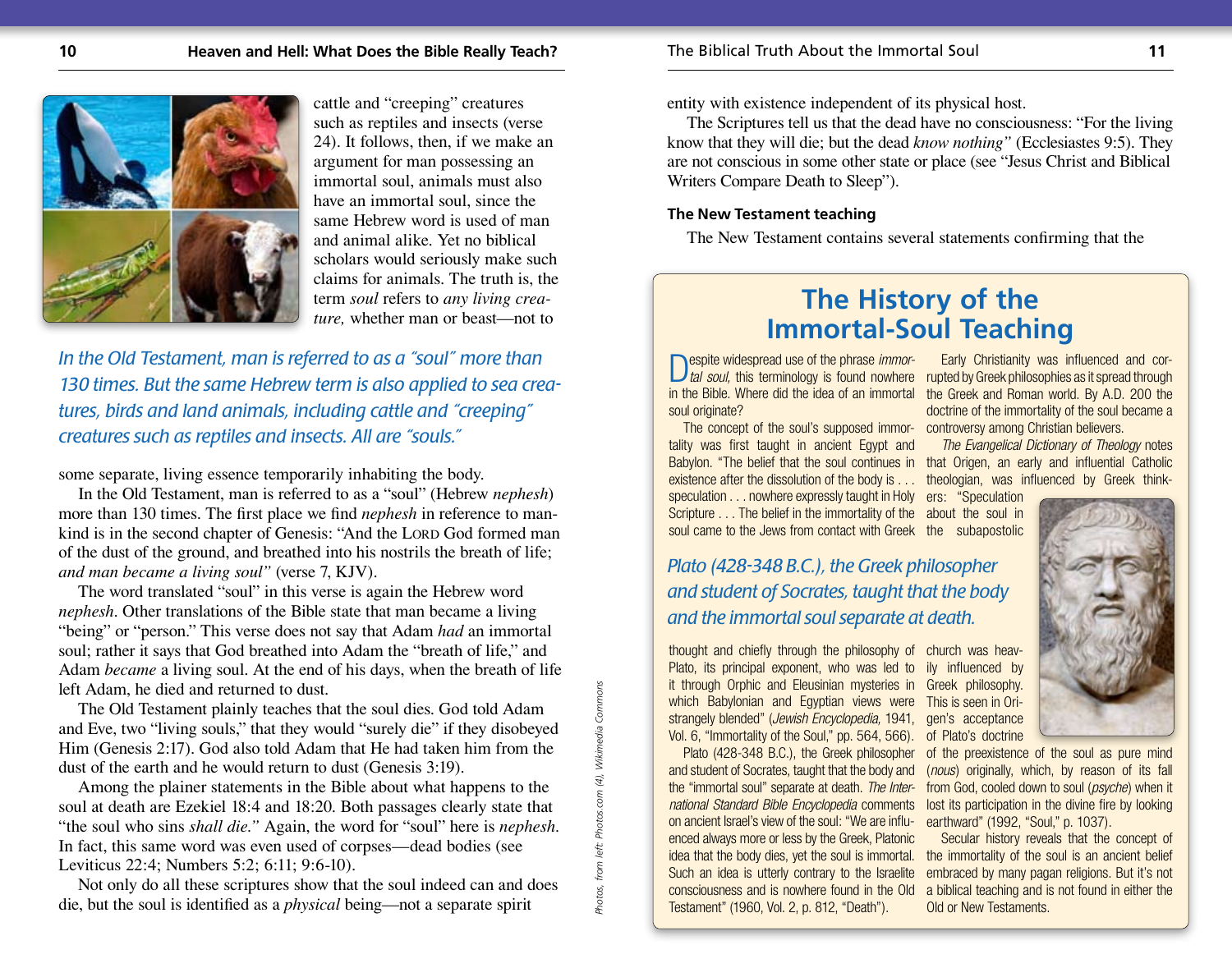cattle and "creeping" creatures such as reptiles and insects (verse 24). It follows, then, if we make an argument for man possessing an immortal soul, animals must also have an immortal soul, since the same Hebrew word is used of man and animal alike. Yet no biblical scholars would seriously make such claims for animals. The truth is, the term *soul* refers to *any living creature,* whether man or beast—not to some separate, living essence temporarily inhabiting the body.

*In the Old Testament, man is referred to as a "soul" more than 130 times. But the same Hebrew term is also applied to sea creatures, birds and land animals, including cattle and "creeping" creatures such as reptiles and insects. All are "souls."*

In the Old Testament, man is referred to as a "soul" (Hebrew *nephesh*) more than 130 times. The first place we find *nephesh* in reference to mankind is in the second chapter of Genesis: "And the LORD God formed man of the dust of the ground, and breathed into his nostrils the breath of life; *and man became a living soul"* (verse 7, KJV).

The word translated "soul" in this verse is again the Hebrew word *nephesh*. Other translations of the Bible state that man became a living "being" or "person." This verse does not say that Adam *had* an immortal soul; rather it says that God breathed into Adam the "breath of life," and Adam *became* a living soul. At the end of his days, when the breath of life left Adam, he died and returned to dust.

The Old Testament plainly teaches that the soul dies. God told Adam and Eve, two "living souls," that they would "surely die" if they disobeyed Him (Genesis 2:17). God also told Adam that He had taken him from the dust of the earth and he would return to dust (Genesis 3:19).

Among the plainer statements in the Bible about what happens to the soul at death are Ezekiel 18:4 and 18:20. Both passages clearly state that "the soul who sins *shall die."* Again, the word for "soul" here is *nephesh*. In fact, this same word was even used of corpses—dead bodies (see Leviticus 22:4; Numbers 5:2; 6:11; 9:6-10).

Not only do all these scriptures show that the soul indeed can and does die, but the soul is identified as a *physical* being—not a separate spirit entity with existence independent of its physical host.

The Scriptures tell us that the dead have no consciousness: "For the living know that they will die; but the dead *know nothing"* (Ecclesiastes 9:5). They are not conscious in some other state or place (see "Jesus Christ and Biblical Writers Compare Death to Sleep").

*Photos, from left: Photos.com (4), Wikimedia Commons*

### The New Testament teaching

The New Testament contains several statements confirming that the

## The History of the Immortal-Soul Teaching

Despite widespread use of the phrase *immortal soul,* this terminology is found nowhere in the Bible. Where did the idea of an immortal soul originate?

The concept of the soul's supposed immortality was first taught in ancient Egypt and Babylon. "The belief that the soul continues in existence after the dissolution of the body is . . . speculation . . . nowhere expressly taught in Holy Scripture . . . The belief in the immortality of the soul came to the Jews from contact with Greek thought and chiefly through the philosophy of Plato, its principal exponent, who was led to it through Orphic and Eleusinian mysteries in which Babylonian and Egyptian views were strangely blended" (*Jewish Encyclopedia,* 1941, Vol. 6, "Immortality of the Soul," pp. 564, 566).

Plato (428-348 B.C.), the Greek philosopher and student of Socrates, taught that the body and the "immortal soul" separate at death. *The International Standard Bible Encyclopedia* comments on ancient Israel's view of the soul: "We are influenced always more or less by the Greek, Platonic idea that the body dies, yet the soul is immortal. Such an idea is utterly contrary to the Israelite consciousness and is nowhere found in the Old Testament" (1960, Vol. 2, p. 812, "Death").

Early Christianity was influenced and corrupted by Greek philosophies as it spread through the Greek and Roman world. By A.D. 200 the doctrine of the immortality of the soul became a controversy among Christian believers.

*The Evangelical Dictionary of Theology* notes that Origen, an early and influential Catholic theologian, was influenced by Greek thinkers: "Speculation about the soul in the subapostolic church was heavily influenced by Greek philosophy. This is seen in Origen's acceptance of Plato's doctrine of the preexistence of the soul as pure mind (*nous*) originally, which, by reason of its fall from God, cooled down to soul (*psyche*) when it lost its participation in the divine fire by looking earthward" (1992, "Soul," p. 1037).

Secular history reveals that the concept of the immortality of the soul is an ancient belief embraced by many pagan religions. But it's not a biblical teaching and is not found in either the Old or New Testaments.

*Plato (428-348 B.C.), the Greek philosopher and student of Socrates, taught that the body and the immortal soul separate at death.*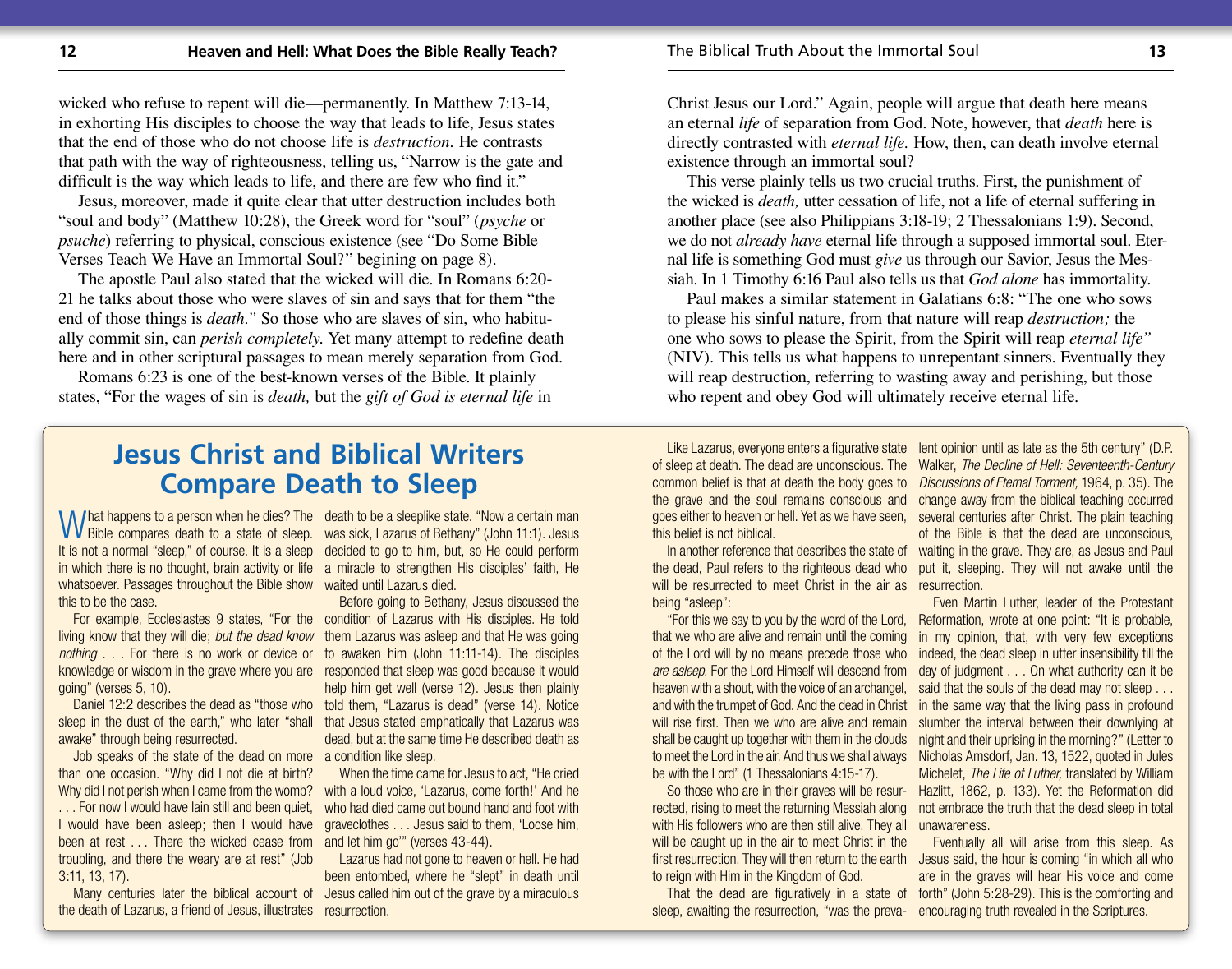wicked who refuse to repent will die—permanently. In Matthew 7:13-14, in exhorting His disciples to choose the way that leads to life, Jesus states that the end of those who do not choose life is *destruction*. He contrasts that path with the way of righteousness, telling us, "Narrow is the gate and difficult is the way which leads to life, and there are few who find it."

Jesus, moreover, made it quite clear that utter destruction includes both "soul and body" (Matthew 10:28), the Greek word for "soul" (*psyche* or *psuche*) referring to physical, conscious existence (see "Do Some Bible Verses Teach We Have an Immortal Soul?" begining on page 8).

The apostle Paul also stated that the wicked will die. In Romans 6:20-21 he talks about those who were slaves of sin and says that for them "the end of those things is *death*." So those who are slaves of sin, who habitually commit sin, can *perish completely*. Yet many attempt to redefine death here and in other scriptural passages to mean merely separation from God.

Romans 6:23 is one of the best-known verses of the Bible. It plainly states, "For the wages of sin is *death,* but the *gift of God is eternal life* in Christ Jesus our Lord." Again, people will argue that death here means an eternal *life* of separation from God. Note, however, that *death* here is directly contrasted with *eternal life.* How, then, can death involve eternal existence through an immortal soul?

This verse plainly tells us two crucial truths. First, the punishment of the wicked is *death,* utter cessation of life, not a life of eternal suffering in another place (see also Philippians 3:18-19; 2 Thessalonians 1:9). Second, we do not *already have* eternal life through a supposed immortal soul. Eternal life is something God must *give* us through our Savior, Jesus the Messiah. In 1 Timothy 6:16 Paul also tells us that *God alone* has immortality.

Paul makes a similar statement in Galatians 6:8: "The one who sows to please his sinful nature, from that nature will reap *destruction;* the one who sows to please the Spirit, from the Spirit will reap *eternal life"* (NIV). This tells us what happens to unrepentant sinners. Eventually they will reap destruction, referring to wasting away and perishing, but those who repent and obey God will ultimately receive eternal life.

## Jesus Christ and Biblical Writers Compare Death to Sleep

What happens to a person when he dies? The Bible compares death to a state of sleep. It is not a normal "sleep," of course. It is a sleep in which there is no thought, brain activity or life whatsoever. Passages throughout the Bible show this to be the case.

For example, Ecclesiastes 9 states, "For the living know that they will die; *but the dead know nothing* . . . For there is no work or device or knowledge or wisdom in the grave where you are going" (verses 5, 10).

Daniel 12:2 describes the dead as "those who sleep in the dust of the earth," who later "shall awake" through being resurrected.

Job speaks of the state of the dead on more than one occasion. "Why did I not die at birth? Why did I not perish when I came from the womb? . . . For now I would have lain still and been quiet, I would have been asleep; then I would have been at rest . . . There the wicked cease from troubling, and there the weary are at rest" (Job 3:11, 13, 17).

Many centuries later the biblical account of the death of Lazarus, a friend of Jesus, illustrates death to be a sleeplike state. "Now a certain man was sick, Lazarus of Bethany" (John 11:1). Jesus decided to go to him, but, so He could perform a miracle to strengthen His disciples' faith, He waited until Lazarus died.

Before going to Bethany, Jesus discussed the condition of Lazarus with His disciples. He told them Lazarus was asleep and that He was going to awaken him (John 11:11-14). The disciples responded that sleep was good because it would help him get well (verse 12). Jesus then plainly told them, "Lazarus is dead" (verse 14). Notice that Jesus stated emphatically that Lazarus was dead, but at the same time He described death as a condition like sleep.

When the time came for Jesus to act, "He cried with a loud voice, 'Lazarus, come forth!' And he who had died came out bound hand and foot with graveclothes . . . Jesus said to them, 'Loose him, and let him go'" (verses 43-44).

Lazarus had not gone to heaven or hell. He had been entombed, where he "slept" in death until Jesus called him out of the grave by a miraculous resurrection.

Like Lazarus, everyone enters a figurative state of sleep at death. The dead are unconscious. The common belief is that at death the body goes to the grave and the soul remains conscious and goes either to heaven or hell. Yet as we have seen, this belief is not biblical.

In another reference that describes the state of the dead, Paul refers to the righteous dead who will be resurrected to meet Christ in the air as being "asleep":

"For this we say to you by the word of the Lord, that we who are alive and remain until the coming of the Lord will by no means precede those who *are asleep.* For the Lord Himself will descend from heaven with a shout, with the voice of an archangel, and with the trumpet of God. And the dead in Christ will rise first. Then we who are alive and remain shall be caught up together with them in the clouds to meet the Lord in the air. And thus we shall always be with the Lord" (1 Thessalonians 4:15-17).

So those who are in their graves will be resurrected, rising to meet the returning Messiah along with His followers who are then still alive. They all will be caught up in the air to meet Christ in the first resurrection. They will then return to the earth to reign with Him in the Kingdom of God.

That the dead are figuratively in a state of sleep, awaiting the resurrection, "was the prevalent opinion until as late as the 5th century" (D.P. Walker, *The Decline of Hell: Seventeenth-Century Discussions of Eternal Torment,* 1964, p. 35). The change away from the biblical teaching occurred several centuries after Christ. The plain teaching of the Bible is that the dead are unconscious, waiting in the grave. They are, as Jesus and Paul put it, sleeping. They will not awake until the resurrection.

Even Martin Luther, leader of the Protestant Reformation, wrote at one point: "It is probable, in my opinion, that, with very few exceptions indeed, the dead sleep in utter insensibility till the day of judgment . . . On what authority can it be said that the souls of the dead may not sleep . . . in the same way that the living pass in profound slumber the interval between their downlying at night and their uprising in the morning?" (Letter to Nicholas Amsdorf, Jan. 13, 1522, quoted in Jules Michelet, *The Life of Luther,* translated by William Hazlitt, 1862, p. 133). Yet the Reformation did not embrace the truth that the dead sleep in total unawareness.

Eventually all will arise from this sleep. As Jesus said, the hour is coming "in which all who are in the graves will hear His voice and come forth" (John 5:28-29). This is the comforting and encouraging truth revealed in the Scriptures.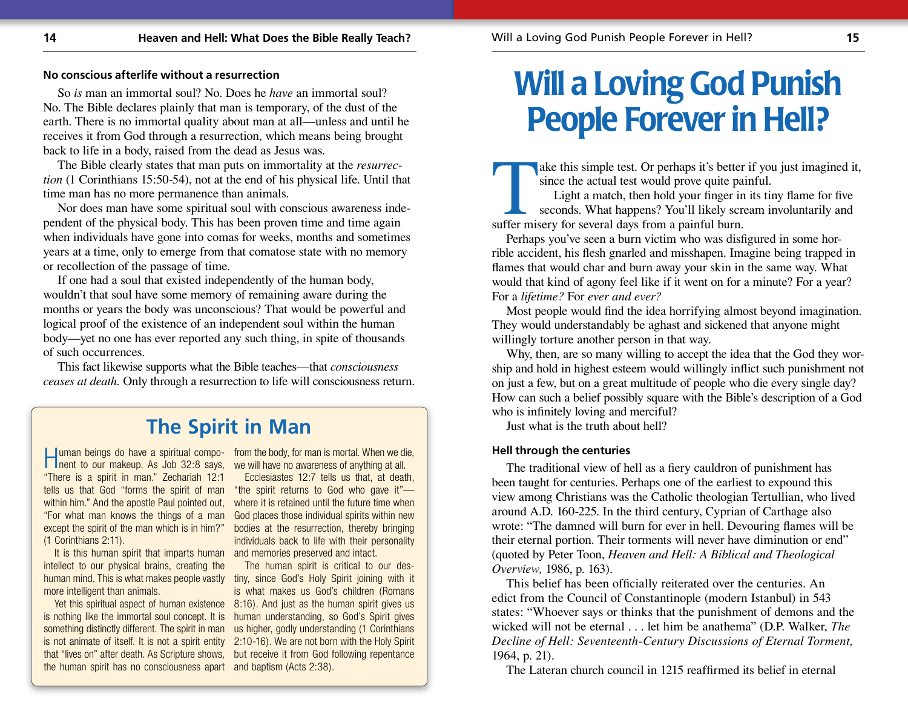### No conscious afterlife without a resurrection

So *is* man an immortal soul? No. Does he *have* an immortal soul? No. The Bible declares plainly that man is temporary, of the dust of the earth. There is no immortal quality about man at all—unless and until he receives it from God through a resurrection, which means being brought back to life in a body, raised from the dead as Jesus was.

The Bible clearly states that man puts on immortality at the *resurrection* (1 Corinthians 15:50-54), not at the end of his physical life. Until that time man has no more permanence than animals.

Nor does man have some spiritual soul with conscious awareness independent of the physical body. This has been proven time and time again when individuals have gone into comas for weeks, months and sometimes years at a time, only to emerge from that comatose state with no memory or recollection of the passage of time.

If one had a soul that existed independently of the human body, wouldn't that soul have some memory of remaining aware during the months or years the body was unconscious? That would be powerful and logical proof of the existence of an independent soul within the human body—yet no one has ever reported any such thing, in spite of thousands of such occurrences.

This fact likewise supports what the Bible teaches—that *consciousness ceases at death.* Only through a resurrection to life will consciousness return.

## The Spirit in Man

Human beings do have a spiritual component to our makeup. As Job 32:8 says, "There is a spirit in man." Zechariah 12:1 tells us that God "forms the spirit of man within him." And the apostle Paul pointed out, "For what man knows the things of a man except the spirit of the man which is in him?" (1 Corinthians 2:11).

It is this human spirit that imparts human intellect to our physical brains, creating the human mind. This is what makes people vastly more intelligent than animals.

Yet this spiritual aspect of human existence is nothing like the immortal soul concept. It is something distinctly different. The spirit in man is not animate of itself. It is not a spirit entity that "lives on" after death. As Scripture shows, the human spirit has no consciousness apart from the body, for man is mortal. When we die, we will have no awareness of anything at all.

Ecclesiastes 12:7 tells us that, at death, "the spirit returns to God who gave it"—where it is retained until the future time when God places those individual spirits within new bodies at the resurrection, thereby bringing individuals back to life with their personality and memories preserved and intact.

The human spirit is critical to our destiny, since God's Holy Spirit joining with it is what makes us God's children (Romans 8:16). And just as the human spirit gives us human understanding, so God's Spirit gives us higher, godly understanding (1 Corinthians 2:10-16). We are not born with the Holy Spirit but receive it from God following repentance and baptism (Acts 2:38).

# Will a Loving God Punish People Forever in Hell?

Take this simple test. Or perhaps it's better if you just imagined it, since the actual test would prove quite painful.

Light a match, then hold your finger in its tiny flame for five seconds. What happens? You'll likely scream involuntarily and suffer misery for several days from a painful burn.

Perhaps you've seen a burn victim who was disfigured in some horrible accident, his flesh gnarled and misshapen. Imagine being trapped in flames that would char and burn away your skin in the same way. What would that kind of agony feel like if it went on for a minute? For a year? For a *lifetime?* For *ever and ever?*

Most people would find the idea horrifying almost beyond imagination. They would understandably be aghast and sickened that anyone might willingly torture another person in that way.

Why, then, are so many willing to accept the idea that the God they worship and hold in highest esteem would willingly inflict such punishment not on just a few, but on a great multitude of people who die every single day? How can such a belief possibly square with the Bible's description of a God who is infinitely loving and merciful?

Just what is the truth about hell?

### Hell through the centuries

The traditional view of hell as a fiery cauldron of punishment has been taught for centuries. Perhaps one of the earliest to expound this view among Christians was the Catholic theologian Tertullian, who lived around A.D. 160-225. In the third century, Cyprian of Carthage also wrote: "The damned will burn for ever in hell. Devouring flames will be their eternal portion. Their torments will never have diminution or end" (quoted by Peter Toon, *Heaven and Hell: A Biblical and Theological Overview,* 1986, p. 163).

This belief has been officially reiterated over the centuries. An edict from the Council of Constantinople (modern Istanbul) in 543 states: "Whoever says or thinks that the punishment of demons and the wicked will not be eternal . . . let him be anathema" (D.P. Walker, *The Decline of Hell: Seventeenth-Century Discussions of Eternal Torment,* 1964, p. 21).

The Lateran church council in 1215 reaffirmed its belief in eternal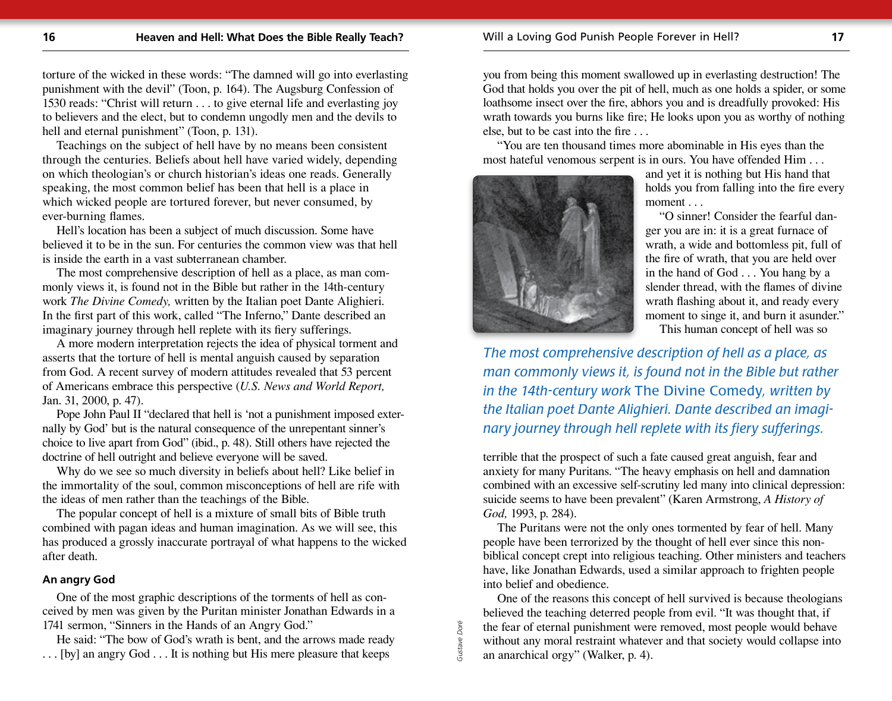torture of the wicked in these words: "The damned will go into everlasting punishment with the devil" (Toon, p. 164). The Augsburg Confession of 1530 reads: "Christ will return . . . to give eternal life and everlasting joy to believers and the elect, but to condemn ungodly men and the devils to hell and eternal punishment" (Toon, p. 131).

Teachings on the subject of hell have by no means been consistent through the centuries. Beliefs about hell have varied widely, depending on which theologian's or church historian's ideas one reads. Generally speaking, the most common belief has been that hell is a place in which wicked people are tortured forever, but never consumed, by ever-burning flames.

Hell's location has been a subject of much discussion. Some have believed it to be in the sun. For centuries the common view was that hell is inside the earth in a vast subterranean chamber.

The most comprehensive description of hell as a place, as man commonly views it, is found not in the Bible but rather in the 14th-century work *The Divine Comedy,* written by the Italian poet Dante Alighieri. In the first part of this work, called "The Inferno," Dante described an imaginary journey through hell replete with its fiery sufferings.

A more modern interpretation rejects the idea of physical torment and asserts that the torture of hell is mental anguish caused by separation from God. A recent survey of modern attitudes revealed that 53 percent of Americans embrace this perspective (*U.S. News and World Report,* Jan. 31, 2000, p. 47).

Pope John Paul II "declared that hell is 'not a punishment imposed externally by God' but is the natural consequence of the unrepentant sinner's choice to live apart from God" (ibid., p. 48). Still others have rejected the doctrine of hell outright and believe everyone will be saved.

Why do we see so much diversity in beliefs about hell? Like belief in the immortality of the soul, common misconceptions of hell are rife with the ideas of men rather than the teachings of the Bible.

The popular concept of hell is a mixture of small bits of Bible truth combined with pagan ideas and human imagination. As we will see, this has produced a grossly inaccurate portrayal of what happens to the wicked after death.

### An angry God

One of the most graphic descriptions of the torments of hell as conceived by men was given by the Puritan minister Jonathan Edwards in a 1741 sermon, "Sinners in the Hands of an Angry God."

He said: "The bow of God's wrath is bent, and the arrows made ready . . . [by] an angry God . . . It is nothing but His mere pleasure that keeps you from being this moment swallowed up in everlasting destruction! The God that holds you over the pit of hell, much as one holds a spider, or some loathsome insect over the fire, abhors you and is dreadfully provoked: His wrath towards you burns like fire; He looks upon you as worthy of nothing else, but to be cast into the fire . . .

"You are ten thousand times more abominable in His eyes than the most hateful venomous serpent is in ours. You have offended Him . . . and yet it is nothing but His hand that holds you from falling into the fire every moment . . .

"O sinner! Consider the fearful danger you are in: it is a great furnace of wrath, a wide and bottomless pit, full of the fire of wrath, that you are held over in the hand of God . . . You hang by a slender thread, with the flames of divine wrath flashing about it, and ready every moment to singe it, and burn it asunder."

Gustave Doré

This human concept of hell was so terrible that the prospect of such a fate caused great anguish, fear and anxiety for many Puritans. "The heavy emphasis on hell and damnation combined with an excessive self-scrutiny led many into clinical depression: suicide seems to have been prevalent" (Karen Armstrong, *A History of God,* 1993, p. 284).

*The most comprehensive description of hell as a place, as man commonly views it, is found not in the Bible but rather in the 14th-century work* The Divine Comedy, *written by the Italian poet Dante Alighieri. Dante described an imaginary journey through hell replete with its fiery sufferings.*

The Puritans were not the only ones tormented by fear of hell. Many people have been terrorized by the thought of hell ever since this non-biblical concept crept into religious teaching. Other ministers and teachers have, like Jonathan Edwards, used a similar approach to frighten people into belief and obedience.

One of the reasons this concept of hell survived is because theologians believed the teaching deterred people from evil. "It was thought that, if the fear of eternal punishment were removed, most people would behave without any moral restraint whatever and that society would collapse into an anarchical orgy" (Walker, p. 4).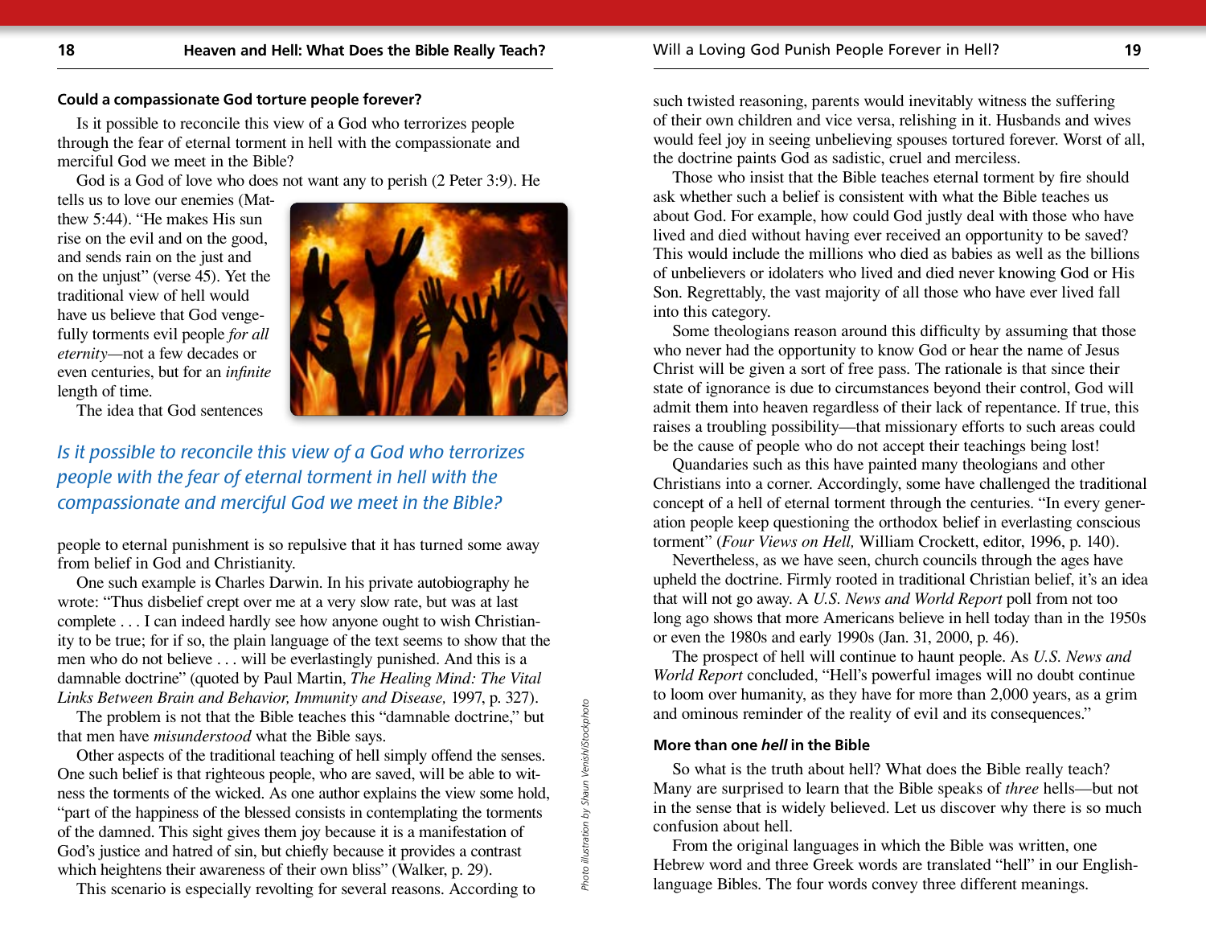### Could a compassionate God torture people forever?

Is it possible to reconcile this view of a God who terrorizes people through the fear of eternal torment in hell with the compassionate and merciful God we meet in the Bible?

God is a God of love who does not want any to perish (2 Peter 3:9). He tells us to love our enemies (Matthew 5:44). "He makes His sun rise on the evil and on the good, and sends rain on the just and on the unjust" (verse 45). Yet the traditional view of hell would have us believe that God vengefully torments evil people *for all eternity*—not a few decades or even centuries, but for an *infinite* length of time.

The idea that God sentences people to eternal punishment is so repulsive that it has turned some away from belief in God and Christianity.

*Is it possible to reconcile this view of a God who terrorizes people with the fear of eternal torment in hell with the compassionate and merciful God we meet in the Bible?*

One such example is Charles Darwin. In his private autobiography he wrote: "Thus disbelief crept over me at a very slow rate, but was at last complete . . . I can indeed hardly see how anyone ought to wish Christianity to be true; for if so, the plain language of the text seems to show that the men who do not believe . . . will be everlastingly punished. And this is a damnable doctrine" (quoted by Paul Martin, *The Healing Mind: The Vital Links Between Brain and Behavior, Immunity and Disease,* 1997, p. 327).

The problem is not that the Bible teaches this "damnable doctrine," but that men have *misunderstood* what the Bible says.

Other aspects of the traditional teaching of hell simply offend the senses. One such belief is that righteous people, who are saved, will be able to witness the torments of the wicked. As one author explains the view some hold, "part of the happiness of the blessed consists in contemplating the torments of the damned. This sight gives them joy because it is a manifestation of God's justice and hatred of sin, but chiefly because it provides a contrast which heightens their awareness of their own bliss" (Walker, p. 29).

This scenario is especially revolting for several reasons. According to such twisted reasoning, parents would inevitably witness the suffering of their own children and vice versa, relishing in it. Husbands and wives would feel joy in seeing unbelieving spouses tortured forever. Worst of all, the doctrine paints God as sadistic, cruel and merciless.

Photo illustration by Shaun Venish/iStockphoto

Those who insist that the Bible teaches eternal torment by fire should ask whether such a belief is consistent with what the Bible teaches us about God. For example, how could God justly deal with those who have lived and died without having ever received an opportunity to be saved? This would include the millions who died as babies as well as the billions of unbelievers or idolaters who lived and died never knowing God or His Son. Regrettably, the vast majority of all those who have ever lived fall into this category.

Some theologians reason around this difficulty by assuming that those who never had the opportunity to know God or hear the name of Jesus Christ will be given a sort of free pass. The rationale is that since their state of ignorance is due to circumstances beyond their control, God will admit them into heaven regardless of their lack of repentance. If true, this raises a troubling possibility—that missionary efforts to such areas could be the cause of people who do not accept their teachings being lost!

Quandaries such as this have painted many theologians and other Christians into a corner. Accordingly, some have challenged the traditional concept of a hell of eternal torment through the centuries. "In every generation people keep questioning the orthodox belief in everlasting conscious torment" (*Four Views on Hell,* William Crockett, editor, 1996, p. 140).

Nevertheless, as we have seen, church councils through the ages have upheld the doctrine. Firmly rooted in traditional Christian belief, it's an idea that will not go away. A *U.S. News and World Report* poll from not too long ago shows that more Americans believe in hell today than in the 1950s or even the 1980s and early 1990s (Jan. 31, 2000, p. 46).

The prospect of hell will continue to haunt people. As *U.S. News and World Report* concluded, "Hell's powerful images will no doubt continue to loom over humanity, as they have for more than 2,000 years, as a grim and ominous reminder of the reality of evil and its consequences."

### More than one *hell* in the Bible

So what is the truth about hell? What does the Bible really teach? Many are surprised to learn that the Bible speaks of *three* hells—but not in the sense that is widely believed. Let us discover why there is so much confusion about hell.

From the original languages in which the Bible was written, one Hebrew word and three Greek words are translated "hell" in our English-language Bibles. The four words convey three different meanings.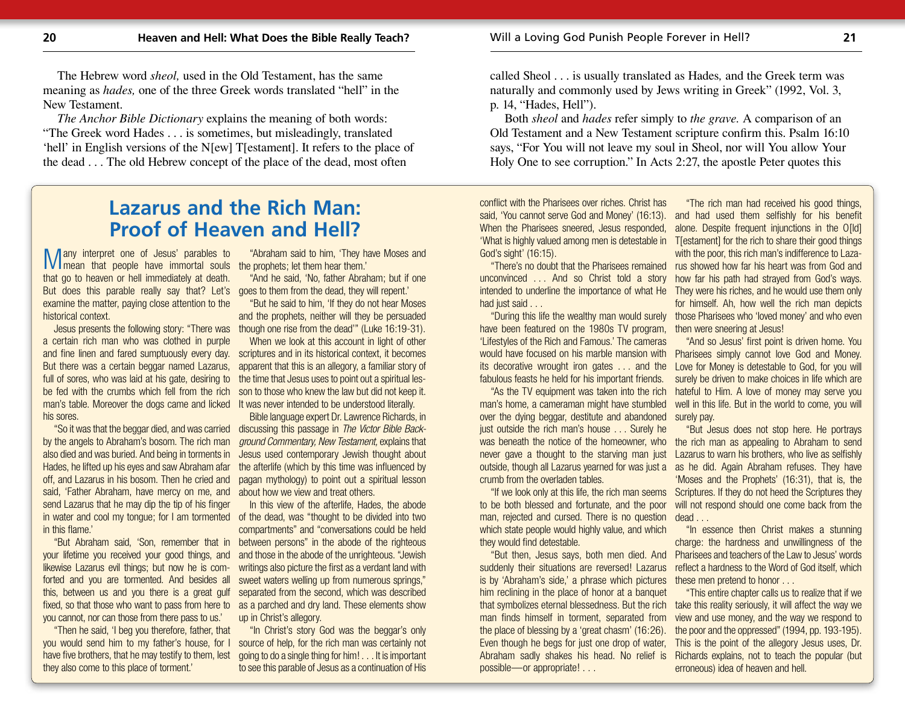The Hebrew word *sheol,* used in the Old Testament, has the same meaning as *hades,* one of the three Greek words translated "hell" in the New Testament.

*The Anchor Bible Dictionary* explains the meaning of both words: "The Greek word Hades . . . is sometimes, but misleadingly, translated 'hell' in English versions of the N[ew] T[estament]. It refers to the place of the dead . . . The old Hebrew concept of the place of the dead, most often called Sheol . . . is usually translated as Hades, and the Greek term was naturally and commonly used by Jews writing in Greek" (1992, Vol. 3, p. 14, "Hades, Hell").

Both *sheol* and *hades* refer simply to *the grave.* A comparison of an Old Testament and a New Testament scripture confirm this. Psalm 16:10 says, "For You will not leave my soul in Sheol, nor will You allow Your Holy One to see corruption." In Acts 2:27, the apostle Peter quotes this

## Lazarus and the Rich Man: Proof of Heaven and Hell?

Many interpret one of Jesus' parables to mean that people have immortal souls that go to heaven or hell immediately at death. But does this parable really say that? Let's examine the matter, paying close attention to the historical context.

Jesus presents the following story: "There was a certain rich man who was clothed in purple and fine linen and fared sumptuously every day. But there was a certain beggar named Lazarus, full of sores, who was laid at his gate, desiring to be fed with the crumbs which fell from the rich man's table. Moreover the dogs came and licked his sores.

"So it was that the beggar died, and was carried by the angels to Abraham's bosom. The rich man also died and was buried. And being in torments in Hades, he lifted up his eyes and saw Abraham afar off, and Lazarus in his bosom. Then he cried and said, 'Father Abraham, have mercy on me, and send Lazarus that he may dip the tip of his finger in water and cool my tongue; for I am tormented in this flame.'

"But Abraham said, 'Son, remember that in your lifetime you received your good things, and likewise Lazarus evil things; but now he is comforted and you are tormented. And besides all this, between us and you there is a great gulf fixed, so that those who want to pass from here to you cannot, nor can those from there pass to us.'

"Then he said, 'I beg you therefore, father, that you would send him to my father's house, for I have five brothers, that he may testify to them, lest they also come to this place of torment.'

"Abraham said to him, 'They have Moses and the prophets; let them hear them.'

"And he said, 'No, father Abraham; but if one goes to them from the dead, they will repent.'

"But he said to him, 'If they do not hear Moses and the prophets, neither will they be persuaded though one rise from the dead'" (Luke 16:19-31).

When we look at this account in light of other scriptures and in its historical context, it becomes apparent that this is an allegory, a familiar story of the time that Jesus uses to point out a spiritual lesson to those who knew the law but did not keep it. It was never intended to be understood literally.

Bible language expert Dr. Lawrence Richards, in discussing this passage in *The Victor Bible Background Commentary, New Testament,* explains that Jesus used contemporary Jewish thought about the afterlife (which by this time was influenced by pagan mythology) to point out a spiritual lesson about how we view and treat others.

In this view of the afterlife, Hades, the abode of the dead, was "thought to be divided into two compartments" and "conversations could be held between persons" in the abode of the righteous and those in the abode of the unrighteous. "Jewish writings also picture the first as a verdant land with sweet waters welling up from numerous springs," separated from the second, which was described as a parched and dry land. These elements show up in Christ's allegory.

"In Christ's story God was the beggar's only source of help, for the rich man was certainly not going to do a single thing for him! . . . It is important to see this parable of Jesus as a continuation of His conflict with the Pharisees over riches. Christ has said, 'You cannot serve God and Money' (16:13). When the Pharisees sneered, Jesus responded, 'What is highly valued among men is detestable in God's sight' (16:15).

"There's no doubt that the Pharisees remained unconvinced . . . And so Christ told a story intended to underline the importance of what He had just said . . .

"During this life the wealthy man would surely have been featured on the 1980s TV program, 'Lifestyles of the Rich and Famous.' The cameras would have focused on his marble mansion with its decorative wrought iron gates . . . and the fabulous feasts he held for his important friends.

"As the TV equipment was taken into the rich man's home, a cameraman might have stumbled over the dying beggar, destitute and abandoned just outside the rich man's house . . . Surely he was beneath the notice of the homeowner, who never gave a thought to the starving man just outside, though all Lazarus yearned for was just a crumb from the overladen tables.

"If we look only at this life, the rich man seems to be both blessed and fortunate, and the poor man, rejected and cursed. There is no question which state people would highly value, and which they would find detestable.

"But then, Jesus says, both men died. And suddenly their situations are reversed! Lazarus is by 'Abraham's side,' a phrase which pictures him reclining in the place of honor at a banquet that symbolizes eternal blessedness. But the rich man finds himself in torment, separated from the place of blessing by a 'great chasm' (16:26). Even though he begs for just one drop of water, Abraham sadly shakes his head. No relief is possible—or appropriate! . . .

"The rich man had received his good things, and had used them selfishly for his benefit alone. Despite frequent injunctions in the O[ld] T[estament] for the rich to share their good things with the poor, this rich man's indifference to Lazarus showed how far his heart was from God and how far his path had strayed from God's ways. They were his riches, and he would use them only for himself. Ah, how well the rich man depicts those Pharisees who 'loved money' and who even then were sneering at Jesus!

"And so Jesus' first point is driven home. You Pharisees simply cannot love God and Money. Love for Money is detestable to God, for you will surely be driven to make choices in life which are hateful to Him. A love of money may serve you well in this life. But in the world to come, you will surely pay.

"But Jesus does not stop here. He portrays the rich man as appealing to Abraham to send Lazarus to warn his brothers, who live as selfishly as he did. Again Abraham refuses. They have 'Moses and the Prophets' (16:31), that is, the Scriptures. If they do not heed the Scriptures they will not respond should one come back from the dead . . .

"In essence then Christ makes a stunning charge: the hardness and unwillingness of the Pharisees and teachers of the Law to Jesus' words reflect a hardness to the Word of God itself, which these men pretend to honor . . .

"This entire chapter calls us to realize that if we take this reality seriously, it will affect the way we view and use money, and the way we respond to the poor and the oppressed" (1994, pp. 193-195). This is the point of the allegory Jesus uses, Dr. Richards explains, not to teach the popular (but erroneous) idea of heaven and hell.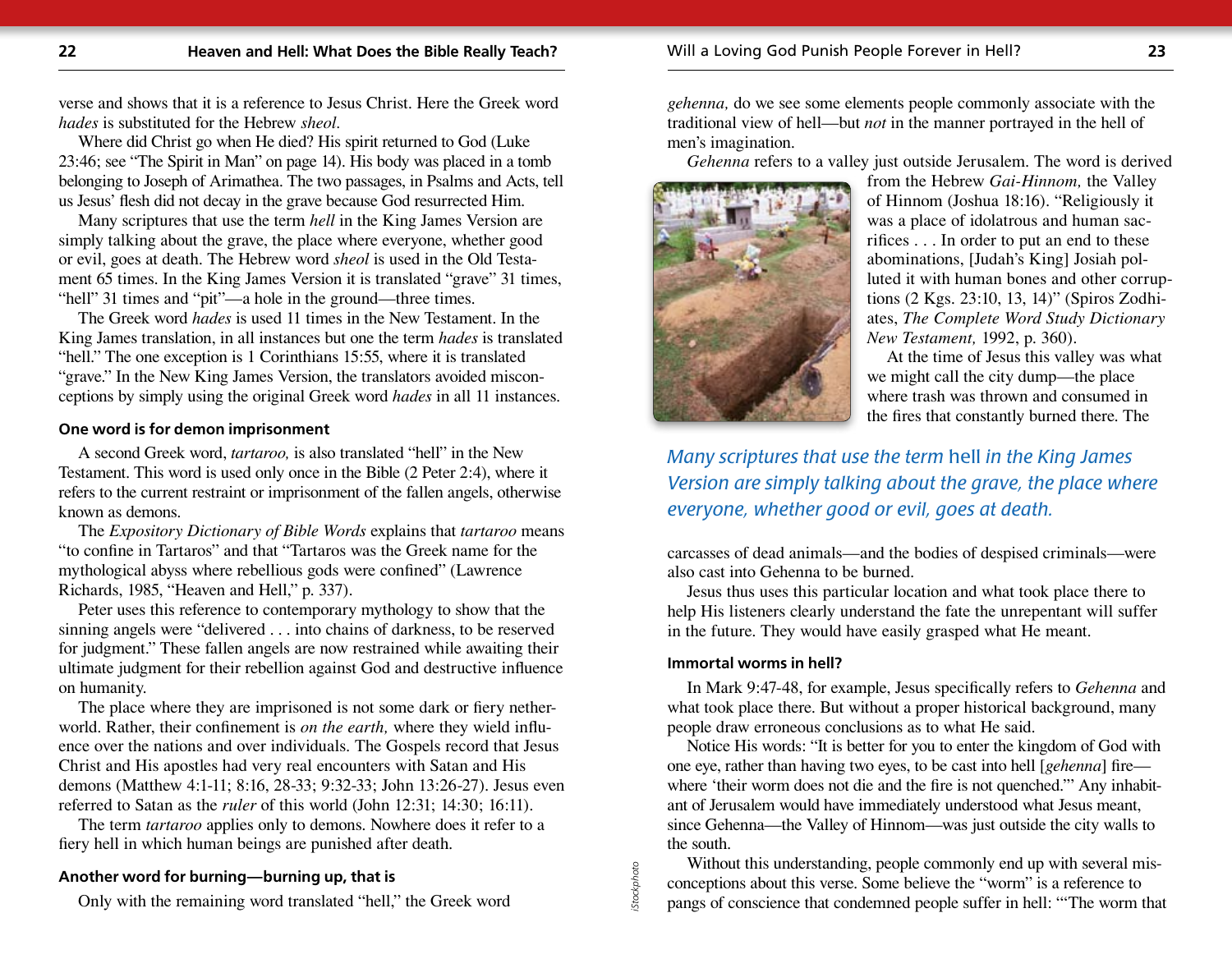verse and shows that it is a reference to Jesus Christ. Here the Greek word *hades* is substituted for the Hebrew *sheol.*

Where did Christ go when He died? His spirit returned to God (Luke 23:46; see "The Spirit in Man" on page 14). His body was placed in a tomb belonging to Joseph of Arimathea. The two passages, in Psalms and Acts, tell us Jesus' flesh did not decay in the grave because God resurrected Him.

Many scriptures that use the term *hell* in the King James Version are simply talking about the grave, the place where everyone, whether good or evil, goes at death. The Hebrew word *sheol* is used in the Old Testament 65 times. In the King James Version it is translated "grave" 31 times, "hell" 31 times and "pit"—a hole in the ground—three times.

The Greek word *hades* is used 11 times in the New Testament. In the King James translation, in all instances but one the term *hades* is translated "hell." The one exception is 1 Corinthians 15:55, where it is translated "grave." In the New King James Version, the translators avoided misconceptions by simply using the original Greek word *hades* in all 11 instances.

### One word is for demon imprisonment

A second Greek word, *tartaroo,* is also translated "hell" in the New Testament. This word is used only once in the Bible (2 Peter 2:4), where it refers to the current restraint or imprisonment of the fallen angels, otherwise known as demons.

The *Expository Dictionary of Bible Words* explains that *tartaroo* means "to confine in Tartaros" and that "Tartaros was the Greek name for the mythological abyss where rebellious gods were confined" (Lawrence Richards, 1985, "Heaven and Hell," p. 337).

Peter uses this reference to contemporary mythology to show that the sinning angels were "delivered . . . into chains of darkness, to be reserved for judgment." These fallen angels are now restrained while awaiting their ultimate judgment for their rebellion against God and destructive influence on humanity.

The place where they are imprisoned is not some dark or fiery netherworld. Rather, their confinement is *on the earth,* where they wield influence over the nations and over individuals. The Gospels record that Jesus Christ and His apostles had very real encounters with Satan and His demons (Matthew 4:1-11; 8:16, 28-33; 9:32-33; John 13:26-27). Jesus even referred to Satan as the *ruler* of this world (John 12:31; 14:30; 16:11).

The term *tartaroo* applies only to demons. Nowhere does it refer to a fiery hell in which human beings are punished after death.

### Another word for burning—burning up, that is

Only with the remaining word translated "hell," the Greek word *gehenna,* do we see some elements people commonly associate with the traditional view of hell—but *not* in the manner portrayed in the hell of men's imagination.

*Gehenna* refers to a valley just outside Jerusalem. The word is derived from the Hebrew *Gai-Hinnom,* the Valley of Hinnom (Joshua 18:16). "Religiously it was a place of idolatrous and human sacrifices . . . In order to put an end to these abominations, [Judah's King] Josiah polluted it with human bones and other corruptions (2 Kgs. 23:10, 13, 14)" (Spiros Zodhiates, *The Complete Word Study Dictionary New Testament,* 1992, p. 360).

At the time of Jesus this valley was what we might call the city dump—the place where trash was thrown and consumed in the fires that constantly burned there. The carcasses of dead animals—and the bodies of despised criminals—were also cast into Gehenna to be burned.

*Many scriptures that use the term* hell *in the King James Version are simply talking about the grave, the place where everyone, whether good or evil, goes at death.*

Jesus thus uses this particular location and what took place there to help His listeners clearly understand the fate the unrepentant will suffer in the future. They would have easily grasped what He meant.

### Immortal worms in hell?

In Mark 9:47-48, for example, Jesus specifically refers to *Gehenna* and what took place there. But without a proper historical background, many people draw erroneous conclusions as to what He said.

Notice His words: "It is better for you to enter the kingdom of God with one eye, rather than having two eyes, to be cast into hell [*gehenna*] fire—where 'their worm does not die and the fire is not quenched.'" Any inhabitant of Jerusalem would have immediately understood what Jesus meant, since Gehenna—the Valley of Hinnom—was just outside the city walls to the south.

Without this understanding, people commonly end up with several misconceptions about this verse. Some believe the "worm" is a reference to pangs of conscience that condemned people suffer in hell: "'The worm that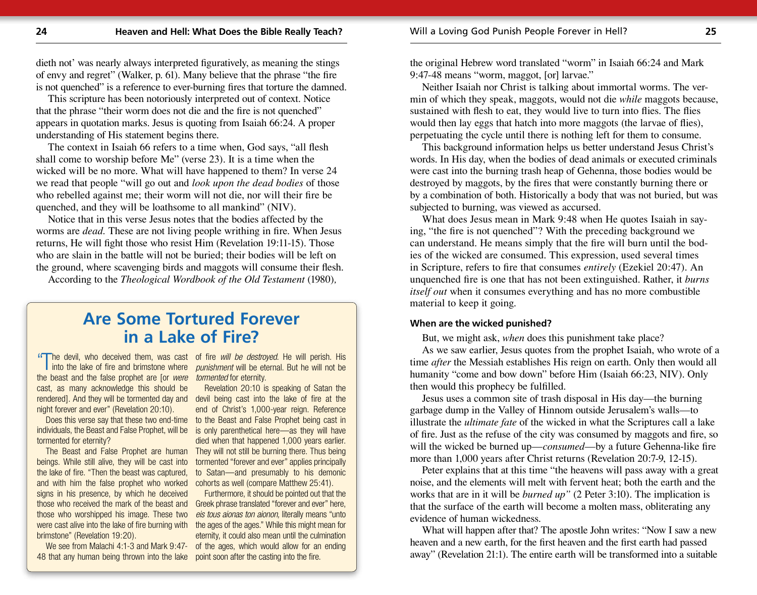dieth not' was nearly always interpreted figuratively, as meaning the stings of envy and regret" (Walker, p. 61). Many believe that the phrase "the fire is not quenched" is a reference to ever-burning fires that torture the damned.

This scripture has been notoriously interpreted out of context. Notice that the phrase "their worm does not die and the fire is not quenched" appears in quotation marks. Jesus is quoting from Isaiah 66:24. A proper understanding of His statement begins there.

The context in Isaiah 66 refers to a time when, God says, "all flesh shall come to worship before Me" (verse 23). It is a time when the wicked will be no more. What will have happened to them? In verse 24 we read that people "will go out and *look upon the dead bodies* of those who rebelled against me; their worm will not die, nor will their fire be quenched, and they will be loathsome to all mankind" (NIV).

Notice that in this verse Jesus notes that the bodies affected by the worms are *dead*. These are not living people writhing in fire. When Jesus returns, He will fight those who resist Him (Revelation 19:11-15). Those who are slain in the battle will not be buried; their bodies will be left on the ground, where scavenging birds and maggots will consume their flesh.

According to the *Theological Wordbook of the Old Testament* (1980), the original Hebrew word translated "worm" in Isaiah 66:24 and Mark 9:47-48 means "worm, maggot, [or] larvae."

Neither Isaiah nor Christ is talking about immortal worms. The vermin of which they speak, maggots, would not die *while* maggots because, sustained with flesh to eat, they would live to turn into flies. The flies would then lay eggs that hatch into more maggots (the larvae of flies), perpetuating the cycle until there is nothing left for them to consume.

This background information helps us better understand Jesus Christ's words. In His day, when the bodies of dead animals or executed criminals were cast into the burning trash heap of Gehenna, those bodies would be destroyed by maggots, by the fires that were constantly burning there or by a combination of both. Historically a body that was not buried, but was subjected to burning, was viewed as accursed.

What does Jesus mean in Mark 9:48 when He quotes Isaiah in saying, "the fire is not quenched"? With the preceding background we can understand. He means simply that the fire will burn until the bodies of the wicked are consumed. This expression, used several times in Scripture, refers to fire that consumes *entirely* (Ezekiel 20:47). An unquenched fire is one that has not been extinguished. Rather, it *burns itself out* when it consumes everything and has no more combustible material to keep it going.

### When are the wicked punished?

But, we might ask, *when* does this punishment take place?

As we saw earlier, Jesus quotes from the prophet Isaiah, who wrote of a time *after* the Messiah establishes His reign on earth. Only then would all humanity "come and bow down" before Him (Isaiah 66:23, NIV). Only then would this prophecy be fulfilled.

Jesus uses a common site of trash disposal in His day—the burning garbage dump in the Valley of Hinnom outside Jerusalem's walls—to illustrate the *ultimate fate* of the wicked in what the Scriptures call a lake of fire. Just as the refuse of the city was consumed by maggots and fire, so will the wicked be burned up—*consumed*—by a future Gehenna-like fire more than 1,000 years after Christ returns (Revelation 20:7-9, 12-15).

Peter explains that at this time "the heavens will pass away with a great noise, and the elements will melt with fervent heat; both the earth and the works that are in it will be *burned up"* (2 Peter 3:10). The implication is that the surface of the earth will become a molten mass, obliterating any evidence of human wickedness.

What will happen after that? The apostle John writes: "Now I saw a new heaven and a new earth, for the first heaven and the first earth had passed away" (Revelation 21:1). The entire earth will be transformed into a suitable

## Are Some Tortured Forever in a Lake of Fire?

"The devil, who deceived them, was cast into the lake of fire and brimstone where the beast and the false prophet are [or *were* cast, as many acknowledge this should be rendered]. And they will be tormented day and night forever and ever" (Revelation 20:10).

Does this verse say that these two end-time individuals, the Beast and False Prophet, will be tormented for eternity?

The Beast and False Prophet are human beings. While still alive, they will be cast into the lake of fire. "Then the beast was captured, and with him the false prophet who worked signs in his presence, by which he deceived those who received the mark of the beast and those who worshipped his image. These two were cast alive into the lake of fire burning with brimstone" (Revelation 19:20).

We see from Malachi 4:1-3 and Mark 9:47-48 that any human being thrown into the lake of fire *will be destroyed*. He will perish. His *punishment* will be eternal. But he will not be *tormented* for eternity.

Revelation 20:10 is speaking of Satan the devil being cast into the lake of fire at the end of Christ's 1,000-year reign. Reference to the Beast and False Prophet being cast in is only parenthetical here—as they will have died when that happened 1,000 years earlier. They will not still be burning there. Thus being tormented "forever and ever" applies principally to Satan—and presumably to his demonic cohorts as well (compare Matthew 25:41).

Furthermore, it should be pointed out that the Greek phrase translated "forever and ever" here, *eis tous aionas ton aionon*, literally means "unto the ages of the ages." While this might mean for eternity, it could also mean until the culmination of the ages, which would allow for an ending point soon after the casting into the fire.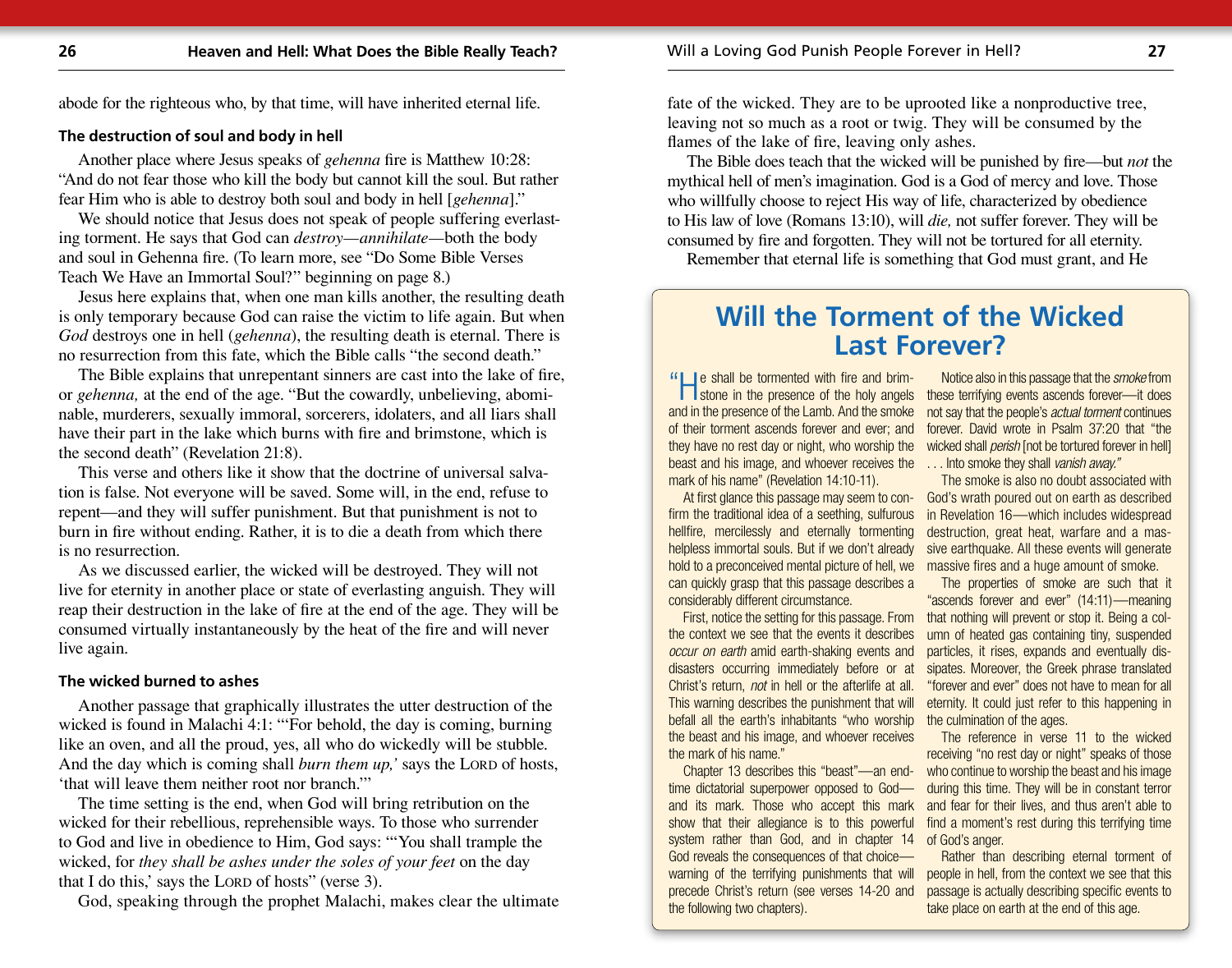abode for the righteous who, by that time, will have inherited eternal life.

### The destruction of soul and body in hell

Another place where Jesus speaks of *gehenna* fire is Matthew 10:28: "And do not fear those who kill the body but cannot kill the soul. But rather fear Him who is able to destroy both soul and body in hell [*gehenna*]."

We should notice that Jesus does not speak of people suffering everlasting torment. He says that God can *destroy—annihilate*—both the body and soul in Gehenna fire. (To learn more, see "Do Some Bible Verses Teach We Have an Immortal Soul?" beginning on page 8.)

Jesus here explains that, when one man kills another, the resulting death is only temporary because God can raise the victim to life again. But when *God* destroys one in hell (*gehenna*), the resulting death is eternal. There is no resurrection from this fate, which the Bible calls "the second death."

The Bible explains that unrepentant sinners are cast into the lake of fire, or *gehenna,* at the end of the age. "But the cowardly, unbelieving, abominable, murderers, sexually immoral, sorcerers, idolaters, and all liars shall have their part in the lake which burns with fire and brimstone, which is the second death" (Revelation 21:8).

This verse and others like it show that the doctrine of universal salvation is false. Not everyone will be saved. Some will, in the end, refuse to repent—and they will suffer punishment. But that punishment is not to burn in fire without ending. Rather, it is to die a death from which there is no resurrection.

As we discussed earlier, the wicked will be destroyed. They will not live for eternity in another place or state of everlasting anguish. They will reap their destruction in the lake of fire at the end of the age. They will be consumed virtually instantaneously by the heat of the fire and will never live again.

### The wicked burned to ashes

Another passage that graphically illustrates the utter destruction of the wicked is found in Malachi 4:1: "'For behold, the day is coming, burning like an oven, and all the proud, yes, all who do wickedly will be stubble. And the day which is coming shall *burn them up,'* says the LORD of hosts, 'that will leave them neither root nor branch.'"

The time setting is the end, when God will bring retribution on the wicked for their rebellious, reprehensible ways. To those who surrender to God and live in obedience to Him, God says: "'You shall trample the wicked, for *they shall be ashes under the soles of your feet* on the day that I do this,' says the LORD of hosts" (verse 3).

God, speaking through the prophet Malachi, makes clear the ultimate fate of the wicked. They are to be uprooted like a nonproductive tree, leaving not so much as a root or twig. They will be consumed by the flames of the lake of fire, leaving only ashes.

The Bible does teach that the wicked will be punished by fire—but *not* the mythical hell of men's imagination. God is a God of mercy and love. Those who willfully choose to reject His way of life, characterized by obedience to His law of love (Romans 13:10), will *die,* not suffer forever. They will be consumed by fire and forgotten. They will not be tortured for all eternity.

Remember that eternal life is something that God must grant, and He

## Will the Torment of the Wicked Last Forever?

"He shall be tormented with fire and brimstone in the presence of the holy angels and in the presence of the Lamb. And the smoke of their torment ascends forever and ever; and they have no rest day or night, who worship the beast and his image, and whoever receives the mark of his name" (Revelation 14:10-11).

At first glance this passage may seem to confirm the traditional idea of a seething, sulfurous hellfire, mercilessly and eternally tormenting helpless immortal souls. But if we don't already hold to a preconceived mental picture of hell, we can quickly grasp that this passage describes a considerably different circumstance.

First, notice the setting for this passage. From the context we see that the events it describes *occur on earth* amid earth-shaking events and disasters occurring immediately before or at Christ's return, *not* in hell or the afterlife at all. This warning describes the punishment that will befall all the earth's inhabitants "who worship the beast and his image, and whoever receives the mark of his name."

Chapter 13 describes this "beast"—an end-time dictatorial superpower opposed to God—and its mark. Those who accept this mark show that their allegiance is to this powerful system rather than God, and in chapter 14 God reveals the consequences of that choice—warning of the terrifying punishments that will precede Christ's return (see verses 14-20 and the following two chapters).

Notice also in this passage that the *smoke* from these terrifying events ascends forever—it does not say that the people's *actual torment* continues forever. David wrote in Psalm 37:20 that "the wicked shall *perish* [not be tortured forever in hell] . . . Into smoke they shall *vanish away."*

The smoke is also no doubt associated with God's wrath poured out on earth as described in Revelation 16—which includes widespread destruction, great heat, warfare and a massive earthquake. All these events will generate massive fires and a huge amount of smoke.

The properties of smoke are such that it "ascends forever and ever" (14:11)—meaning that nothing will prevent or stop it. Being a column of heated gas containing tiny, suspended particles, it rises, expands and eventually dissipates. Moreover, the Greek phrase translated "forever and ever" does not have to mean for all eternity. It could just refer to this happening in the culmination of the ages.

The reference in verse 11 to the wicked receiving "no rest day or night" speaks of those who continue to worship the beast and his image during this time. They will be in constant terror and fear for their lives, and thus aren't able to find a moment's rest during this terrifying time of God's anger.

Rather than describing eternal torment of people in hell, from the context we see that this passage is actually describing specific events to take place on earth at the end of this age.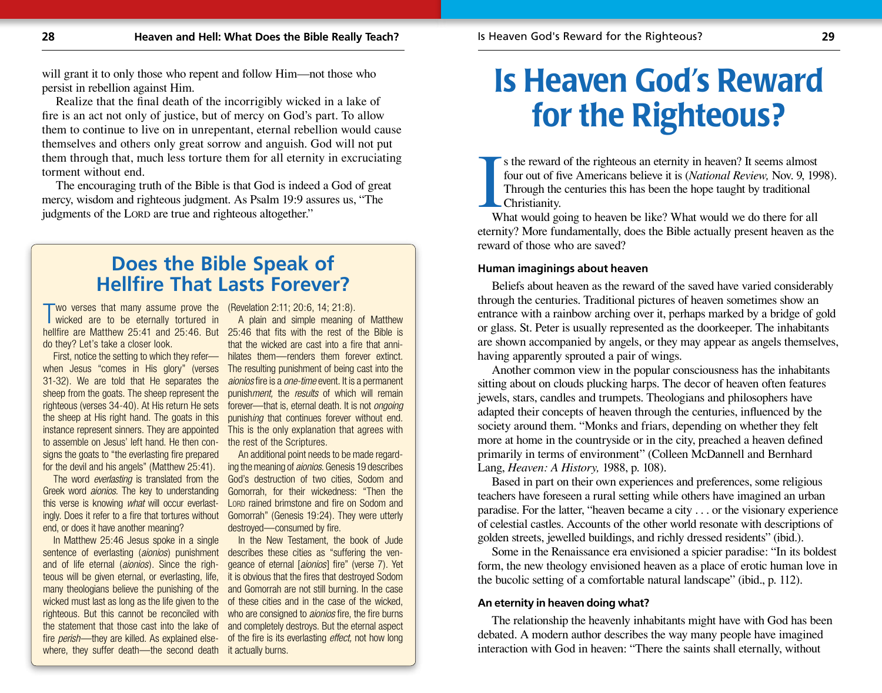will grant it to only those who repent and follow Him—not those who persist in rebellion against Him.

Realize that the final death of the incorrigibly wicked in a lake of fire is an act not only of justice, but of mercy on God's part. To allow them to continue to live on in unrepentant, eternal rebellion would cause themselves and others only great sorrow and anguish. God will not put them through that, much less torture them for all eternity in excruciating torment without end.

The encouraging truth of the Bible is that God is indeed a God of great mercy, wisdom and righteous judgment. As Psalm 19:9 assures us, "The judgments of the LORD are true and righteous altogether."

## Does the Bible Speak of Hellfire That Lasts Forever?

Two verses that many assume prove the wicked are to be eternally tortured in hellfire are Matthew 25:41 and 25:46. But do they? Let's take a closer look.

First, notice the setting to which they refer—when Jesus "comes in His glory" (verses 31-32). We are told that He separates the sheep from the goats. The sheep represent the righteous (verses 34-40). At His return He sets the sheep at His right hand. The goats in this instance represent sinners. They are appointed to assemble on Jesus' left hand. He then consigns the goats to "the everlasting fire prepared for the devil and his angels" (Matthew 25:41).

The word *everlasting* is translated from the Greek word *aionios*. The key to understanding this verse is knowing *what* will occur everlastingly. Does it refer to a fire that tortures without end, or does it have another meaning?

In Matthew 25:46 Jesus spoke in a single sentence of everlasting (*aionios*) punishment and of life eternal (*aionios*). Since the righteous will be given eternal, or everlasting, life, many theologians believe the punishing of the wicked must last as long as the life given to the righteous. But this cannot be reconciled with the statement that those cast into the lake of fire *perish*—they are killed. As explained elsewhere, they suffer death—the second death (Revelation 2:11; 20:6, 14; 21:8).

A plain and simple meaning of Matthew 25:46 that fits with the rest of the Bible is that the wicked are cast into a fire that annihilates them—renders them forever extinct. The resulting punishment of being cast into the *aionios* fire is a *one-time* event. It is a permanent punish*ment,* the *results* of which will remain forever—that is, eternal death. It is not *ongoing* punish*ing* that continues forever without end. This is the only explanation that agrees with the rest of the Scriptures.

An additional point needs to be made regarding the meaning of *aionios.* Genesis 19 describes God's destruction of two cities, Sodom and Gomorrah, for their wickedness: "Then the LORD rained brimstone and fire on Sodom and Gomorrah" (Genesis 19:24). They were utterly destroyed—consumed by fire.

In the New Testament, the book of Jude describes these cities as "suffering the vengeance of eternal [*aionios*] fire" (verse 7). Yet it is obvious that the fires that destroyed Sodom and Gomorrah are not still burning. In the case of these cities and in the case of the wicked, who are consigned to *aionios* fire, the fire burns and completely destroys. But the eternal aspect of the fire is its everlasting *effect,* not how long it actually burns.

# Is Heaven God's Reward for the Righteous?

Is the reward of the righteous an eternity in heaven? It seems almost four out of five Americans believe it is (*National Review,* Nov. 9, 1998). Through the centuries this has been the hope taught by traditional Christianity.

What would going to heaven be like? What would we do there for all eternity? More fundamentally, does the Bible actually present heaven as the reward of those who are saved?

### Human imaginings about heaven

Beliefs about heaven as the reward of the saved have varied considerably through the centuries. Traditional pictures of heaven sometimes show an entrance with a rainbow arching over it, perhaps marked by a bridge of gold or glass. St. Peter is usually represented as the doorkeeper. The inhabitants are shown accompanied by angels, or they may appear as angels themselves, having apparently sprouted a pair of wings.

Another common view in the popular consciousness has the inhabitants sitting about on clouds plucking harps. The decor of heaven often features jewels, stars, candles and trumpets. Theologians and philosophers have adapted their concepts of heaven through the centuries, influenced by the society around them. "Monks and friars, depending on whether they felt more at home in the countryside or in the city, preached a heaven defined primarily in terms of environment" (Colleen McDannell and Bernhard Lang, *Heaven: A History,* 1988, p. 108).

Based in part on their own experiences and preferences, some religious teachers have foreseen a rural setting while others have imagined an urban paradise. For the latter, "heaven became a city . . . or the visionary experience of celestial castles. Accounts of the other world resonate with descriptions of golden streets, jewelled buildings, and richly dressed residents" (ibid.).

Some in the Renaissance era envisioned a spicier paradise: "In its boldest form, the new theology envisioned heaven as a place of erotic human love in the bucolic setting of a comfortable natural landscape" (ibid., p. 112).

### An eternity in heaven doing what?

The relationship the heavenly inhabitants might have with God has been debated. A modern author describes the way many people have imagined interaction with God in heaven: "There the saints shall eternally, without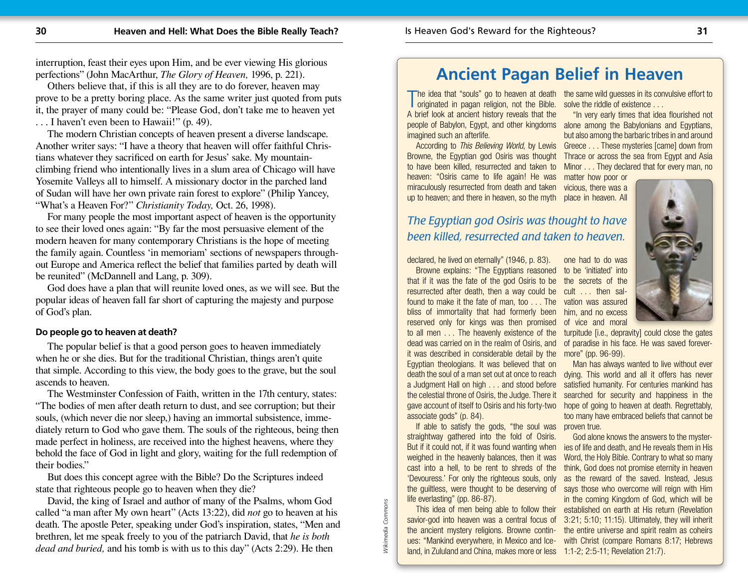interruption, feast their eyes upon Him, and be ever viewing His glorious perfections" (John MacArthur, *The Glory of Heaven,* 1996, p. 221).

Others believe that, if this is all they are to do forever, heaven may prove to be a pretty boring place. As the same writer just quoted from puts it, the prayer of many could be: "Please God, don't take me to heaven yet . . . I haven't even been to Hawaii!" (p. 49).

The modern Christian concepts of heaven present a diverse landscape. Another writer says: "I have a theory that heaven will offer faithful Christians whatever they sacrificed on earth for Jesus' sake. My mountain-climbing friend who intentionally lives in a slum area of Chicago will have Yosemite Valleys all to himself. A missionary doctor in the parched land of Sudan will have her own private rain forest to explore" (Philip Yancey, "What's a Heaven For?" *Christianity Today,* Oct. 26, 1998).

For many people the most important aspect of heaven is the opportunity to see their loved ones again: "By far the most persuasive element of the modern heaven for many contemporary Christians is the hope of meeting the family again. Countless 'in memoriam' sections of newspapers throughout Europe and America reflect the belief that families parted by death will be reunited" (McDannell and Lang, p. 309).

God does have a plan that will reunite loved ones, as we will see. But the popular ideas of heaven fall far short of capturing the majesty and purpose of God's plan.

### Do people go to heaven at death?

The popular belief is that a good person goes to heaven immediately when he or she dies. But for the traditional Christian, things aren't quite that simple. According to this view, the body goes to the grave, but the soul ascends to heaven.

The Westminster Confession of Faith, written in the 17th century, states: "The bodies of men after death return to dust, and see corruption; but their souls, (which never die nor sleep,) having an immortal subsistence, immediately return to God who gave them. The souls of the righteous, being then made perfect in holiness, are received into the highest heavens, where they behold the face of God in light and glory, waiting for the full redemption of their bodies."

But does this concept agree with the Bible? Do the Scriptures indeed state that righteous people go to heaven when they die?

David, the king of Israel and author of many of the Psalms, whom God called "a man after My own heart" (Acts 13:22), did *not* go to heaven at his death. The apostle Peter, speaking under God's inspiration, states, "Men and brethren, let me speak freely to you of the patriarch David, that *he is both dead and buried,* and his tomb is with us to this day" (Acts 2:29). He then

## Ancient Pagan Belief in Heaven

The idea that "souls" go to heaven at death originated in pagan religion, not the Bible. A brief look at ancient history reveals that the people of Babylon, Egypt, and other kingdoms imagined such an afterlife.

According to *This Believing World,* by Lewis Browne, the Egyptian god Osiris was thought to have been killed, resurrected and taken to heaven: "Osiris came to life again! He was miraculously resurrected from death and taken up to heaven; and there in heaven, so the myth declared, he lived on eternally" (1946, p. 83).

*The Egyptian god Osiris was thought to have been killed, resurrected and taken to heaven.*

Browne explains: "The Egyptians reasoned that if it was the fate of the god Osiris to be resurrected after death, then a way could be found to make it the fate of man, too . . . The bliss of immortality that had formerly been reserved only for kings was then promised to all men . . . The heavenly existence of the dead was carried on in the realm of Osiris, and it was described in considerable detail by the Egyptian theologians. It was believed that on death the soul of a man set out at once to reach a Judgment Hall on high . . . and stood before the celestial throne of Osiris, the Judge. There it gave account of itself to Osiris and his forty-two associate gods" (p. 84).

If able to satisfy the gods, "the soul was straightway gathered into the fold of Osiris. But if it could not, if it was found wanting when weighed in the heavenly balances, then it was cast into a hell, to be rent to shreds of the 'Devouress.' For only the righteous souls, only the guiltless, were thought to be deserving of life everlasting" (pp. 86-87).

This idea of men being able to follow their savior-god into heaven was a central focus of the ancient mystery religions. Browne continues: "Mankind everywhere, in Mexico and Iceland, in Zululand and China, makes more or less the same wild guesses in its convulsive effort to solve the riddle of existence . . .

"In very early times that idea flourished not alone among the Babylonians and Egyptians, but also among the barbaric tribes in and around Greece . . . These mysteries [came] down from Thrace or across the sea from Egypt and Asia Minor . . . They declared that for every man, no matter how poor or vicious, there was a place in heaven. All one had to do was to be 'initiated' into the secrets of the cult . . . then salvation was assured him, and no excess of vice and moral turpitude [i.e., depravity] could close the gates of paradise in his face. He was saved forevermore" (pp. 96-99).

Man has always wanted to live without ever dying. This world and all it offers has never satisfied humanity. For centuries mankind has searched for security and happiness in the hope of going to heaven at death. Regrettably, too many have embraced beliefs that cannot be proven true.

God alone knows the answers to the mysteries of life and death, and He reveals them in His Word, the Holy Bible. Contrary to what so many think, God does not promise eternity in heaven as the reward of the saved. Instead, Jesus says those who overcome will reign with Him in the coming Kingdom of God, which will be established on earth at His return (Revelation 3:21; 5:10; 11:15). Ultimately, they will inherit the entire universe and spirit realm as coheirs with Christ (compare Romans 8:17; Hebrews 1:1-2; 2:5-11; Revelation 21:7).

Wikimedia Commons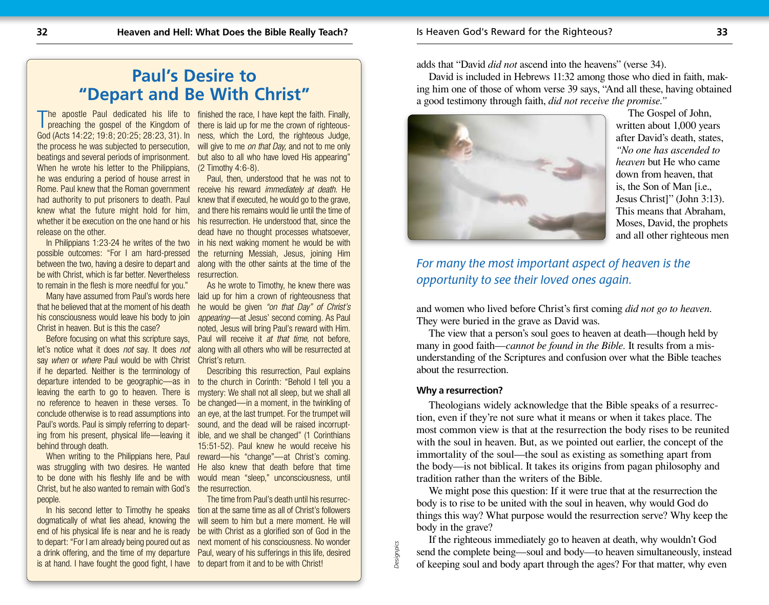## Paul's Desire to "Depart and Be With Christ"

The apostle Paul dedicated his life to preaching the gospel of the Kingdom of God (Acts 14:22; 19:8; 20:25; 28:23, 31). In the process he was subjected to persecution, beatings and several periods of imprisonment. When he wrote his letter to the Philippians, he was enduring a period of house arrest in Rome. Paul knew that the Roman government had authority to put prisoners to death. Paul knew what the future might hold for him, whether it be execution on the one hand or his release on the other.

In Philippians 1:23-24 he writes of the two possible outcomes: "For I am hard-pressed between the two, having a desire to depart and be with Christ, which is far better. Nevertheless to remain in the flesh is more needful for you."

Many have assumed from Paul's words here that he believed that at the moment of his death his consciousness would leave his body to join Christ in heaven. But is this the case?

Before focusing on what this scripture says, let's notice what it does *not* say. It does *not* say *when* or *where* Paul would be with Christ if he departed. Neither is the terminology of departure intended to be geographic—as in leaving the earth to go to heaven. There is no reference to heaven in these verses. To conclude otherwise is to read assumptions into Paul's words. Paul is simply referring to departing from his present, physical life—leaving it behind through death.

When writing to the Philippians here, Paul was struggling with two desires. He wanted to be done with his fleshly life and be with Christ, but he also wanted to remain with God's people.

In his second letter to Timothy he speaks dogmatically of what lies ahead, knowing the end of his physical life is near and he is ready to depart: "For I am already being poured out as a drink offering, and the time of my departure is at hand. I have fought the good fight, I have finished the race, I have kept the faith. Finally, there is laid up for me the crown of righteousness, which the Lord, the righteous Judge, will give to me *on that Day,* and not to me only but also to all who have loved His appearing" (2 Timothy 4:6-8).

Paul, then, understood that he was not to receive his reward *immediately at death.* He knew that if executed, he would go to the grave, and there his remains would lie until the time of his resurrection. He understood that, since the dead have no thought processes whatsoever, in his next waking moment he would be with the returning Messiah, Jesus, joining Him along with the other saints at the time of the resurrection.

As he wrote to Timothy, he knew there was laid up for him a crown of righteousness that he would be given *"on that Day" of Christ's appearing*—at Jesus' second coming. As Paul noted, Jesus will bring Paul's reward with Him. Paul will receive it *at that time,* not before, along with all others who will be resurrected at Christ's return.

Describing this resurrection, Paul explains to the church in Corinth: "Behold I tell you a mystery: We shall not all sleep, but we shall all be changed—in a moment, in the twinkling of an eye, at the last trumpet. For the trumpet will sound, and the dead will be raised incorruptible, and we shall be changed" (1 Corinthians 15:51-52). Paul knew he would receive his reward—his "change"—at Christ's coming. He also knew that death before that time would mean "sleep," unconsciousness, until the resurrection.

The time from Paul's death until his resurrection at the same time as all of Christ's followers will seem to him but a mere moment. He will be with Christ as a glorified son of God in the next moment of his consciousness. No wonder Paul, weary of his sufferings in this life, desired to depart from it and to be with Christ!

---

adds that "David *did not* ascend into the heavens" (verse 34).

David is included in Hebrews 11:32 among those who died in faith, making him one of those of whom verse 39 says, "And all these, having obtained a good testimony through faith, *did not receive the promise."*

The Gospel of John, written about 1,000 years after David's death, states, *"No one has ascended to heaven* but He who came down from heaven, that is, the Son of Man [i.e., Jesus Christ]" (John 3:13). This means that Abraham, Moses, David, the prophets and all other righteous men and women who lived before Christ's first coming *did not go to heaven.* They were buried in the grave as David was.

*For many the most important aspect of heaven is the opportunity to see their loved ones again.*

The view that a person's soul goes to heaven at death—though held by many in good faith—*cannot be found in the Bible.* It results from a misunderstanding of the Scriptures and confusion over what the Bible teaches about the resurrection.

### Why a resurrection?

Theologians widely acknowledge that the Bible speaks of a resurrection, even if they're not sure what it means or when it takes place. The most common view is that at the resurrection the body rises to be reunited with the soul in heaven. But, as we pointed out earlier, the concept of the immortality of the soul—the soul as existing as something apart from the body—is not biblical. It takes its origins from pagan philosophy and tradition rather than the writers of the Bible.

We might pose this question: If it were true that at the resurrection the body is to rise to be united with the soul in heaven, why would God do things this way? What purpose would the resurrection serve? Why keep the body in the grave?

If the righteous immediately go to heaven at death, why wouldn't God send the complete being—soul and body—to heaven simultaneously, instead of keeping soul and body apart through the ages? For that matter, why even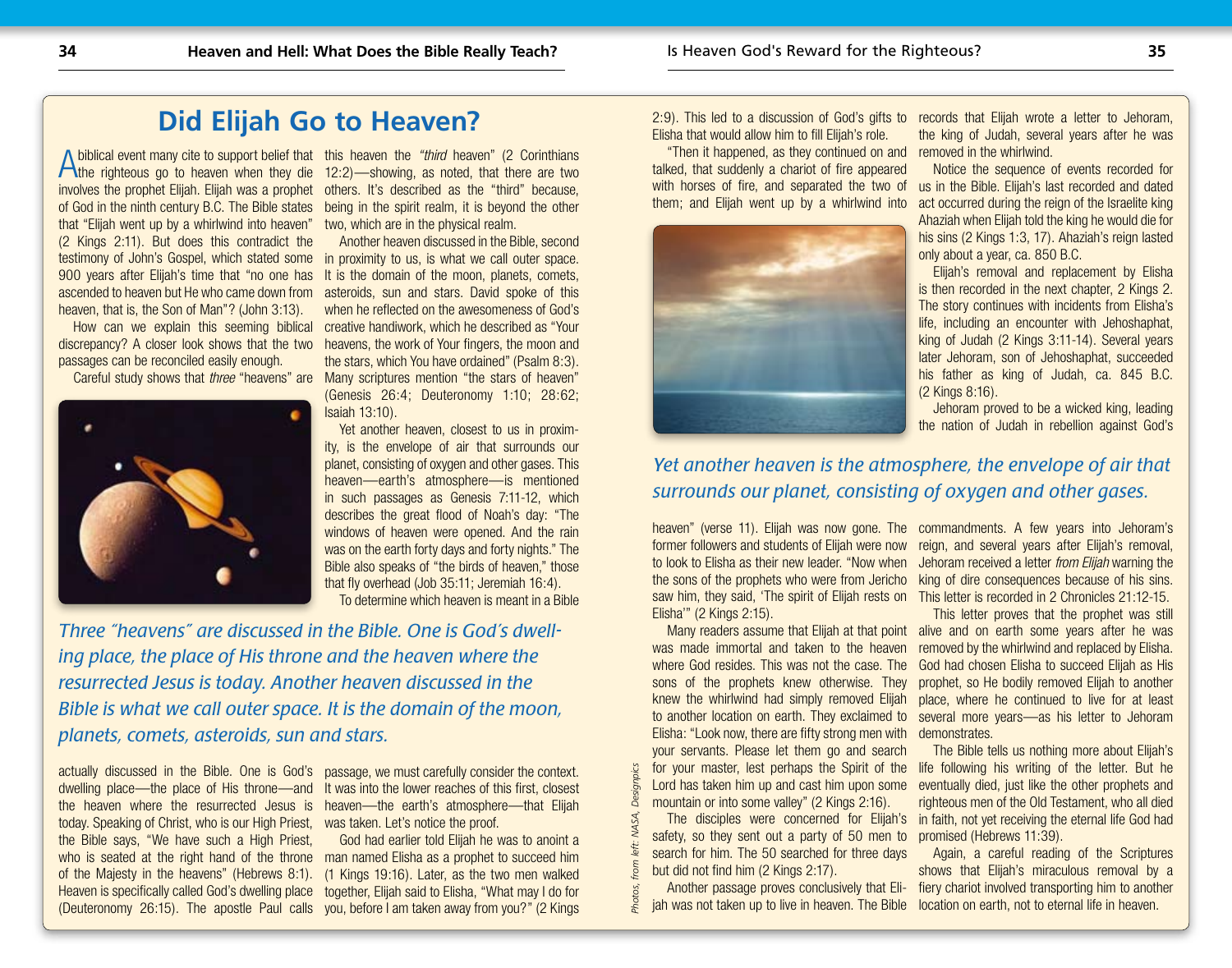## Did Elijah Go to Heaven?

A biblical event many cite to support belief that the righteous go to heaven when they die involves the prophet Elijah. Elijah was a prophet of God in the ninth century B.C. The Bible states that "Elijah went up by a whirlwind into heaven" (2 Kings 2:11). But does this contradict the testimony of John's Gospel, which stated some 900 years after Elijah's time that "no one has ascended to heaven but He who came down from heaven, that is, the Son of Man"? (John 3:13).

How can we explain this seeming biblical discrepancy? A closer look shows that the two passages can be reconciled easily enough.

Careful study shows that *three* "heavens" are actually discussed in the Bible. One is God's dwelling place—the place of His throne—and the heaven where the resurrected Jesus is today. Speaking of Christ, who is our High Priest, the Bible says, "We have such a High Priest, who is seated at the right hand of the throne of the Majesty in the heavens" (Hebrews 8:1). Heaven is specifically called God's dwelling place (Deuteronomy 26:15). The apostle Paul calls this heaven the *"third* heaven" (2 Corinthians 12:2)—showing, as noted, that there are two others. It's described as the "third" because, being in the spirit realm, it is beyond the other two, which are in the physical realm.

Another heaven discussed in the Bible, second in proximity to us, is what we call outer space. It is the domain of the moon, planets, comets, asteroids, sun and stars. David spoke of this when he reflected on the awesomeness of God's creative handiwork, which he described as "Your heavens, the work of Your fingers, the moon and the stars, which You have ordained" (Psalm 8:3). Many scriptures mention "the stars of heaven" (Genesis 26:4; Deuteronomy 1:10; 28:62; Isaiah 13:10).

Yet another heaven, closest to us in proximity, is the envelope of air that surrounds our planet, consisting of oxygen and other gases. This heaven—earth's atmosphere—is mentioned in such passages as Genesis 7:11-12, which describes the great flood of Noah's day: "The windows of heaven were opened. And the rain was on the earth forty days and forty nights." The Bible also speaks of "the birds of heaven," those that fly overhead (Job 35:11; Jeremiah 16:4).

To determine which heaven is meant in a Bible passage, we must carefully consider the context. It was into the lower reaches of this first, closest heaven—the earth's atmosphere—that Elijah was taken. Let's notice the proof.

*Three "heavens" are discussed in the Bible. One is God's dwelling place, the place of His throne and the heaven where the resurrected Jesus is today. Another heaven discussed in the Bible is what we call outer space. It is the domain of the moon, planets, comets, asteroids, sun and stars.*

God had earlier told Elijah he was to anoint a man named Elisha as a prophet to succeed him (1 Kings 19:16). Later, as the two men walked together, Elijah said to Elisha, "What may I do for you, before I am taken away from you?" (2 Kings 2:9). This led to a discussion of God's gifts to Elisha that would allow him to fill Elijah's role.

"Then it happened, as they continued on and talked, that suddenly a chariot of fire appeared with horses of fire, and separated the two of them; and Elijah went up by a whirlwind into heaven" (verse 11). Elijah was now gone. The former followers and students of Elijah were now to look to Elisha as their new leader. "Now when the sons of the prophets who were from Jericho saw him, they said, 'The spirit of Elijah rests on Elisha'" (2 Kings 2:15).

Many readers assume that Elijah at that point was made immortal and taken to the heaven where God resides. This was not the case. The sons of the prophets knew otherwise. They knew the whirlwind had simply removed Elijah to another location on earth. They exclaimed to Elisha: "Look now, there are fifty strong men with your servants. Please let them go and search for your master, lest perhaps the Spirit of the Lord has taken him up and cast him upon some mountain or into some valley" (2 Kings 2:16).

The disciples were concerned for Elijah's safety, so they sent out a party of 50 men to search for him. The 50 searched for three days but did not find him (2 Kings 2:17).

Another passage proves conclusively that Elijah was not taken up to live in heaven. The Bible records that Elijah wrote a letter to Jehoram, the king of Judah, several years after he was removed in the whirlwind.

Notice the sequence of events recorded for us in the Bible. Elijah's last recorded and dated act occurred during the reign of the Israelite king Ahaziah when Elijah told the king he would die for his sins (2 Kings 1:3, 17). Ahaziah's reign lasted only about a year, ca. 850 B.C.

Elijah's removal and replacement by Elisha is then recorded in the next chapter, 2 Kings 2. The story continues with incidents from Elisha's life, including an encounter with Jehoshaphat, king of Judah (2 Kings 3:11-14). Several years later Jehoram, son of Jehoshaphat, succeeded his father as king of Judah, ca. 845 B.C. (2 Kings 8:16).

Jehoram proved to be a wicked king, leading the nation of Judah in rebellion against God's commandments. A few years into Jehoram's reign, and several years after Elijah's removal, Jehoram received a letter *from Elijah* warning the king of dire consequences because of his sins. This letter is recorded in 2 Chronicles 21:12-15.

*Yet another heaven is the atmosphere, the envelope of air that surrounds our planet, consisting of oxygen and other gases.*

This letter proves that the prophet was still alive and on earth some years after he was removed by the whirlwind and replaced by Elisha. God had chosen Elisha to succeed Elijah as His prophet, so He bodily removed Elijah to another place, where he continued to live for at least several more years—as his letter to Jehoram demonstrates.

The Bible tells us nothing more about Elijah's life following his writing of the letter. But he eventually died, just like the other prophets and righteous men of the Old Testament, who all died in faith, not yet receiving the eternal life God had promised (Hebrews 11:39).

Again, a careful reading of the Scriptures shows that Elijah's miraculous removal by a fiery chariot involved transporting him to another location on earth, not to eternal life in heaven.

Photos, from left: NASA, Designpics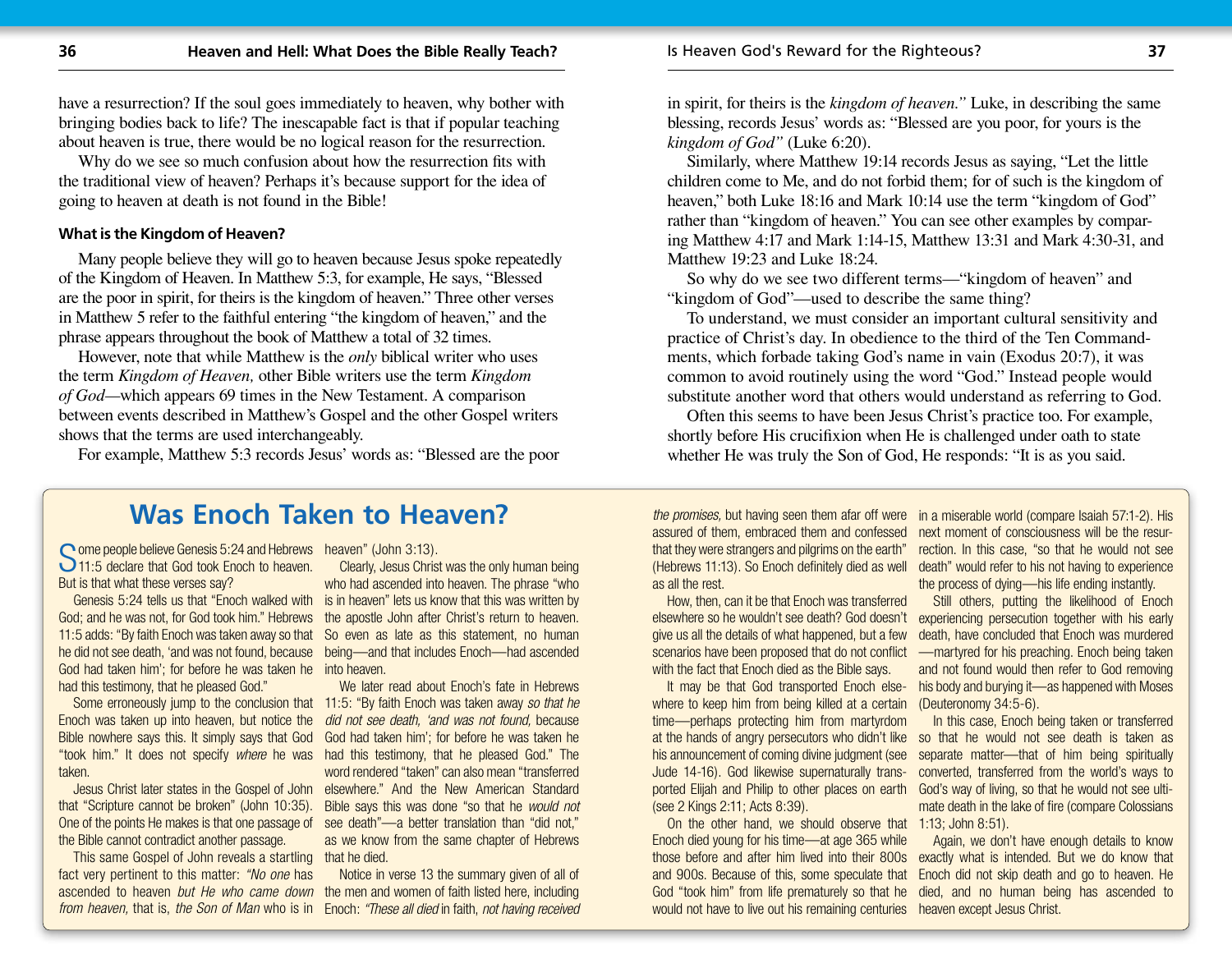have a resurrection? If the soul goes immediately to heaven, why bother with bringing bodies back to life? The inescapable fact is that if popular teaching about heaven is true, there would be no logical reason for the resurrection.

Why do we see so much confusion about how the resurrection fits with the traditional view of heaven? Perhaps it's because support for the idea of going to heaven at death is not found in the Bible!

#### What is the Kingdom of Heaven?

Many people believe they will go to heaven because Jesus spoke repeatedly of the Kingdom of Heaven. In Matthew 5:3, for example, He says, "Blessed are the poor in spirit, for theirs is the kingdom of heaven." Three other verses in Matthew 5 refer to the faithful entering "the kingdom of heaven," and the phrase appears throughout the book of Matthew a total of 32 times.

However, note that while Matthew is the *only* biblical writer who uses the term *Kingdom of Heaven,* other Bible writers use the term *Kingdom of God*—which appears 69 times in the New Testament. A comparison between events described in Matthew's Gospel and the other Gospel writers shows that the terms are used interchangeably.

For example, Matthew 5:3 records Jesus' words as: "Blessed are the poor in spirit, for theirs is the *kingdom of heaven."* Luke, in describing the same blessing, records Jesus' words as: "Blessed are you poor, for yours is the *kingdom of God"* (Luke 6:20).

Similarly, where Matthew 19:14 records Jesus as saying, "Let the little children come to Me, and do not forbid them; for of such is the kingdom of heaven," both Luke 18:16 and Mark 10:14 use the term "kingdom of God" rather than "kingdom of heaven." You can see other examples by comparing Matthew 4:17 and Mark 1:14-15, Matthew 13:31 and Mark 4:30-31, and Matthew 19:23 and Luke 18:24.

So why do we see two different terms—"kingdom of heaven" and "kingdom of God"—used to describe the same thing?

To understand, we must consider an important cultural sensitivity and practice of Christ's day. In obedience to the third of the Ten Commandments, which forbade taking God's name in vain (Exodus 20:7), it was common to avoid routinely using the word "God." Instead people would substitute another word that others would understand as referring to God.

Often this seems to have been Jesus Christ's practice too. For example, shortly before His crucifixion when He is challenged under oath to state whether He was truly the Son of God, He responds: "It is as you said.

## Was Enoch Taken to Heaven?

Some people believe Genesis 5:24 and Hebrews 11:5 declare that God took Enoch to heaven. But is that what these verses say?

Genesis 5:24 tells us that "Enoch walked with God; and he was not, for God took him." Hebrews 11:5 adds: "By faith Enoch was taken away so that he did not see death, 'and was not found, because God had taken him'; for before he was taken he had this testimony, that he pleased God."

Some erroneously jump to the conclusion that Enoch was taken up into heaven, but notice the Bible nowhere says this. It simply says that God "took him." It does not specify *where* he was taken.

Jesus Christ later states in the Gospel of John that "Scripture cannot be broken" (John 10:35). One of the points He makes is that one passage of the Bible cannot contradict another passage.

This same Gospel of John reveals a startling fact very pertinent to this matter: *"No one* has ascended to heaven *but He who came down from heaven,* that is, *the Son of Man* who is in heaven" (John 3:13).

Clearly, Jesus Christ was the only human being who had ascended into heaven. The phrase "who is in heaven" lets us know that this was written by the apostle John after Christ's return to heaven. So even as late as this statement, no human being—and that includes Enoch—had ascended into heaven.

We later read about Enoch's fate in Hebrews 11:5: "By faith Enoch was taken away *so that he did not see death, 'and was not found,* because God had taken him'; for before he was taken he had this testimony, that he pleased God." The word rendered "taken" can also mean "transferred elsewhere." And the New American Standard Bible says this was done "so that he *would not* see death"—a better translation than "did not," as we know from the same chapter of Hebrews that he died.

Notice in verse 13 the summary given of all of the men and women of faith listed here, including Enoch: *"These all died* in faith, *not having received the promises,* but having seen them afar off were assured of them, embraced them and confessed that they were strangers and pilgrims on the earth" (Hebrews 11:13). So Enoch definitely died as well as all the rest.

How, then, can it be that Enoch was transferred elsewhere so he wouldn't see death? God doesn't give us all the details of what happened, but a few scenarios have been proposed that do not conflict with the fact that Enoch died as the Bible says.

It may be that God transported Enoch elsewhere to keep him from being killed at a certain time—perhaps protecting him from martyrdom at the hands of angry persecutors who didn't like his announcement of coming divine judgment (see Jude 14-16). God likewise supernaturally transported Elijah and Philip to other places on earth (see 2 Kings 2:11; Acts 8:39).

On the other hand, we should observe that Enoch died young for his time—at age 365 while those before and after him lived into their 800s and 900s. Because of this, some speculate that God "took him" from life prematurely so that he would not have to live out his remaining centuries in a miserable world (compare Isaiah 57:1-2). His next moment of consciousness will be the resurrection. In this case, "so that he would not see death" would refer to his not having to experience the process of dying—his life ending instantly.

Still others, putting the likelihood of Enoch experiencing persecution together with his early death, have concluded that Enoch was murdered—martyred for his preaching. Enoch being taken and not found would then refer to God removing his body and burying it—as happened with Moses (Deuteronomy 34:5-6).

In this case, Enoch being taken or transferred so that he would not see death is taken as separate matter—that of him being spiritually converted, transferred from the world's ways to God's way of living, so that he would not see ultimate death in the lake of fire (compare Colossians 1:13; John 8:51).

Again, we don't have enough details to know exactly what is intended. But we do know that Enoch did not skip death and go to heaven. He died, and no human being has ascended to heaven except Jesus Christ.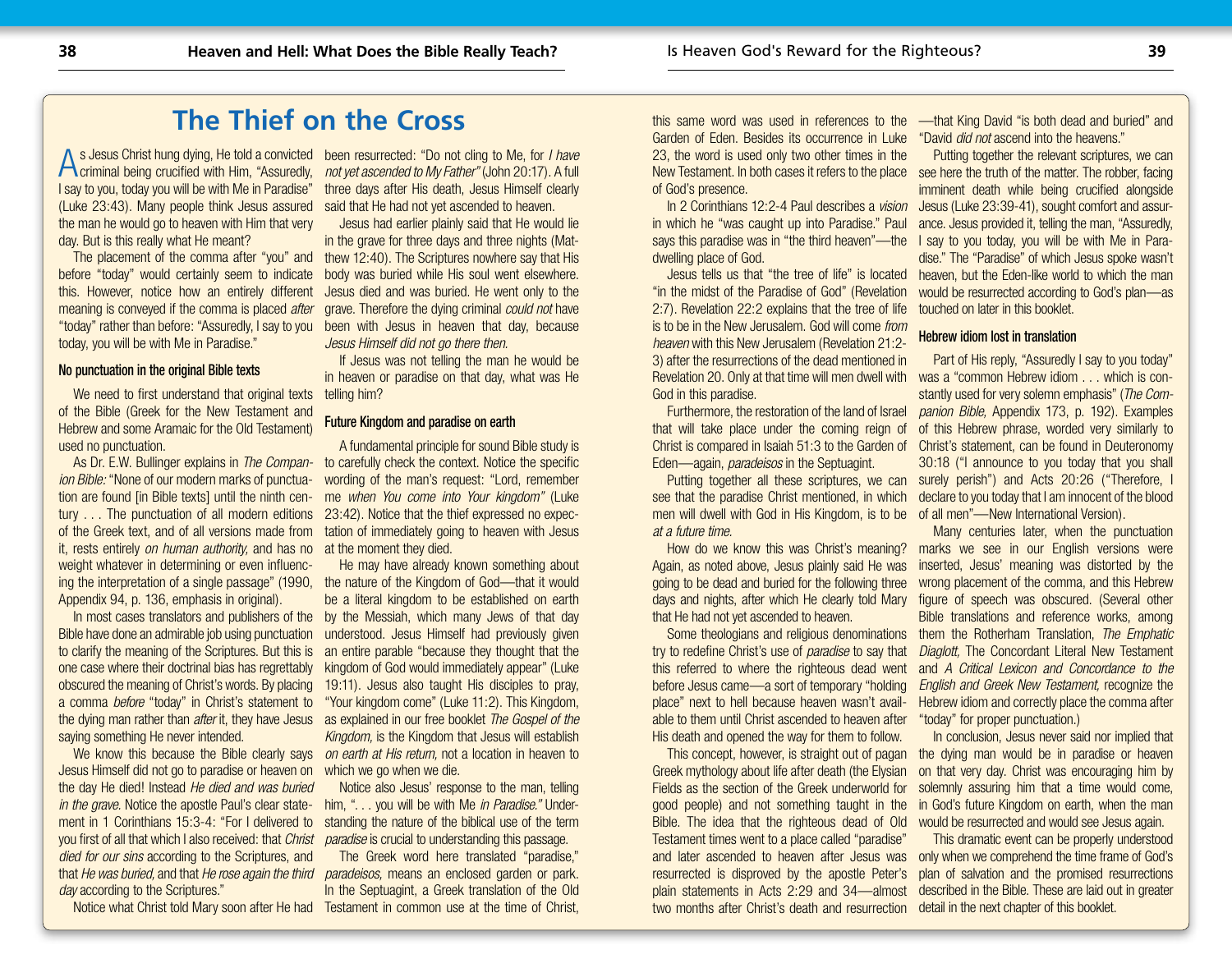## The Thief on the Cross

As Jesus Christ hung dying, He told a convicted criminal being crucified with Him, "Assuredly, I say to you, today you will be with Me in Paradise" (Luke 23:43). Many people think Jesus assured the man he would go to heaven with Him that very day. But is this really what He meant?

The placement of the comma after "you" and before "today" would certainly seem to indicate this. However, notice how an entirely different meaning is conveyed if the comma is placed *after* "today" rather than before: "Assuredly, I say to you today, you will be with Me in Paradise."

#### No punctuation in the original Bible texts

We need to first understand that original texts of the Bible (Greek for the New Testament and Hebrew and some Aramaic for the Old Testament) used no punctuation.

As Dr. E.W. Bullinger explains in *The Companion Bible:* "None of our modern marks of punctuation are found [in Bible texts] until the ninth century . . . The punctuation of all modern editions of the Greek text, and of all versions made from it, rests entirely *on human authority,* and has no weight whatever in determining or even influencing the interpretation of a single passage" (1990, Appendix 94, p. 136, emphasis in original).

In most cases translators and publishers of the Bible have done an admirable job using punctuation to clarify the meaning of the Scriptures. But this is one case where their doctrinal bias has regrettably obscured the meaning of Christ's words. By placing a comma *before* "today" in Christ's statement to the dying man rather than *after* it, they have Jesus saying something He never intended.

We know this because the Bible clearly says Jesus Himself did not go to paradise or heaven on the day He died! Instead *He died and was buried in the grave.* Notice the apostle Paul's clear statement in 1 Corinthians 15:3-4: "For I delivered to you first of all that which I also received: that *Christ died for our sins* according to the Scriptures, and that *He was buried,* and that *He rose again the third day* according to the Scriptures."

Notice what Christ told Mary soon after He had been resurrected: "Do not cling to Me, for *I have not yet ascended to My Father"* (John 20:17). A full three days after His death, Jesus Himself clearly said that He had not yet ascended to heaven.

Jesus had earlier plainly said that He would lie in the grave for three days and three nights (Matthew 12:40). The Scriptures nowhere say that His body was buried while His soul went elsewhere. Jesus died and was buried. He went only to the grave. Therefore the dying criminal *could not* have been with Jesus in heaven that day, because *Jesus Himself did not go there then.*

If Jesus was not telling the man he would be in heaven or paradise on that day, what was He telling him?

#### Future Kingdom and paradise on earth

A fundamental principle for sound Bible study is to carefully check the context. Notice the specific wording of the man's request: "Lord, remember me *when You come into Your kingdom"* (Luke 23:42). Notice that the thief expressed no expectation of immediately going to heaven with Jesus at the moment they died.

He may have already known something about the nature of the Kingdom of God—that it would be a literal kingdom to be established on earth by the Messiah, which many Jews of that day understood. Jesus Himself had previously given an entire parable "because they thought that the kingdom of God would immediately appear" (Luke 19:11). Jesus also taught His disciples to pray, "Your kingdom come" (Luke 11:2). This Kingdom, as explained in our free booklet *The Gospel of the Kingdom,* is the Kingdom that Jesus will establish *on earth at His return,* not a location in heaven to which we go when we die.

Notice also Jesus' response to the man, telling him, ". . . you will be with Me *in Paradise."* Understanding the nature of the biblical use of the term *paradise* is crucial to understanding this passage.

The Greek word here translated "paradise," *paradeisos,* means an enclosed garden or park. In the Septuagint, a Greek translation of the Old Testament in common use at the time of Christ, this same word was used in references to the Garden of Eden. Besides its occurrence in Luke 23, the word is used only two other times in the New Testament. In both cases it refers to the place of God's presence.

In 2 Corinthians 12:2-4 Paul describes a *vision* in which he "was caught up into Paradise." Paul says this paradise was in "the third heaven"—the dwelling place of God.

Jesus tells us that "the tree of life" is located "in the midst of the Paradise of God" (Revelation 2:7). Revelation 22:2 explains that the tree of life is to be in the New Jerusalem. God will come *from heaven* with this New Jerusalem (Revelation 21:2-3) after the resurrections of the dead mentioned in Revelation 20. Only at that time will men dwell with God in this paradise.

Furthermore, the restoration of the land of Israel that will take place under the coming reign of Christ is compared in Isaiah 51:3 to the Garden of Eden—again, *paradeisos* in the Septuagint.

Putting together all these scriptures, we can see that the paradise Christ mentioned, in which men will dwell with God in His Kingdom, is to be *at a future time.*

How do we know this was Christ's meaning? Again, as noted above, Jesus plainly said He was going to be dead and buried for the following three days and nights, after which He clearly told Mary that He had not yet ascended to heaven.

Some theologians and religious denominations try to redefine Christ's use of *paradise* to say that this referred to where the righteous dead went before Jesus came—a sort of temporary "holding place" next to hell because heaven wasn't available to them until Christ ascended to heaven after His death and opened the way for them to follow.

This concept, however, is straight out of pagan Greek mythology about life after death (the Elysian Fields as the section of the Greek underworld for good people) and not something taught in the Bible. The idea that the righteous dead of Old Testament times went to a place called "paradise" and later ascended to heaven after Jesus was resurrected is disproved by the apostle Peter's plain statements in Acts 2:29 and 34—almost two months after Christ's death and resurrection—that King David "is both dead and buried" and "David *did not* ascend into the heavens."

Putting together the relevant scriptures, we can see here the truth of the matter. The robber, facing imminent death while being crucified alongside Jesus (Luke 23:39-41), sought comfort and assurance. Jesus provided it, telling the man, "Assuredly, I say to you today, you will be with Me in Paradise." The "Paradise" of which Jesus spoke wasn't heaven, but the Eden-like world to which the man would be resurrected according to God's plan—as touched on later in this booklet.

#### Hebrew idiom lost in translation

Part of His reply, "Assuredly I say to you today" was a "common Hebrew idiom . . . which is constantly used for very solemn emphasis" (*The Companion Bible,* Appendix 173, p. 192). Examples of this Hebrew phrase, worded very similarly to Christ's statement, can be found in Deuteronomy 30:18 ("I announce to you today that you shall surely perish") and Acts 20:26 ("Therefore, I declare to you today that I am innocent of the blood of all men"—New International Version).

Many centuries later, when the punctuation marks we see in our English versions were inserted, Jesus' meaning was distorted by the wrong placement of the comma, and this Hebrew figure of speech was obscured. (Several other Bible translations and reference works, among them the Rotherham Translation, *The Emphatic Diaglott,* The Concordant Literal New Testament and *A Critical Lexicon and Concordance to the English and Greek New Testament,* recognize the Hebrew idiom and correctly place the comma after "today" for proper punctuation.)

In conclusion, Jesus never said nor implied that the dying man would be in paradise or heaven on that very day. Christ was encouraging him by solemnly assuring him that a time would come, in God's future Kingdom on earth, when the man would be resurrected and would see Jesus again.

This dramatic event can be properly understood only when we comprehend the time frame of God's plan of salvation and the promised resurrections described in the Bible. These are laid out in greater detail in the next chapter of this booklet.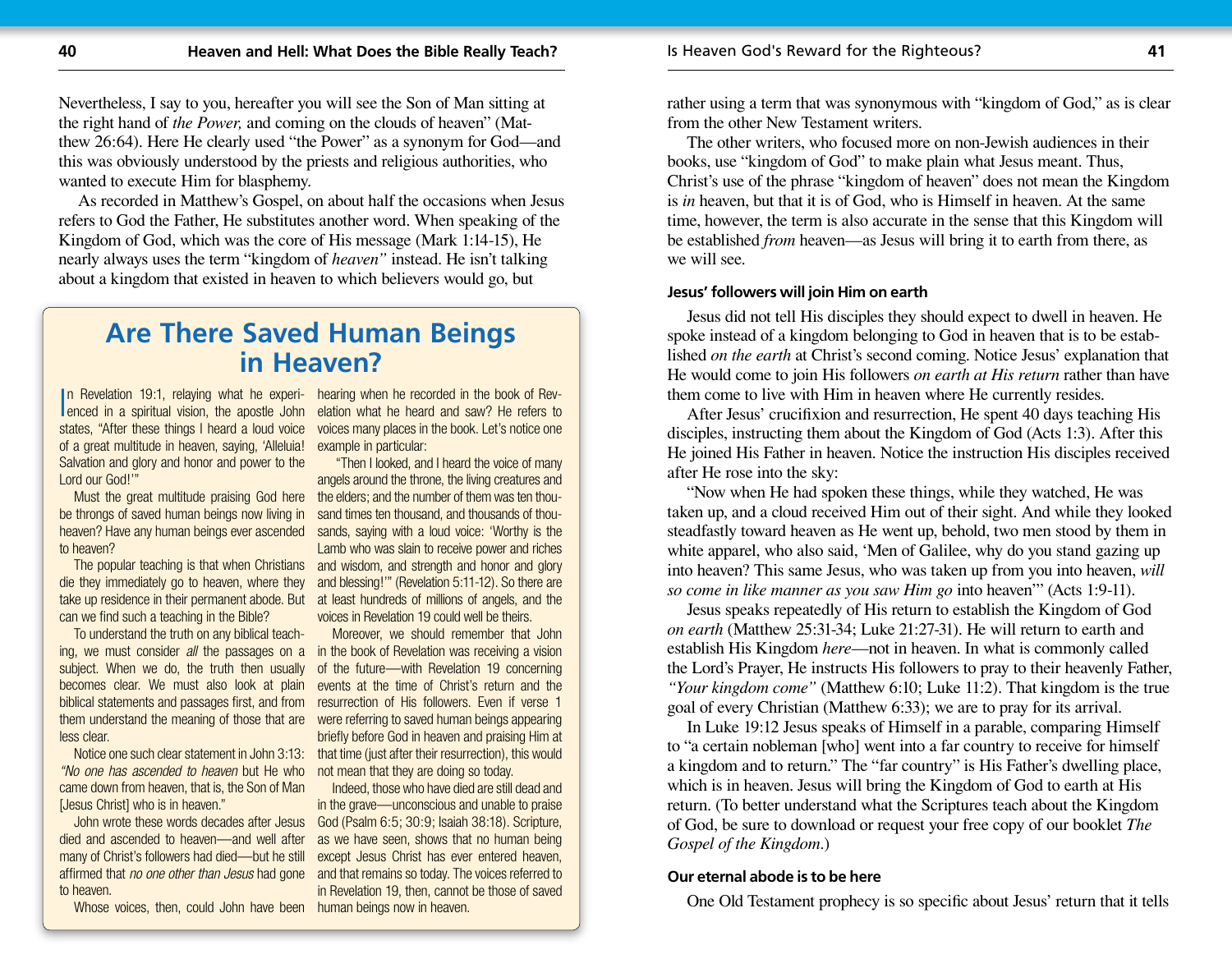Nevertheless, I say to you, hereafter you will see the Son of Man sitting at the right hand of *the Power,* and coming on the clouds of heaven" (Matthew 26:64). Here He clearly used "the Power" as a synonym for God—and this was obviously understood by the priests and religious authorities, who wanted to execute Him for blasphemy.

As recorded in Matthew's Gospel, on about half the occasions when Jesus refers to God the Father, He substitutes another word. When speaking of the Kingdom of God, which was the core of His message (Mark 1:14-15), He nearly always uses the term "kingdom of *heaven"* instead. He isn't talking about a kingdom that existed in heaven to which believers would go, but rather using a term that was synonymous with "kingdom of God," as is clear from the other New Testament writers.

The other writers, who focused more on non-Jewish audiences in their books, use "kingdom of God" to make plain what Jesus meant. Thus, Christ's use of the phrase "kingdom of heaven" does not mean the Kingdom is *in* heaven, but that it is of God, who is Himself in heaven. At the same time, however, the term is also accurate in the sense that this Kingdom will be established *from* heaven—as Jesus will bring it to earth from there, as we will see.

## Are There Saved Human Beings in Heaven?

In Revelation 19:1, relaying what he experienced in a spiritual vision, the apostle John states, "After these things I heard a loud voice of a great multitude in heaven, saying, 'Alleluia! Salvation and glory and honor and power to the Lord our God!'"

Must the great multitude praising God here be throngs of saved human beings now living in heaven? Have any human beings ever ascended to heaven?

The popular teaching is that when Christians die they immediately go to heaven, where they take up residence in their permanent abode. But can we find such a teaching in the Bible?

To understand the truth on any biblical teaching, we must consider *all* the passages on a subject. When we do, the truth then usually becomes clear. We must also look at plain biblical statements and passages first, and from them understand the meaning of those that are less clear.

Notice one such clear statement in John 3:13: *"No one has ascended to heaven* but He who came down from heaven, that is, the Son of Man [Jesus Christ] who is in heaven."

John wrote these words decades after Jesus died and ascended to heaven—and well after many of Christ's followers had died—but he still affirmed that *no one other than Jesus* had gone to heaven.

Whose voices, then, could John have been hearing when he recorded in the book of Revelation what he heard and saw? He refers to voices many places in the book. Let's notice one example in particular:

"Then I looked, and I heard the voice of many angels around the throne, the living creatures and the elders; and the number of them was ten thousand times ten thousand, and thousands of thousands, saying with a loud voice: 'Worthy is the Lamb who was slain to receive power and riches and wisdom, and strength and honor and glory and blessing!'" (Revelation 5:11-12). So there are at least hundreds of millions of angels, and the voices in Revelation 19 could well be theirs.

Moreover, we should remember that John in the book of Revelation was receiving a vision of the future—with Revelation 19 concerning events at the time of Christ's return and the resurrection of His followers. Even if verse 1 were referring to saved human beings appearing briefly before God in heaven and praising Him at that time (just after their resurrection), this would not mean that they are doing so today.

Indeed, those who have died are still dead and in the grave—unconscious and unable to praise God (Psalm 6:5; 30:9; Isaiah 38:18). Scripture, as we have seen, shows that no human being except Jesus Christ has ever entered heaven, and that remains so today. The voices referred to in Revelation 19, then, cannot be those of saved human beings now in heaven.

### Jesus' followers will join Him on earth

Jesus did not tell His disciples they should expect to dwell in heaven. He spoke instead of a kingdom belonging to God in heaven that is to be established *on the earth* at Christ's second coming. Notice Jesus' explanation that He would come to join His followers *on earth at His return* rather than have them come to live with Him in heaven where He currently resides.

After Jesus' crucifixion and resurrection, He spent 40 days teaching His disciples, instructing them about the Kingdom of God (Acts 1:3). After this He joined His Father in heaven. Notice the instruction His disciples received after He rose into the sky:

"Now when He had spoken these things, while they watched, He was taken up, and a cloud received Him out of their sight. And while they looked steadfastly toward heaven as He went up, behold, two men stood by them in white apparel, who also said, 'Men of Galilee, why do you stand gazing up into heaven? This same Jesus, who was taken up from you into heaven, *will so come in like manner as you saw Him go* into heaven'" (Acts 1:9-11).

Jesus speaks repeatedly of His return to establish the Kingdom of God *on earth* (Matthew 25:31-34; Luke 21:27-31). He will return to earth and establish His Kingdom *here*—not in heaven. In what is commonly called the Lord's Prayer, He instructs His followers to pray to their heavenly Father, *"Your kingdom come"* (Matthew 6:10; Luke 11:2). That kingdom is the true goal of every Christian (Matthew 6:33); we are to pray for its arrival.

In Luke 19:12 Jesus speaks of Himself in a parable, comparing Himself to "a certain nobleman [who] went into a far country to receive for himself a kingdom and to return." The "far country" is His Father's dwelling place, which is in heaven. Jesus will bring the Kingdom of God to earth at His return. (To better understand what the Scriptures teach about the Kingdom of God, be sure to download or request your free copy of our booklet *The Gospel of the Kingdom*.)

### Our eternal abode is to be here

One Old Testament prophecy is so specific about Jesus' return that it tells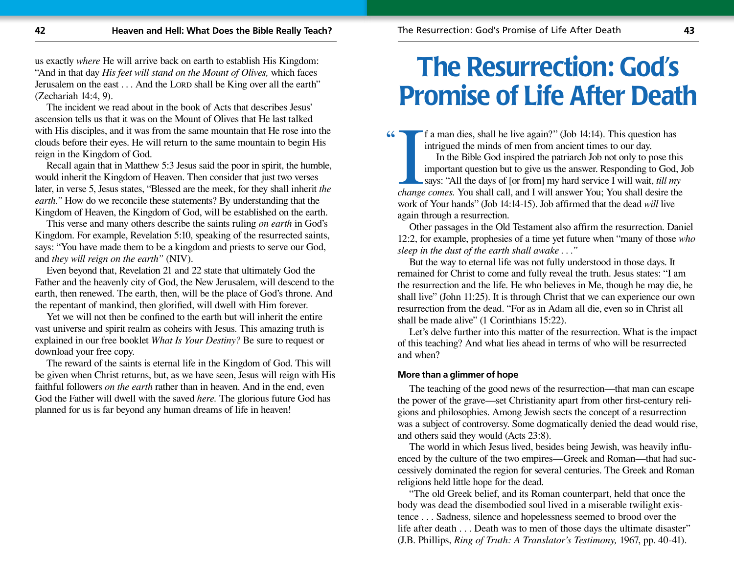us exactly *where* He will arrive back on earth to establish His Kingdom: "And in that day *His feet will stand on the Mount of Olives,* which faces Jerusalem on the east . . . And the LORD shall be King over all the earth" (Zechariah 14:4, 9).

The incident we read about in the book of Acts that describes Jesus' ascension tells us that it was on the Mount of Olives that He last talked with His disciples, and it was from the same mountain that He rose into the clouds before their eyes. He will return to the same mountain to begin His reign in the Kingdom of God.

Recall again that in Matthew 5:3 Jesus said the poor in spirit, the humble, would inherit the Kingdom of Heaven. Then consider that just two verses later, in verse 5, Jesus states, "Blessed are the meek, for they shall inherit *the earth."* How do we reconcile these statements? By understanding that the Kingdom of Heaven, the Kingdom of God, will be established on the earth.

This verse and many others describe the saints ruling *on earth* in God's Kingdom. For example, Revelation 5:10, speaking of the resurrected saints, says: "You have made them to be a kingdom and priests to serve our God, and *they will reign on the earth"* (NIV).

Even beyond that, Revelation 21 and 22 state that ultimately God the Father and the heavenly city of God, the New Jerusalem, will descend to the earth, then renewed. The earth, then, will be the place of God's throne. And the repentant of mankind, then glorified, will dwell with Him forever.

Yet we will not then be confined to the earth but will inherit the entire vast universe and spirit realm as coheirs with Jesus. This amazing truth is explained in our free booklet *What Is Your Destiny?* Be sure to request or download your free copy.

The reward of the saints is eternal life in the Kingdom of God. This will be given when Christ returns, but, as we have seen, Jesus will reign with His faithful followers *on the earth* rather than in heaven. And in the end, even God the Father will dwell with the saved *here.* The glorious future God has planned for us is far beyond any human dreams of life in heaven!

# The Resurrection: God's Promise of Life After Death

"If a man dies, shall he live again?" (Job 14:14). This question has intrigued the minds of men from ancient times to our day.

In the Bible God inspired the patriarch Job not only to pose this important question but to give us the answer. Responding to God, Job says: "All the days of [or from] my hard service I will wait, *till my change comes.* You shall call, and I will answer You; You shall desire the work of Your hands" (Job 14:14-15). Job affirmed that the dead *will* live again through a resurrection.

Other passages in the Old Testament also affirm the resurrection. Daniel 12:2, for example, prophesies of a time yet future when "many of those *who sleep in the dust of the earth shall awake . . ."*

But the way to eternal life was not fully understood in those days. It remained for Christ to come and fully reveal the truth. Jesus states: "I am the resurrection and the life. He who believes in Me, though he may die, he shall live" (John 11:25). It is through Christ that we can experience our own resurrection from the dead. "For as in Adam all die, even so in Christ all shall be made alive" (1 Corinthians 15:22).

Let's delve further into this matter of the resurrection. What is the impact of this teaching? And what lies ahead in terms of who will be resurrected and when?

### More than a glimmer of hope

The teaching of the good news of the resurrection—that man can escape the power of the grave—set Christianity apart from other first-century religions and philosophies. Among Jewish sects the concept of a resurrection was a subject of controversy. Some dogmatically denied the dead would rise, and others said they would (Acts 23:8).

The world in which Jesus lived, besides being Jewish, was heavily influenced by the culture of the two empires—Greek and Roman—that had successively dominated the region for several centuries. The Greek and Roman religions held little hope for the dead.

"The old Greek belief, and its Roman counterpart, held that once the body was dead the disembodied soul lived in a miserable twilight existence . . . Sadness, silence and hopelessness seemed to brood over the life after death . . . Death was to men of those days the ultimate disaster" (J.B. Phillips, *Ring of Truth: A Translator's Testimony,* 1967, pp. 40-41).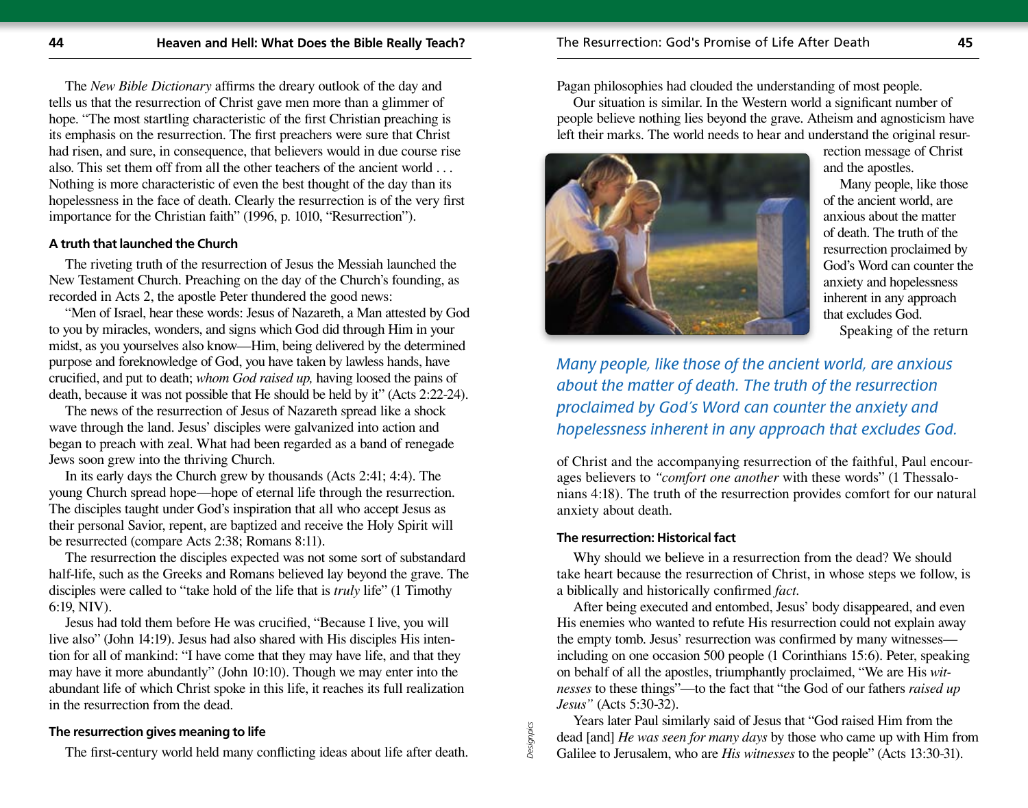The *New Bible Dictionary* affirms the dreary outlook of the day and tells us that the resurrection of Christ gave men more than a glimmer of hope. "The most startling characteristic of the first Christian preaching is its emphasis on the resurrection. The first preachers were sure that Christ had risen, and sure, in consequence, that believers would in due course rise also. This set them off from all the other teachers of the ancient world . . . Nothing is more characteristic of even the best thought of the day than its hopelessness in the face of death. Clearly the resurrection is of the very first importance for the Christian faith" (1996, p. 1010, "Resurrection").

### A truth that launched the Church

The riveting truth of the resurrection of Jesus the Messiah launched the New Testament Church. Preaching on the day of the Church's founding, as recorded in Acts 2, the apostle Peter thundered the good news:

"Men of Israel, hear these words: Jesus of Nazareth, a Man attested by God to you by miracles, wonders, and signs which God did through Him in your midst, as you yourselves also know—Him, being delivered by the determined purpose and foreknowledge of God, you have taken by lawless hands, have crucified, and put to death; *whom God raised up,* having loosed the pains of death, because it was not possible that He should be held by it" (Acts 2:22-24).

The news of the resurrection of Jesus of Nazareth spread like a shock wave through the land. Jesus' disciples were galvanized into action and began to preach with zeal. What had been regarded as a band of renegade Jews soon grew into the thriving Church.

In its early days the Church grew by thousands (Acts 2:41; 4:4). The young Church spread hope—hope of eternal life through the resurrection. The disciples taught under God's inspiration that all who accept Jesus as their personal Savior, repent, are baptized and receive the Holy Spirit will be resurrected (compare Acts 2:38; Romans 8:11).

The resurrection the disciples expected was not some sort of substandard half-life, such as the Greeks and Romans believed lay beyond the grave. The disciples were called to "take hold of the life that is *truly* life" (1 Timothy 6:19, NIV).

Jesus had told them before He was crucified, "Because I live, you will live also" (John 14:19). Jesus had also shared with His disciples His intention for all of mankind: "I have come that they may have life, and that they may have it more abundantly" (John 10:10). Though we may enter into the abundant life of which Christ spoke in this life, it reaches its full realization in the resurrection from the dead.

### The resurrection gives meaning to life

The first-century world held many conflicting ideas about life after death. Pagan philosophies had clouded the understanding of most people.

Our situation is similar. In the Western world a significant number of people believe nothing lies beyond the grave. Atheism and agnosticism have left their marks. The world needs to hear and understand the original resurrection message of Christ and the apostles.

Many people, like those of the ancient world, are anxious about the matter of death. The truth of the resurrection proclaimed by God's Word can counter the anxiety and hopelessness inherent in any approach that excludes God.

Speaking of the return of Christ and the accompanying resurrection of the faithful, Paul encourages believers to *"comfort one another* with these words" (1 Thessalonians 4:18). The truth of the resurrection provides comfort for our natural anxiety about death.

*Many people, like those of the ancient world, are anxious about the matter of death. The truth of the resurrection proclaimed by God's Word can counter the anxiety and hopelessness inherent in any approach that excludes God.*

Designpics

### The resurrection: Historical fact

Why should we believe in a resurrection from the dead? We should take heart because the resurrection of Christ, in whose steps we follow, is a biblically and historically confirmed *fact.*

After being executed and entombed, Jesus' body disappeared, and even His enemies who wanted to refute His resurrection could not explain away the empty tomb. Jesus' resurrection was confirmed by many witnesses—including on one occasion 500 people (1 Corinthians 15:6). Peter, speaking on behalf of all the apostles, triumphantly proclaimed, "We are His *witnesses* to these things"—to the fact that "the God of our fathers *raised up Jesus"* (Acts 5:30-32).

Years later Paul similarly said of Jesus that "God raised Him from the dead [and] *He was seen for many days* by those who came up with Him from Galilee to Jerusalem, who are *His witnesses* to the people" (Acts 13:30-31).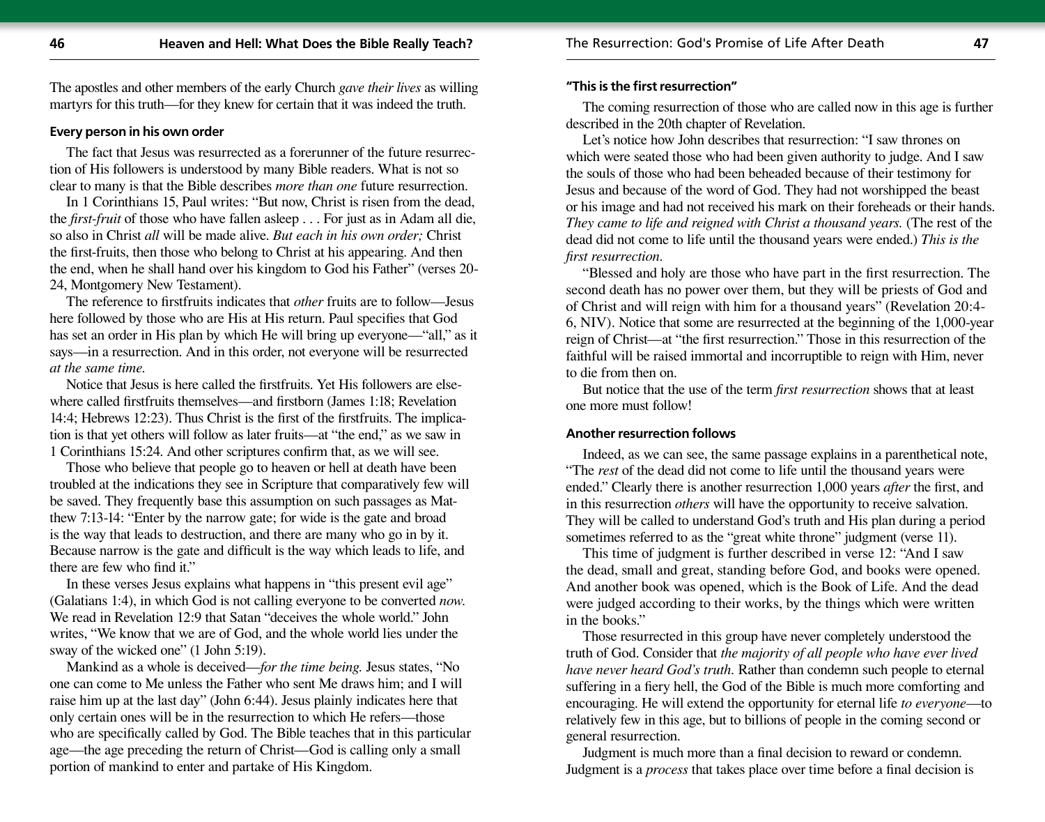The apostles and other members of the early Church *gave their lives* as willing martyrs for this truth—for they knew for certain that it was indeed the truth.

### Every person in his own order

The fact that Jesus was resurrected as a forerunner of the future resurrection of His followers is understood by many Bible readers. What is not so clear to many is that the Bible describes *more than one* future resurrection.

In 1 Corinthians 15, Paul writes: "But now, Christ is risen from the dead, the *first-fruit* of those who have fallen asleep . . . For just as in Adam all die, so also in Christ *all* will be made alive. *But each in his own order;* Christ the first-fruits, then those who belong to Christ at his appearing. And then the end, when he shall hand over his kingdom to God his Father" (verses 20-24, Montgomery New Testament).

The reference to firstfruits indicates that *other* fruits are to follow—Jesus here followed by those who are His at His return. Paul specifies that God has set an order in His plan by which He will bring up everyone—"all," as it says—in a resurrection. And in this order, not everyone will be resurrected *at the same time.*

Notice that Jesus is here called the firstfruits. Yet His followers are elsewhere called firstfruits themselves—and firstborn (James 1:18; Revelation 14:4; Hebrews 12:23). Thus Christ is the first of the firstfruits. The implication is that yet others will follow as later fruits—at "the end," as we saw in 1 Corinthians 15:24. And other scriptures confirm that, as we will see.

Those who believe that people go to heaven or hell at death have been troubled at the indications they see in Scripture that comparatively few will be saved. They frequently base this assumption on such passages as Matthew 7:13-14: "Enter by the narrow gate; for wide is the gate and broad is the way that leads to destruction, and there are many who go in by it. Because narrow is the gate and difficult is the way which leads to life, and there are few who find it."

In these verses Jesus explains what happens in "this present evil age" (Galatians 1:4), in which God is not calling everyone to be converted *now.* We read in Revelation 12:9 that Satan "deceives the whole world." John writes, "We know that we are of God, and the whole world lies under the sway of the wicked one" (1 John 5:19).

Mankind as a whole is deceived—*for the time being.* Jesus states, "No one can come to Me unless the Father who sent Me draws him; and I will raise him up at the last day" (John 6:44). Jesus plainly indicates here that only certain ones will be in the resurrection to which He refers—those who are specifically called by God. The Bible teaches that in this particular age—the age preceding the return of Christ—God is calling only a small portion of mankind to enter and partake of His Kingdom.

### "This is the first resurrection"

The coming resurrection of those who are called now in this age is further described in the 20th chapter of Revelation.

Let's notice how John describes that resurrection: "I saw thrones on which were seated those who had been given authority to judge. And I saw the souls of those who had been beheaded because of their testimony for Jesus and because of the word of God. They had not worshipped the beast or his image and had not received his mark on their foreheads or their hands. *They came to life and reigned with Christ a thousand years.* (The rest of the dead did not come to life until the thousand years were ended.) *This is the first resurrection*.

"Blessed and holy are those who have part in the first resurrection. The second death has no power over them, but they will be priests of God and of Christ and will reign with him for a thousand years" (Revelation 20:4-6, NIV). Notice that some are resurrected at the beginning of the 1,000-year reign of Christ—at "the first resurrection." Those in this resurrection of the faithful will be raised immortal and incorruptible to reign with Him, never to die from then on.

But notice that the use of the term *first resurrection* shows that at least one more must follow!

### Another resurrection follows

Indeed, as we can see, the same passage explains in a parenthetical note, "The *rest* of the dead did not come to life until the thousand years were ended." Clearly there is another resurrection 1,000 years *after* the first, and in this resurrection *others* will have the opportunity to receive salvation. They will be called to understand God's truth and His plan during a period sometimes referred to as the "great white throne" judgment (verse 11).

This time of judgment is further described in verse 12: "And I saw the dead, small and great, standing before God, and books were opened. And another book was opened, which is the Book of Life. And the dead were judged according to their works, by the things which were written in the books."

Those resurrected in this group have never completely understood the truth of God. Consider that *the majority of all people who have ever lived have never heard God's truth.* Rather than condemn such people to eternal suffering in a fiery hell, the God of the Bible is much more comforting and encouraging. He will extend the opportunity for eternal life *to everyone*—to relatively few in this age, but to billions of people in the coming second or general resurrection.

Judgment is much more than a final decision to reward or condemn. Judgment is a *process* that takes place over time before a final decision is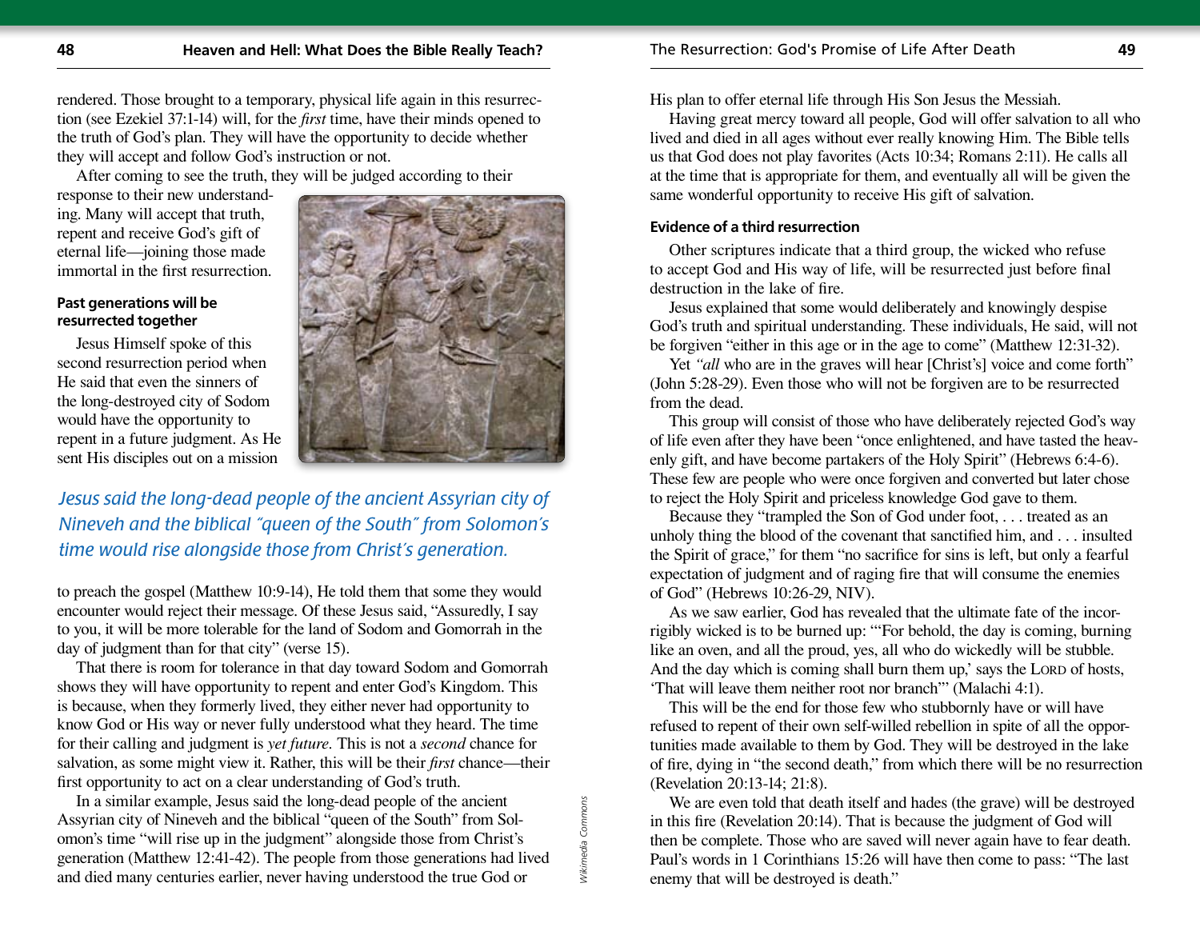rendered. Those brought to a temporary, physical life again in this resurrection (see Ezekiel 37:1-14) will, for the *first* time, have their minds opened to the truth of God's plan. They will have the opportunity to decide whether they will accept and follow God's instruction or not.

After coming to see the truth, they will be judged according to their response to their new understanding. Many will accept that truth, repent and receive God's gift of eternal life—joining those made immortal in the first resurrection.

#### Past generations will be resurrected together

Jesus Himself spoke of this second resurrection period when He said that even the sinners of the long-destroyed city of Sodom would have the opportunity to repent in a future judgment. As He sent His disciples out on a mission to preach the gospel (Matthew 10:9-14), He told them that some they would encounter would reject their message. Of these Jesus said, "Assuredly, I say to you, it will be more tolerable for the land of Sodom and Gomorrah in the day of judgment than for that city" (verse 15).

*Jesus said the long-dead people of the ancient Assyrian city of Nineveh and the biblical "queen of the South" from Solomon's time would rise alongside those from Christ's generation.*

Wikimedia Commons

That there is room for tolerance in that day toward Sodom and Gomorrah shows they will have opportunity to repent and enter God's Kingdom. This is because, when they formerly lived, they either never had opportunity to know God or His way or never fully understood what they heard. The time for their calling and judgment is *yet future*. This is not a *second* chance for salvation, as some might view it. Rather, this will be their *first* chance—their first opportunity to act on a clear understanding of God's truth.

In a similar example, Jesus said the long-dead people of the ancient Assyrian city of Nineveh and the biblical "queen of the South" from Solomon's time "will rise up in the judgment" alongside those from Christ's generation (Matthew 12:41-42). The people from those generations had lived and died many centuries earlier, never having understood the true God or His plan to offer eternal life through His Son Jesus the Messiah.

Having great mercy toward all people, God will offer salvation to all who lived and died in all ages without ever really knowing Him. The Bible tells us that God does not play favorites (Acts 10:34; Romans 2:11). He calls all at the time that is appropriate for them, and eventually all will be given the same wonderful opportunity to receive His gift of salvation.

#### Evidence of a third resurrection

Other scriptures indicate that a third group, the wicked who refuse to accept God and His way of life, will be resurrected just before final destruction in the lake of fire.

Jesus explained that some would deliberately and knowingly despise God's truth and spiritual understanding. These individuals, He said, will not be forgiven "either in this age or in the age to come" (Matthew 12:31-32).

Yet *"all* who are in the graves will hear [Christ's] voice and come forth" (John 5:28-29). Even those who will not be forgiven are to be resurrected from the dead.

This group will consist of those who have deliberately rejected God's way of life even after they have been "once enlightened, and have tasted the heavenly gift, and have become partakers of the Holy Spirit" (Hebrews 6:4-6). These few are people who were once forgiven and converted but later chose to reject the Holy Spirit and priceless knowledge God gave to them.

Because they "trampled the Son of God under foot, . . . treated as an unholy thing the blood of the covenant that sanctified him, and . . . insulted the Spirit of grace," for them "no sacrifice for sins is left, but only a fearful expectation of judgment and of raging fire that will consume the enemies of God" (Hebrews 10:26-29, NIV).

As we saw earlier, God has revealed that the ultimate fate of the incorrigibly wicked is to be burned up: "'For behold, the day is coming, burning like an oven, and all the proud, yes, all who do wickedly will be stubble. And the day which is coming shall burn them up,' says the LORD of hosts, 'That will leave them neither root nor branch'" (Malachi 4:1).

This will be the end for those few who stubbornly have or will have refused to repent of their own self-willed rebellion in spite of all the opportunities made available to them by God. They will be destroyed in the lake of fire, dying in "the second death," from which there will be no resurrection (Revelation 20:13-14; 21:8).

We are even told that death itself and hades (the grave) will be destroyed in this fire (Revelation 20:14). That is because the judgment of God will then be complete. Those who are saved will never again have to fear death. Paul's words in 1 Corinthians 15:26 will have then come to pass: "The last enemy that will be destroyed is death."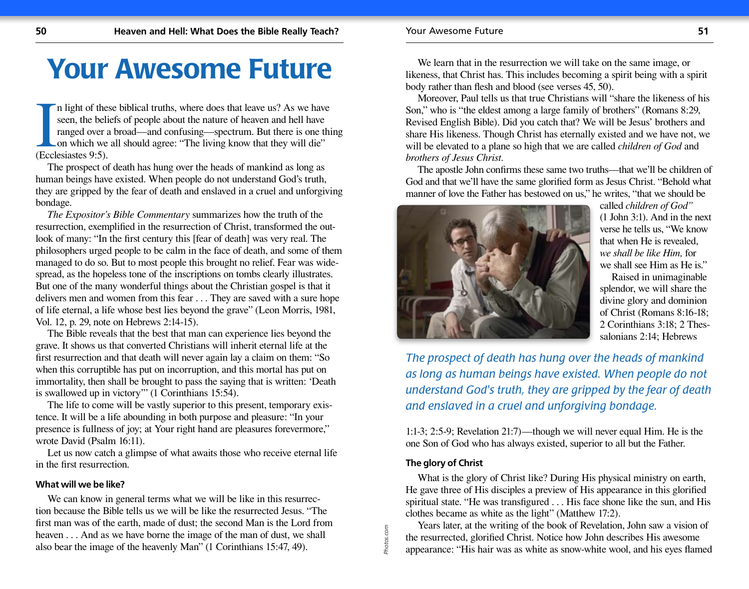# Your Awesome Future

In light of these biblical truths, where does that leave us? As we have seen, the beliefs of people about the nature of heaven and hell have ranged over a broad—and confusing—spectrum. But there is one thing on which we all should agree: "The living know that they will die" (Ecclesiastes 9:5).

The prospect of death has hung over the heads of mankind as long as human beings have existed. When people do not understand God's truth, they are gripped by the fear of death and enslaved in a cruel and unforgiving bondage.

*The Expositor's Bible Commentary* summarizes how the truth of the resurrection, exemplified in the resurrection of Christ, transformed the outlook of many: "In the first century this [fear of death] was very real. The philosophers urged people to be calm in the face of death, and some of them managed to do so. But to most people this brought no relief. Fear was widespread, as the hopeless tone of the inscriptions on tombs clearly illustrates. But one of the many wonderful things about the Christian gospel is that it delivers men and women from this fear . . . They are saved with a sure hope of life eternal, a life whose best lies beyond the grave" (Leon Morris, 1981, Vol. 12, p. 29, note on Hebrews 2:14-15).

The Bible reveals that the best that man can experience lies beyond the grave. It shows us that converted Christians will inherit eternal life at the first resurrection and that death will never again lay a claim on them: "So when this corruptible has put on incorruption, and this mortal has put on immortality, then shall be brought to pass the saying that is written: 'Death is swallowed up in victory'" (1 Corinthians 15:54).

The life to come will be vastly superior to this present, temporary existence. It will be a life abounding in both purpose and pleasure: "In your presence is fullness of joy; at Your right hand are pleasures forevermore," wrote David (Psalm 16:11).

Let us now catch a glimpse of what awaits those who receive eternal life in the first resurrection.

### What will we be like?

We can know in general terms what we will be like in this resurrection because the Bible tells us we will be like the resurrected Jesus. "The first man was of the earth, made of dust; the second Man is the Lord from heaven . . . And as we have borne the image of the man of dust, we shall also bear the image of the heavenly Man" (1 Corinthians 15:47, 49).

We learn that in the resurrection we will take on the same image, or likeness, that Christ has. This includes becoming a spirit being with a spirit body rather than flesh and blood (see verses 45, 50).

Moreover, Paul tells us that true Christians will "share the likeness of his Son," who is "the eldest among a large family of brothers" (Romans 8:29, Revised English Bible). Did you catch that? We will be Jesus' brothers and share His likeness. Though Christ has eternally existed and we have not, we will be elevated to a plane so high that we are called *children of God* and *brothers of Jesus Christ.*

The apostle John confirms these same two truths—that we'll be children of God and that we'll have the same glorified form as Jesus Christ. "Behold what manner of love the Father has bestowed on us," he writes, "that we should be called *children of God"* (1 John 3:1). And in the next verse he tells us, "We know that when He is revealed, *we shall be like Him,* for we shall see Him as He is."

Raised in unimaginable splendor, we will share the divine glory and dominion of Christ (Romans 8:16-18; 2 Corinthians 3:18; 2 Thessalonians 2:14; Hebrews 1:1-3; 2:5-9; Revelation 21:7)—though we will never equal Him. He is the one Son of God who has always existed, superior to all but the Father.

*The prospect of death has hung over the heads of mankind as long as human beings have existed. When people do not understand God's truth, they are gripped by the fear of death and enslaved in a cruel and unforgiving bondage.*

### The glory of Christ

What is the glory of Christ like? During His physical ministry on earth, He gave three of His disciples a preview of His appearance in this glorified spiritual state. "He was transfigured . . . His face shone like the sun, and His clothes became as white as the light" (Matthew 17:2).

Years later, at the writing of the book of Revelation, John saw a vision of the resurrected, glorified Christ. Notice how John describes His awesome appearance: "His hair was as white as snow-white wool, and his eyes flamed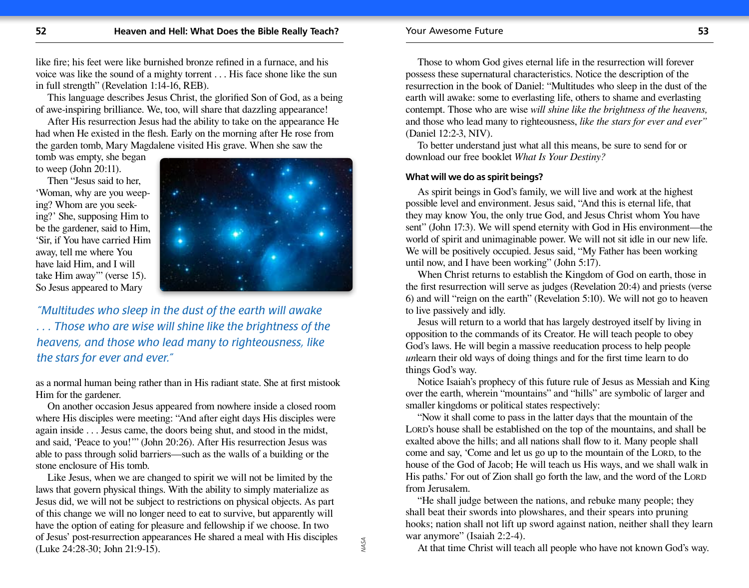like fire; his feet were like burnished bronze refined in a furnace, and his voice was like the sound of a mighty torrent . . . His face shone like the sun in full strength" (Revelation 1:14-16, REB).

This language describes Jesus Christ, the glorified Son of God, as a being of awe-inspiring brilliance. We, too, will share that dazzling appearance!

After His resurrection Jesus had the ability to take on the appearance He had when He existed in the flesh. Early on the morning after He rose from the garden tomb, Mary Magdalene visited His grave. When she saw the tomb was empty, she began to weep (John 20:11).

Then "Jesus said to her, 'Woman, why are you weeping? Whom are you seeking?' She, supposing Him to be the gardener, said to Him, 'Sir, if You have carried Him away, tell me where You have laid Him, and I will take Him away'" (verse 15). So Jesus appeared to Mary as a normal human being rather than in His radiant state. She at first mistook Him for the gardener.

*"Multitudes who sleep in the dust of the earth will awake . . . Those who are wise will shine like the brightness of the heavens, and those who lead many to righteousness, like the stars for ever and ever."*

NASA

On another occasion Jesus appeared from nowhere inside a closed room where His disciples were meeting: "And after eight days His disciples were again inside . . . Jesus came, the doors being shut, and stood in the midst, and said, 'Peace to you!'" (John 20:26). After His resurrection Jesus was able to pass through solid barriers—such as the walls of a building or the stone enclosure of His tomb.

Like Jesus, when we are changed to spirit we will not be limited by the laws that govern physical things. With the ability to simply materialize as Jesus did, we will not be subject to restrictions on physical objects. As part of this change we will no longer need to eat to survive, but apparently will have the option of eating for pleasure and fellowship if we choose. In two of Jesus' post-resurrection appearances He shared a meal with His disciples (Luke 24:28-30; John 21:9-15).

Those to whom God gives eternal life in the resurrection will forever possess these supernatural characteristics. Notice the description of the resurrection in the book of Daniel: "Multitudes who sleep in the dust of the earth will awake: some to everlasting life, others to shame and everlasting contempt. Those who are wise *will shine like the brightness of the heavens,* and those who lead many to righteousness, *like the stars for ever and ever"* (Daniel 12:2-3, NIV).

To better understand just what all this means, be sure to send for or download our free booklet *What Is Your Destiny?*

#### What will we do as spirit beings?

As spirit beings in God's family, we will live and work at the highest possible level and environment. Jesus said, "And this is eternal life, that they may know You, the only true God, and Jesus Christ whom You have sent" (John 17:3). We will spend eternity with God in His environment—the world of spirit and unimaginable power. We will not sit idle in our new life. We will be positively occupied. Jesus said, "My Father has been working until now, and I have been working" (John 5:17).

When Christ returns to establish the Kingdom of God on earth, those in the first resurrection will serve as judges (Revelation 20:4) and priests (verse 6) and will "reign on the earth" (Revelation 5:10). We will not go to heaven to live passively and idly.

Jesus will return to a world that has largely destroyed itself by living in opposition to the commands of its Creator. He will teach people to obey God's laws. He will begin a massive reeducation process to help people *un*learn their old ways of doing things and for the first time learn to do things God's way.

Notice Isaiah's prophecy of this future rule of Jesus as Messiah and King over the earth, wherein "mountains" and "hills" are symbolic of larger and smaller kingdoms or political states respectively:

"Now it shall come to pass in the latter days that the mountain of the LORD's house shall be established on the top of the mountains, and shall be exalted above the hills; and all nations shall flow to it. Many people shall come and say, 'Come and let us go up to the mountain of the LORD, to the house of the God of Jacob; He will teach us His ways, and we shall walk in His paths.' For out of Zion shall go forth the law, and the word of the LORD from Jerusalem.

"He shall judge between the nations, and rebuke many people; they shall beat their swords into plowshares, and their spears into pruning hooks; nation shall not lift up sword against nation, neither shall they learn war anymore" (Isaiah 2:2-4).

At that time Christ will teach all people who have not known God's way.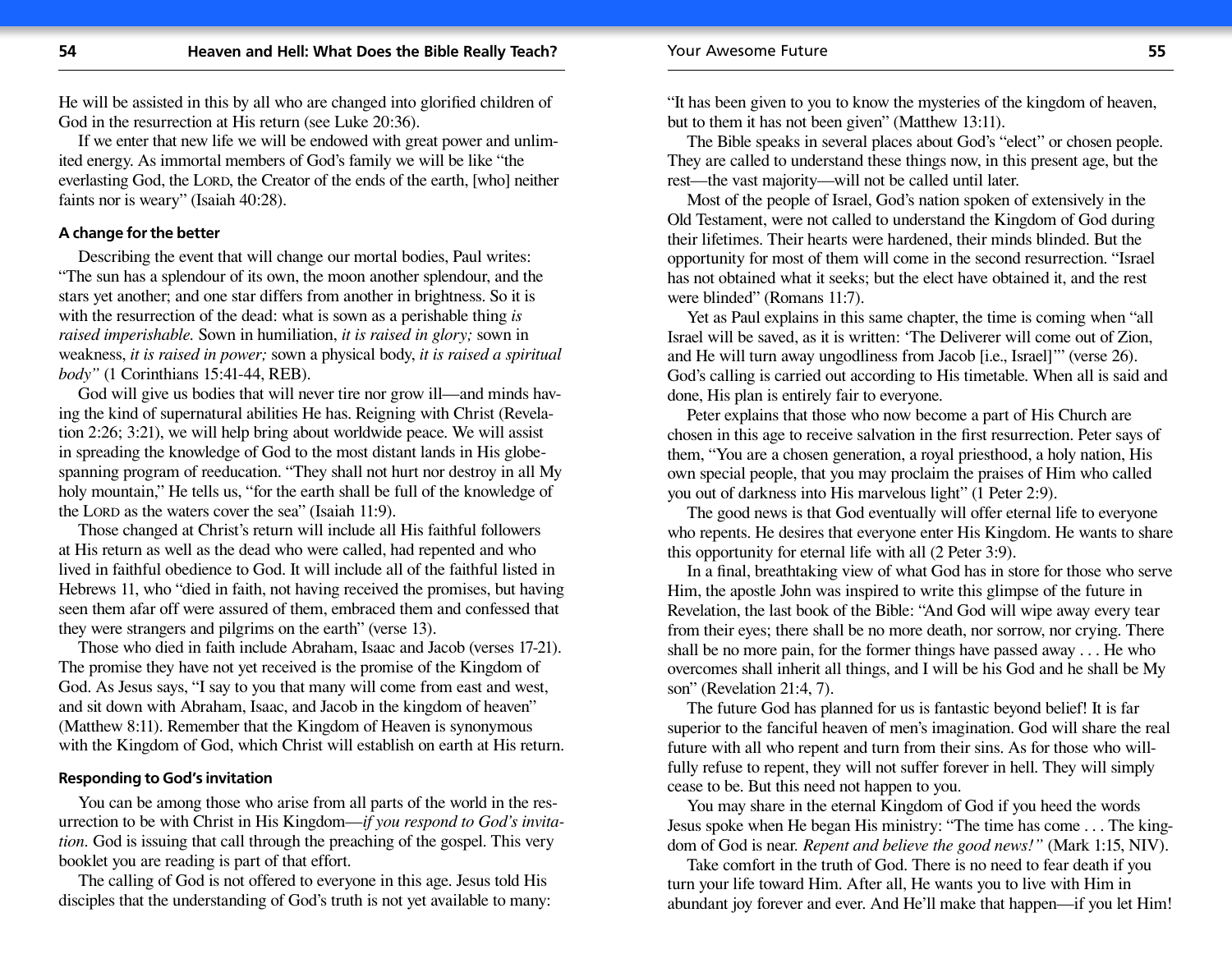He will be assisted in this by all who are changed into glorified children of God in the resurrection at His return (see Luke 20:36).

If we enter that new life we will be endowed with great power and unlimited energy. As immortal members of God's family we will be like "the everlasting God, the LORD, the Creator of the ends of the earth, [who] neither faints nor is weary" (Isaiah 40:28).

### A change for the better

Describing the event that will change our mortal bodies, Paul writes: "The sun has a splendour of its own, the moon another splendour, and the stars yet another; and one star differs from another in brightness. So it is with the resurrection of the dead: what is sown as a perishable thing *is raised imperishable.* Sown in humiliation, *it is raised in glory;* sown in weakness, *it is raised in power;* sown a physical body, *it is raised a spiritual body"* (1 Corinthians 15:41-44, REB).

God will give us bodies that will never tire nor grow ill—and minds having the kind of supernatural abilities He has. Reigning with Christ (Revelation 2:26; 3:21), we will help bring about worldwide peace. We will assist in spreading the knowledge of God to the most distant lands in His globe-spanning program of reeducation. "They shall not hurt nor destroy in all My holy mountain," He tells us, "for the earth shall be full of the knowledge of the LORD as the waters cover the sea" (Isaiah 11:9).

Those changed at Christ's return will include all His faithful followers at His return as well as the dead who were called, had repented and who lived in faithful obedience to God. It will include all of the faithful listed in Hebrews 11, who "died in faith, not having received the promises, but having seen them afar off were assured of them, embraced them and confessed that they were strangers and pilgrims on the earth" (verse 13).

Those who died in faith include Abraham, Isaac and Jacob (verses 17-21). The promise they have not yet received is the promise of the Kingdom of God. As Jesus says, "I say to you that many will come from east and west, and sit down with Abraham, Isaac, and Jacob in the kingdom of heaven" (Matthew 8:11). Remember that the Kingdom of Heaven is synonymous with the Kingdom of God, which Christ will establish on earth at His return.

### Responding to God's invitation

You can be among those who arise from all parts of the world in the resurrection to be with Christ in His Kingdom—*if you respond to God's invitation.* God is issuing that call through the preaching of the gospel. This very booklet you are reading is part of that effort.

The calling of God is not offered to everyone in this age. Jesus told His disciples that the understanding of God's truth is not yet available to many: "It has been given to you to know the mysteries of the kingdom of heaven, but to them it has not been given" (Matthew 13:11).

The Bible speaks in several places about God's "elect" or chosen people. They are called to understand these things now, in this present age, but the rest—the vast majority—will not be called until later.

Most of the people of Israel, God's nation spoken of extensively in the Old Testament, were not called to understand the Kingdom of God during their lifetimes. Their hearts were hardened, their minds blinded. But the opportunity for most of them will come in the second resurrection. "Israel has not obtained what it seeks; but the elect have obtained it, and the rest were blinded" (Romans 11:7).

Yet as Paul explains in this same chapter, the time is coming when "all Israel will be saved, as it is written: 'The Deliverer will come out of Zion, and He will turn away ungodliness from Jacob [i.e., Israel]'" (verse 26). God's calling is carried out according to His timetable. When all is said and done, His plan is entirely fair to everyone.

Peter explains that those who now become a part of His Church are chosen in this age to receive salvation in the first resurrection. Peter says of them, "You are a chosen generation, a royal priesthood, a holy nation, His own special people, that you may proclaim the praises of Him who called you out of darkness into His marvelous light" (1 Peter 2:9).

The good news is that God eventually will offer eternal life to everyone who repents. He desires that everyone enter His Kingdom. He wants to share this opportunity for eternal life with all (2 Peter 3:9).

In a final, breathtaking view of what God has in store for those who serve Him, the apostle John was inspired to write this glimpse of the future in Revelation, the last book of the Bible: "And God will wipe away every tear from their eyes; there shall be no more death, nor sorrow, nor crying. There shall be no more pain, for the former things have passed away . . . He who overcomes shall inherit all things, and I will be his God and he shall be My son" (Revelation 21:4, 7).

The future God has planned for us is fantastic beyond belief! It is far superior to the fanciful heaven of men's imagination. God will share the real future with all who repent and turn from their sins. As for those who willfully refuse to repent, they will not suffer forever in hell. They will simply cease to be. But this need not happen to you.

You may share in the eternal Kingdom of God if you heed the words Jesus spoke when He began His ministry: "The time has come . . . The kingdom of God is near. *Repent and believe the good news!"* (Mark 1:15, NIV).

Take comfort in the truth of God. There is no need to fear death if you turn your life toward Him. After all, He wants you to live with Him in abundant joy forever and ever. And He'll make that happen—if you let Him!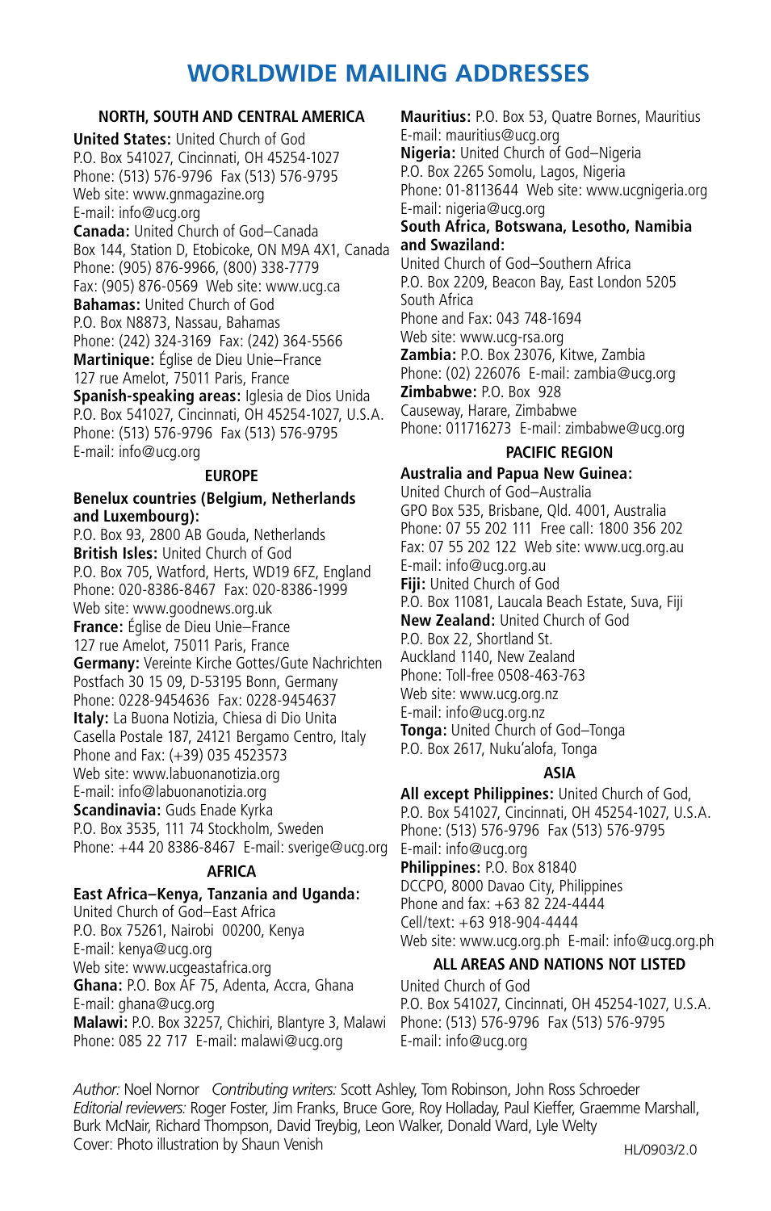# WORLDWIDE MAILING ADDRESSES

## NORTH, SOUTH AND CENTRAL AMERICA

**United States:** United Church of God
P.O. Box 541027, Cincinnati, OH 45254-1027
Phone: (513) 576-9796 Fax (513) 576-9795
Web site: www.gnmagazine.org
E-mail: info@ucg.org

**Canada:** United Church of God–Canada
Box 144, Station D, Etobicoke, ON M9A 4X1, Canada
Phone: (905) 876-9966, (800) 338-7779
Fax: (905) 876-0569 Web site: www.ucg.ca

**Bahamas:** United Church of God
P.O. Box N8873, Nassau, Bahamas
Phone: (242) 324-3169 Fax: (242) 364-5566

**Martinique:** Église de Dieu Unie–France
127 rue Amelot, 75011 Paris, France

**Spanish-speaking areas:** Iglesia de Dios Unida
P.O. Box 541027, Cincinnati, OH 45254-1027, U.S.A.
Phone: (513) 576-9796 Fax (513) 576-9795
E-mail: info@ucg.org

## EUROPE

**Benelux countries (Belgium, Netherlands and Luxembourg):**
P.O. Box 93, 2800 AB Gouda, Netherlands

**British Isles:** United Church of God
P.O. Box 705, Watford, Herts, WD19 6FZ, England
Phone: 020-8386-8467 Fax: 020-8386-1999
Web site: www.goodnews.org.uk

**France:** Église de Dieu Unie–France
127 rue Amelot, 75011 Paris, France

**Germany:** Vereinte Kirche Gottes/Gute Nachrichten
Postfach 30 15 09, D-53195 Bonn, Germany
Phone: 0228-9454636 Fax: 0228-9454637

**Italy:** La Buona Notizia, Chiesa di Dio Unita
Casella Postale 187, 24121 Bergamo Centro, Italy
Phone and Fax: (+39) 035 4523573
Web site: www.labuonanotizia.org
E-mail: info@labuonanotizia.org

**Scandinavia:** Guds Enade Kyrka
P.O. Box 3535, 111 74 Stockholm, Sweden
Phone: +44 20 8386-8467 E-mail: sverige@ucg.org

## AFRICA

**East Africa–Kenya, Tanzania and Uganda:**
United Church of God–East Africa
P.O. Box 75261, Nairobi 00200, Kenya
E-mail: kenya@ucg.org
Web site: www.ucgeastafrica.org

**Ghana:** P.O. Box AF 75, Adenta, Accra, Ghana
E-mail: ghana@ucg.org

**Malawi:** P.O. Box 32257, Chichiri, Blantyre 3, Malawi
Phone: 085 22 717 E-mail: malawi@ucg.org

**Mauritius:** P.O. Box 53, Quatre Bornes, Mauritius
E-mail: mauritius@ucg.org

**Nigeria:** United Church of God–Nigeria
P.O. Box 2265 Somolu, Lagos, Nigeria
Phone: 01-8113644 Web site: www.ucgnigeria.org
E-mail: nigeria@ucg.org

**South Africa, Botswana, Lesotho, Namibia and Swaziland:**
United Church of God–Southern Africa
P.O. Box 2209, Beacon Bay, East London 5205
South Africa
Phone and Fax: 043 748-1694
Web site: www.ucg-rsa.org

**Zambia:** P.O. Box 23076, Kitwe, Zambia
Phone: (02) 226076 E-mail: zambia@ucg.org

**Zimbabwe:** P.O. Box 928
Causeway, Harare, Zimbabwe
Phone: 011716273 E-mail: zimbabwe@ucg.org

## PACIFIC REGION

**Australia and Papua New Guinea:**
United Church of God–Australia
GPO Box 535, Brisbane, Qld. 4001, Australia
Phone: 07 55 202 111 Free call: 1800 356 202
Fax: 07 55 202 122 Web site: www.ucg.org.au
E-mail: info@ucg.org.au

**Fiji:** United Church of God
P.O. Box 11081, Laucala Beach Estate, Suva, Fiji

**New Zealand:** United Church of God
P.O. Box 22, Shortland St.
Auckland 1140, New Zealand
Phone: Toll-free 0508-463-763
Web site: www.ucg.org.nz
E-mail: info@ucg.org.nz

**Tonga:** United Church of God–Tonga
P.O. Box 2617, Nuku'alofa, Tonga

## ASIA

**All except Philippines:** United Church of God,
P.O. Box 541027, Cincinnati, OH 45254-1027, U.S.A.
Phone: (513) 576-9796 Fax (513) 576-9795
E-mail: info@ucg.org

**Philippines:** P.O. Box 81840
DCCPO, 8000 Davao City, Philippines
Phone and fax: +63 82 224-4444
Cell/text: +63 918-904-4444
Web site: www.ucg.org.ph E-mail: info@ucg.org.ph

## ALL AREAS AND NATIONS NOT LISTED

United Church of God
P.O. Box 541027, Cincinnati, OH 45254-1027, U.S.A.
Phone: (513) 576-9796 Fax (513) 576-9795
E-mail: info@ucg.org

*Author:* Noel Nornor *Contributing writers:* Scott Ashley, Tom Robinson, John Ross Schroeder
*Editorial reviewers:* Roger Foster, Jim Franks, Bruce Gore, Roy Holladay, Paul Kieffer, Graemme Marshall, Burk McNair, Richard Thompson, David Treybig, Leon Walker, Donald Ward, Lyle Welty
Cover: Photo illustration by Shaun Venish

HL/0903/2.0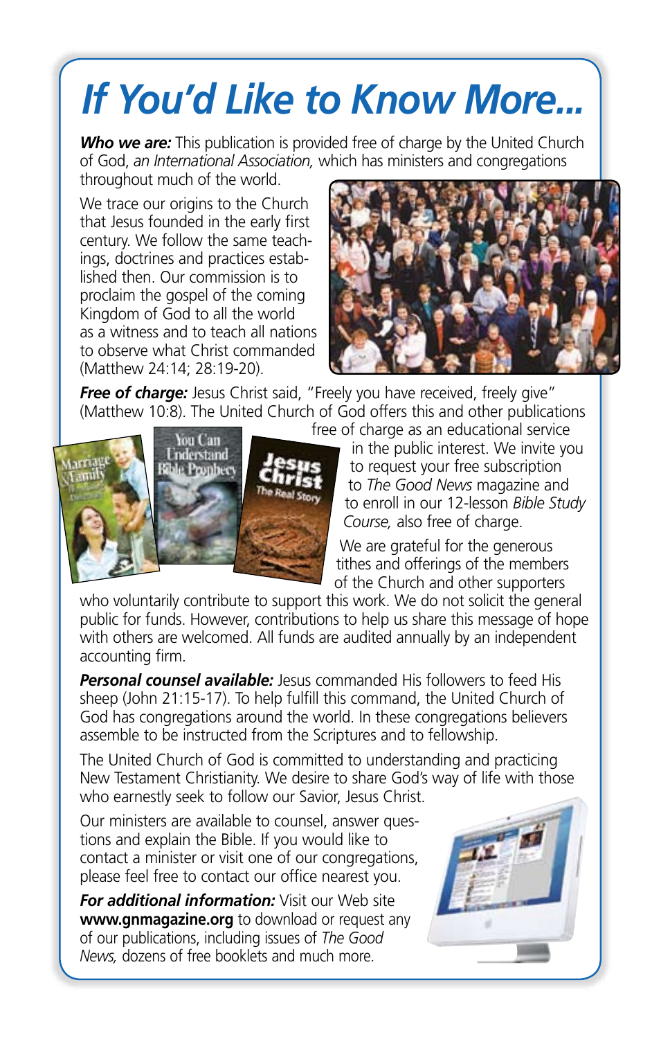# *If You'd Like to Know More...*

***Who we are:*** This publication is provided free of charge by the United Church of God, *an International Association,* which has ministers and congregations throughout much of the world.

We trace our origins to the Church that Jesus founded in the early first century. We follow the same teachings, doctrines and practices established then. Our commission is to proclaim the gospel of the coming Kingdom of God to all the world as a witness and to teach all nations to observe what Christ commanded (Matthew 24:14; 28:19-20).

***Free of charge:*** Jesus Christ said, "Freely you have received, freely give" (Matthew 10:8). The United Church of God offers this and other publications free of charge as an educational service in the public interest. We invite you to request your free subscription to *The Good News* magazine and to enroll in our 12-lesson *Bible Study Course,* also free of charge.

We are grateful for the generous tithes and offerings of the members of the Church and other supporters who voluntarily contribute to support this work. We do not solicit the general public for funds. However, contributions to help us share this message of hope with others are welcomed. All funds are audited annually by an independent accounting firm.

***Personal counsel available:*** Jesus commanded His followers to feed His sheep (John 21:15-17). To help fulfill this command, the United Church of God has congregations around the world. In these congregations believers assemble to be instructed from the Scriptures and to fellowship.

The United Church of God is committed to understanding and practicing New Testament Christianity. We desire to share God's way of life with those who earnestly seek to follow our Savior, Jesus Christ.

Our ministers are available to counsel, answer questions and explain the Bible. If you would like to contact a minister or visit one of our congregations, please feel free to contact our office nearest you.

***For additional information:*** Visit our Web site **www.gnmagazine.org** to download or request any of our publications, including issues of *The Good News,* dozens of free booklets and much more.